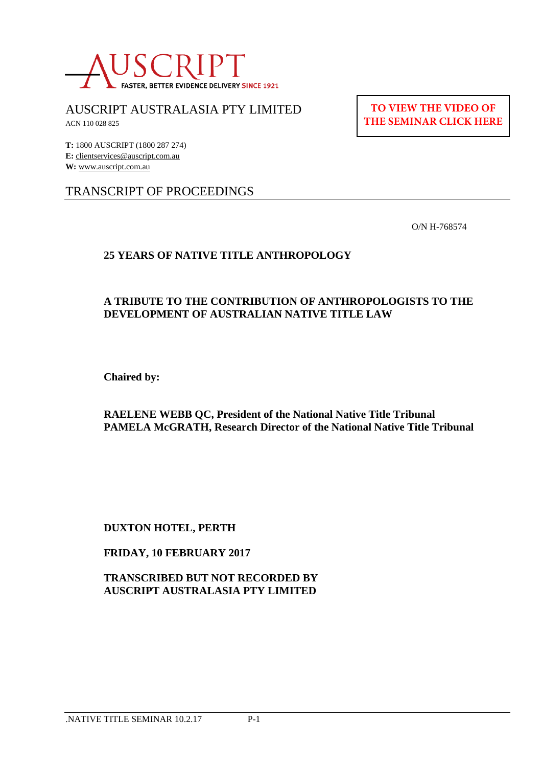AUSCRIPT

FASTER, BETTER EVIDENCE DELIVERY SINCE 1921

AUSCRIPT AUSTRALASIA PTY LIMITED

ACN 110 028 825

**T:** 1800 AUSCRIPT (1800 287 274)
**E:** clientservices@auscript.com.au
**W:** www.auscript.com.au

**TO VIEW THE VIDEO OF THE SEMINAR CLICK HERE**

# TRANSCRIPT OF PROCEEDINGS

O/N H-768574

**25 YEARS OF NATIVE TITLE ANTHROPOLOGY**

**A TRIBUTE TO THE CONTRIBUTION OF ANTHROPOLOGISTS TO THE DEVELOPMENT OF AUSTRALIAN NATIVE TITLE LAW**

**Chaired by:**

**RAELENE WEBB QC, President of the National Native Title Tribunal**
**PAMELA McGRATH, Research Director of the National Native Title Tribunal**

**DUXTON HOTEL, PERTH**

**FRIDAY, 10 FEBRUARY 2017**

**TRANSCRIBED BUT NOT RECORDED BY AUSCRIPT AUSTRALASIA PTY LIMITED**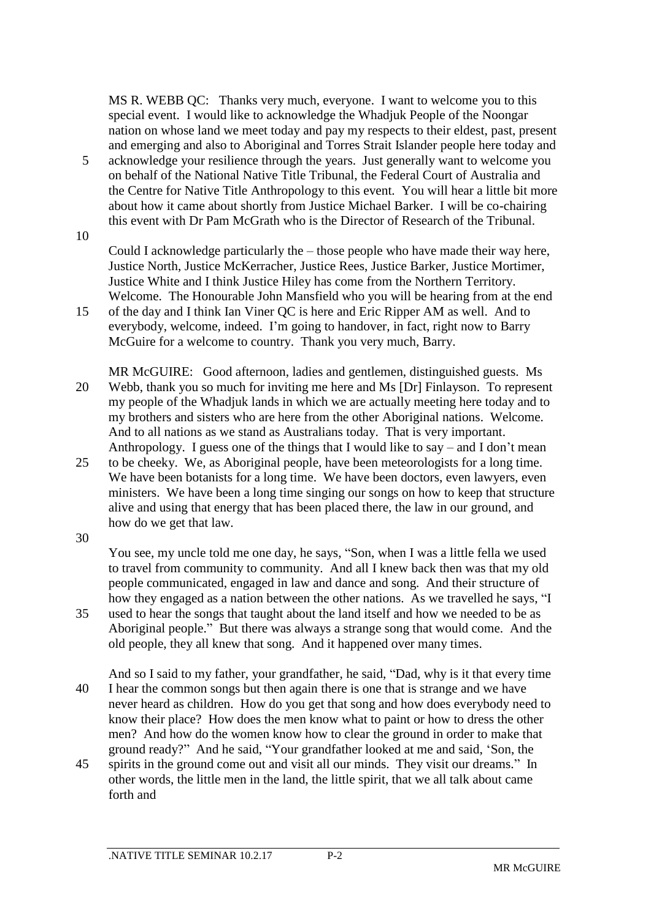MS R. WEBB QC: Thanks very much, everyone. I want to welcome you to this special event. I would like to acknowledge the Whadjuk People of the Noongar nation on whose land we meet today and pay my respects to their eldest, past, present and emerging and also to Aboriginal and Torres Strait Islander people here today and acknowledge your resilience through the years. Just generally want to welcome you on behalf of the National Native Title Tribunal, the Federal Court of Australia and the Centre for Native Title Anthropology to this event. You will hear a little bit more about how it came about shortly from Justice Michael Barker. I will be co-chairing this event with Dr Pam McGrath who is the Director of Research of the Tribunal.

Could I acknowledge particularly the – those people who have made their way here, Justice North, Justice McKerracher, Justice Rees, Justice Barker, Justice Mortimer, Justice White and I think Justice Hiley has come from the Northern Territory. Welcome. The Honourable John Mansfield who you will be hearing from at the end of the day and I think Ian Viner QC is here and Eric Ripper AM as well. And to everybody, welcome, indeed. I'm going to handover, in fact, right now to Barry McGuire for a welcome to country. Thank you very much, Barry.

MR McGUIRE: Good afternoon, ladies and gentlemen, distinguished guests. Ms Webb, thank you so much for inviting me here and Ms [Dr] Finlayson. To represent my people of the Whadjuk lands in which we are actually meeting here today and to my brothers and sisters who are here from the other Aboriginal nations. Welcome. And to all nations as we stand as Australians today. That is very important. Anthropology. I guess one of the things that I would like to say – and I don't mean to be cheeky. We, as Aboriginal people, have been meteorologists for a long time. We have been botanists for a long time. We have been doctors, even lawyers, even ministers. We have been a long time singing our songs on how to keep that structure alive and using that energy that has been placed there, the law in our ground, and how do we get that law.

You see, my uncle told me one day, he says, "Son, when I was a little fella we used to travel from community to community. And all I knew back then was that my old people communicated, engaged in law and dance and song. And their structure of how they engaged as a nation between the other nations. As we travelled he says, "I used to hear the songs that taught about the land itself and how we needed to be as Aboriginal people." But there was always a strange song that would come. And the old people, they all knew that song. And it happened over many times.

And so I said to my father, your grandfather, he said, "Dad, why is it that every time I hear the common songs but then again there is one that is strange and we have never heard as children. How do you get that song and how does everybody need to know their place? How does the men know what to paint or how to dress the other men? And how do the women know how to clear the ground in order to make that ground ready?" And he said, "Your grandfather looked at me and said, 'Son, the spirits in the ground come out and visit all our minds. They visit our dreams." In other words, the little men in the land, the little spirit, that we all talk about came forth and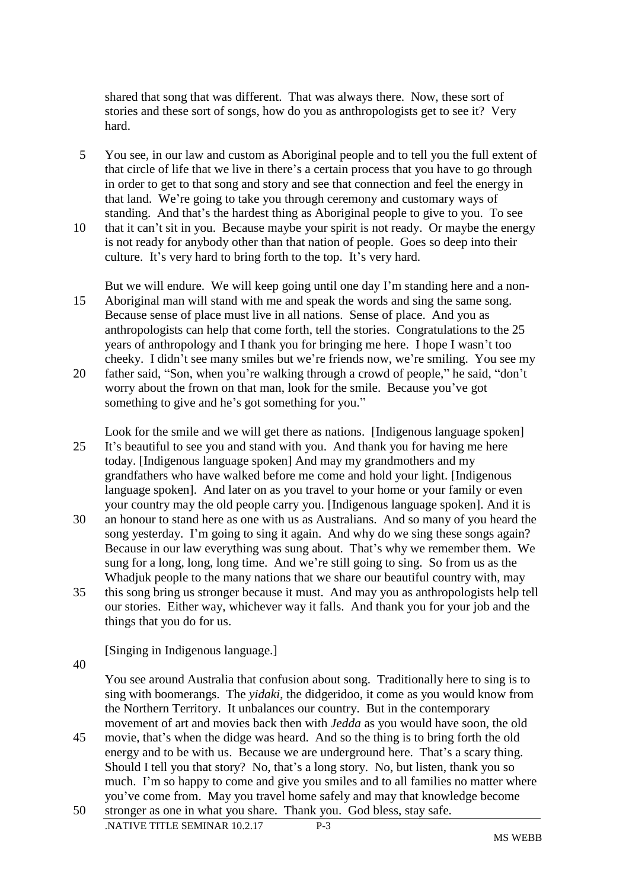shared that song that was different. That was always there. Now, these sort of stories and these sort of songs, how do you as anthropologists get to see it? Very hard.

You see, in our law and custom as Aboriginal people and to tell you the full extent of that circle of life that we live in there's a certain process that you have to go through in order to get to that song and story and see that connection and feel the energy in that land. We're going to take you through ceremony and customary ways of standing. And that's the hardest thing as Aboriginal people to give to you. To see that it can't sit in you. Because maybe your spirit is not ready. Or maybe the energy is not ready for anybody other than that nation of people. Goes so deep into their culture. It's very hard to bring forth to the top. It's very hard.

But we will endure. We will keep going until one day I'm standing here and a non-Aboriginal man will stand with me and speak the words and sing the same song. Because sense of place must live in all nations. Sense of place. And you as anthropologists can help that come forth, tell the stories. Congratulations to the 25 years of anthropology and I thank you for bringing me here. I hope I wasn't too cheeky. I didn't see many smiles but we're friends now, we're smiling. You see my father said, "Son, when you're walking through a crowd of people," he said, "don't worry about the frown on that man, look for the smile. Because you've got something to give and he's got something for you."

Look for the smile and we will get there as nations. [Indigenous language spoken] It's beautiful to see you and stand with you. And thank you for having me here today. [Indigenous language spoken] And may my grandmothers and my grandfathers who have walked before me come and hold your light. [Indigenous language spoken]. And later on as you travel to your home or your family or even your country may the old people carry you. [Indigenous language spoken]. And it is an honour to stand here as one with us as Australians. And so many of you heard the song yesterday. I'm going to sing it again. And why do we sing these songs again? Because in our law everything was sung about. That's why we remember them. We sung for a long, long, long time. And we're still going to sing. So from us as the Whadjuk people to the many nations that we share our beautiful country with, may this song bring us stronger because it must. And may you as anthropologists help tell our stories. Either way, whichever way it falls. And thank you for your job and the things that you do for us.

[Singing in Indigenous language.]

You see around Australia that confusion about song. Traditionally here to sing is to sing with boomerangs. The *yidaki*, the didgeridoo, it come as you would know from the Northern Territory. It unbalances our country. But in the contemporary movement of art and movies back then with *Jedda* as you would have soon, the old movie, that's when the didge was heard. And so the thing is to bring forth the old energy and to be with us. Because we are underground here. That's a scary thing. Should I tell you that story? No, that's a long story. No, but listen, thank you so much. I'm so happy to come and give you smiles and to all families no matter where you've come from. May you travel home safely and may that knowledge become stronger as one in what you share. Thank you. God bless, stay safe.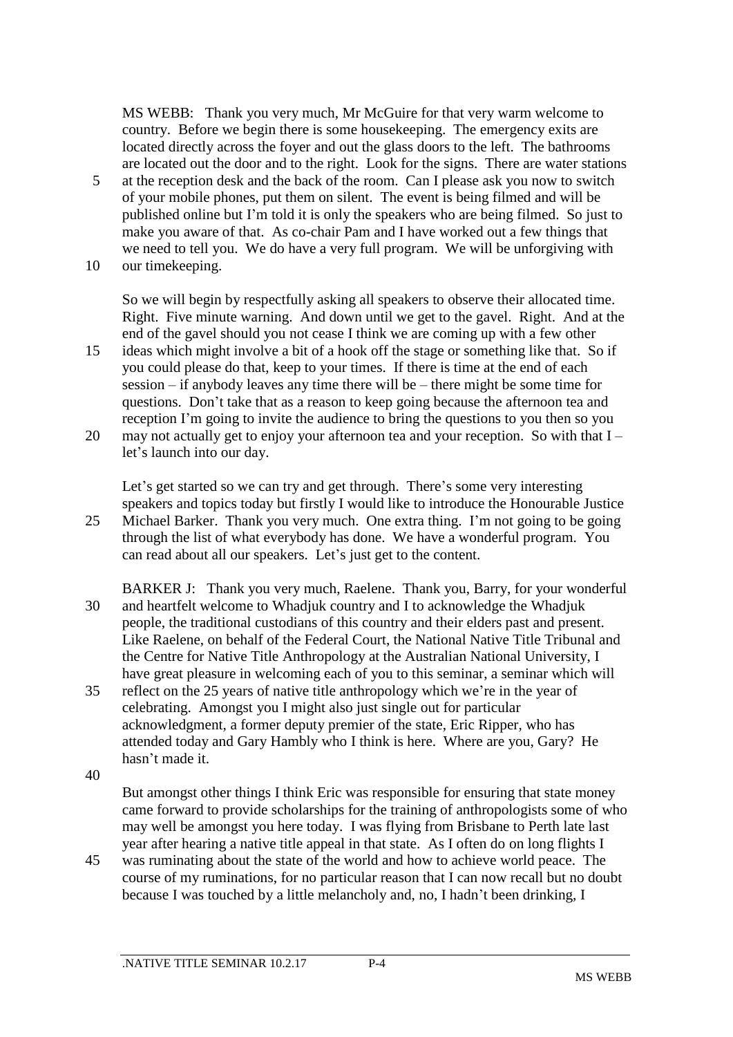MS WEBB: Thank you very much, Mr McGuire for that very warm welcome to country. Before we begin there is some housekeeping. The emergency exits are located directly across the foyer and out the glass doors to the left. The bathrooms are located out the door and to the right. Look for the signs. There are water stations at the reception desk and the back of the room. Can I please ask you now to switch of your mobile phones, put them on silent. The event is being filmed and will be published online but I'm told it is only the speakers who are being filmed. So just to make you aware of that. As co-chair Pam and I have worked out a few things that we need to tell you. We do have a very full program. We will be unforgiving with our timekeeping.

So we will begin by respectfully asking all speakers to observe their allocated time. Right. Five minute warning. And down until we get to the gavel. Right. And at the end of the gavel should you not cease I think we are coming up with a few other ideas which might involve a bit of a hook off the stage or something like that. So if you could please do that, keep to your times. If there is time at the end of each session – if anybody leaves any time there will be – there might be some time for questions. Don't take that as a reason to keep going because the afternoon tea and reception I'm going to invite the audience to bring the questions to you then so you may not actually get to enjoy your afternoon tea and your reception. So with that I – let's launch into our day.

Let's get started so we can try and get through. There's some very interesting speakers and topics today but firstly I would like to introduce the Honourable Justice Michael Barker. Thank you very much. One extra thing. I'm not going to be going through the list of what everybody has done. We have a wonderful program. You can read about all our speakers. Let's just get to the content.

BARKER J: Thank you very much, Raelene. Thank you, Barry, for your wonderful and heartfelt welcome to Whadjuk country and I to acknowledge the Whadjuk people, the traditional custodians of this country and their elders past and present. Like Raelene, on behalf of the Federal Court, the National Native Title Tribunal and the Centre for Native Title Anthropology at the Australian National University, I have great pleasure in welcoming each of you to this seminar, a seminar which will reflect on the 25 years of native title anthropology which we're in the year of celebrating. Amongst you I might also just single out for particular acknowledgment, a former deputy premier of the state, Eric Ripper, who has attended today and Gary Hambly who I think is here. Where are you, Gary? He hasn't made it.

But amongst other things I think Eric was responsible for ensuring that state money came forward to provide scholarships for the training of anthropologists some of who may well be amongst you here today. I was flying from Brisbane to Perth late last year after hearing a native title appeal in that state. As I often do on long flights I was ruminating about the state of the world and how to achieve world peace. The course of my ruminations, for no particular reason that I can now recall but no doubt because I was touched by a little melancholy and, no, I hadn't been drinking, I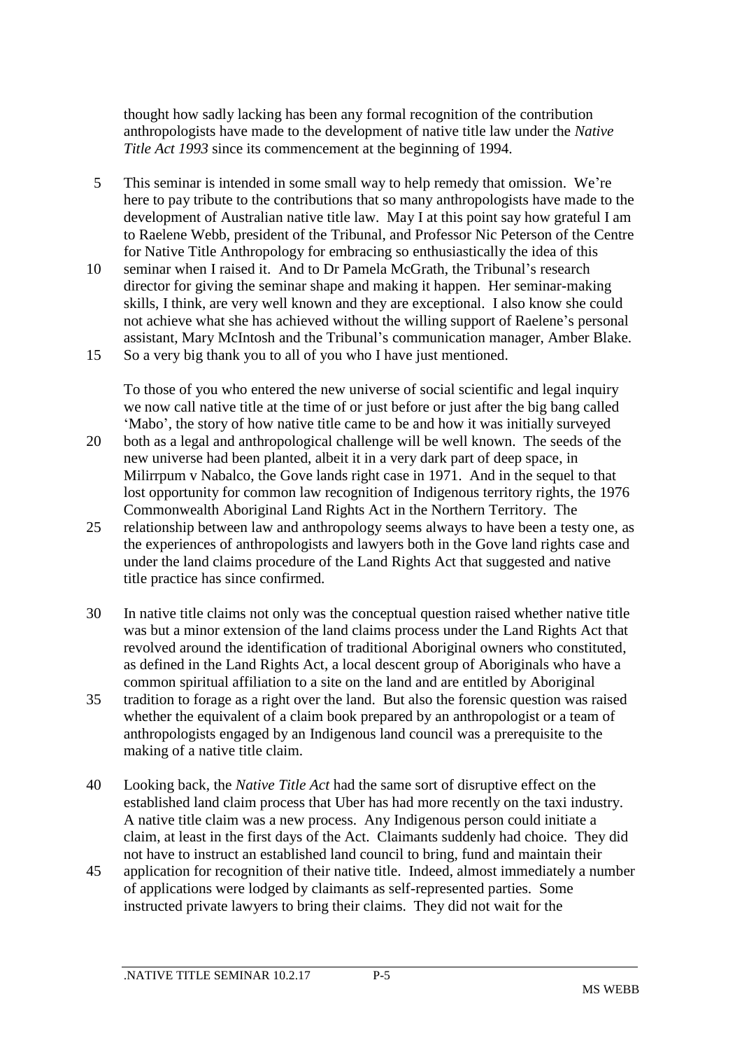thought how sadly lacking has been any formal recognition of the contribution anthropologists have made to the development of native title law under the *Native Title Act 1993* since its commencement at the beginning of 1994.

This seminar is intended in some small way to help remedy that omission. We're here to pay tribute to the contributions that so many anthropologists have made to the development of Australian native title law. May I at this point say how grateful I am to Raelene Webb, president of the Tribunal, and Professor Nic Peterson of the Centre for Native Title Anthropology for embracing so enthusiastically the idea of this seminar when I raised it. And to Dr Pamela McGrath, the Tribunal's research director for giving the seminar shape and making it happen. Her seminar-making skills, I think, are very well known and they are exceptional. I also know she could not achieve what she has achieved without the willing support of Raelene's personal assistant, Mary McIntosh and the Tribunal's communication manager, Amber Blake. So a very big thank you to all of you who I have just mentioned.

To those of you who entered the new universe of social scientific and legal inquiry we now call native title at the time of or just before or just after the big bang called 'Mabo', the story of how native title came to be and how it was initially surveyed both as a legal and anthropological challenge will be well known. The seeds of the new universe had been planted, albeit it in a very dark part of deep space, in Milirrpum v Nabalco, the Gove lands right case in 1971. And in the sequel to that lost opportunity for common law recognition of Indigenous territory rights, the 1976 Commonwealth Aboriginal Land Rights Act in the Northern Territory. The relationship between law and anthropology seems always to have been a testy one, as the experiences of anthropologists and lawyers both in the Gove land rights case and under the land claims procedure of the Land Rights Act that suggested and native title practice has since confirmed.

In native title claims not only was the conceptual question raised whether native title was but a minor extension of the land claims process under the Land Rights Act that revolved around the identification of traditional Aboriginal owners who constituted, as defined in the Land Rights Act, a local descent group of Aboriginals who have a common spiritual affiliation to a site on the land and are entitled by Aboriginal tradition to forage as a right over the land. But also the forensic question was raised whether the equivalent of a claim book prepared by an anthropologist or a team of anthropologists engaged by an Indigenous land council was a prerequisite to the making of a native title claim.

Looking back, the *Native Title Act* had the same sort of disruptive effect on the established land claim process that Uber has had more recently on the taxi industry. A native title claim was a new process. Any Indigenous person could initiate a claim, at least in the first days of the Act. Claimants suddenly had choice. They did not have to instruct an established land council to bring, fund and maintain their application for recognition of their native title. Indeed, almost immediately a number of applications were lodged by claimants as self-represented parties. Some instructed private lawyers to bring their claims. They did not wait for the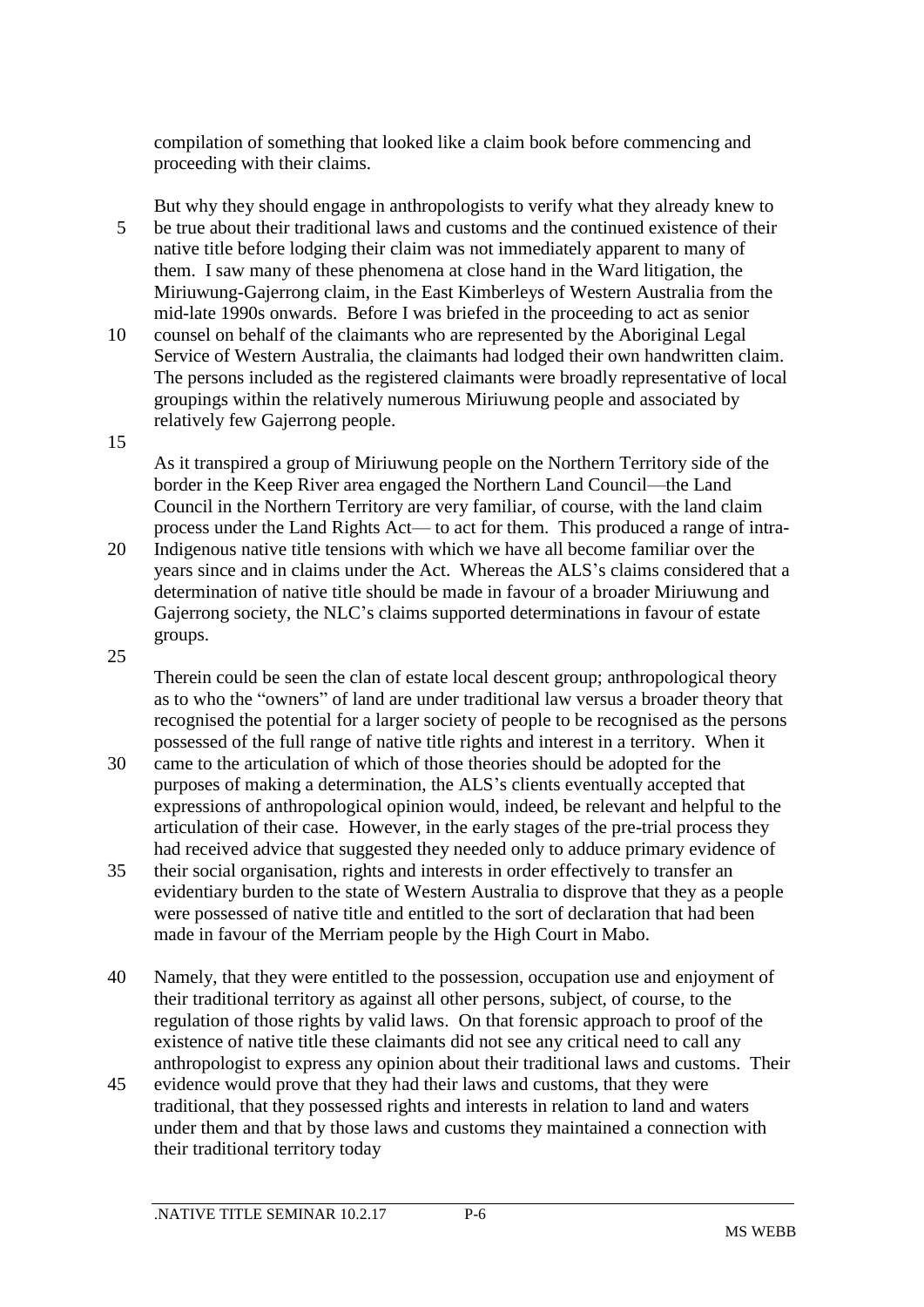compilation of something that looked like a claim book before commencing and proceeding with their claims.

But why they should engage in anthropologists to verify what they already knew to be true about their traditional laws and customs and the continued existence of their native title before lodging their claim was not immediately apparent to many of them. I saw many of these phenomena at close hand in the Ward litigation, the Miriuwung-Gajerrong claim, in the East Kimberleys of Western Australia from the mid-late 1990s onwards. Before I was briefed in the proceeding to act as senior counsel on behalf of the claimants who are represented by the Aboriginal Legal Service of Western Australia, the claimants had lodged their own handwritten claim. The persons included as the registered claimants were broadly representative of local groupings within the relatively numerous Miriuwung people and associated by relatively few Gajerrong people.

As it transpired a group of Miriuwung people on the Northern Territory side of the border in the Keep River area engaged the Northern Land Council—the Land Council in the Northern Territory are very familiar, of course, with the land claim process under the Land Rights Act— to act for them. This produced a range of intra-Indigenous native title tensions with which we have all become familiar over the years since and in claims under the Act. Whereas the ALS's claims considered that a determination of native title should be made in favour of a broader Miriuwung and Gajerrong society, the NLC's claims supported determinations in favour of estate groups.

Therein could be seen the clan of estate local descent group; anthropological theory as to who the "owners" of land are under traditional law versus a broader theory that recognised the potential for a larger society of people to be recognised as the persons possessed of the full range of native title rights and interest in a territory. When it came to the articulation of which of those theories should be adopted for the purposes of making a determination, the ALS's clients eventually accepted that expressions of anthropological opinion would, indeed, be relevant and helpful to the articulation of their case. However, in the early stages of the pre-trial process they had received advice that suggested they needed only to adduce primary evidence of their social organisation, rights and interests in order effectively to transfer an evidentiary burden to the state of Western Australia to disprove that they as a people were possessed of native title and entitled to the sort of declaration that had been made in favour of the Merriam people by the High Court in Mabo.

Namely, that they were entitled to the possession, occupation use and enjoyment of their traditional territory as against all other persons, subject, of course, to the regulation of those rights by valid laws. On that forensic approach to proof of the existence of native title these claimants did not see any critical need to call any anthropologist to express any opinion about their traditional laws and customs. Their evidence would prove that they had their laws and customs, that they were traditional, that they possessed rights and interests in relation to land and waters under them and that by those laws and customs they maintained a connection with their traditional territory today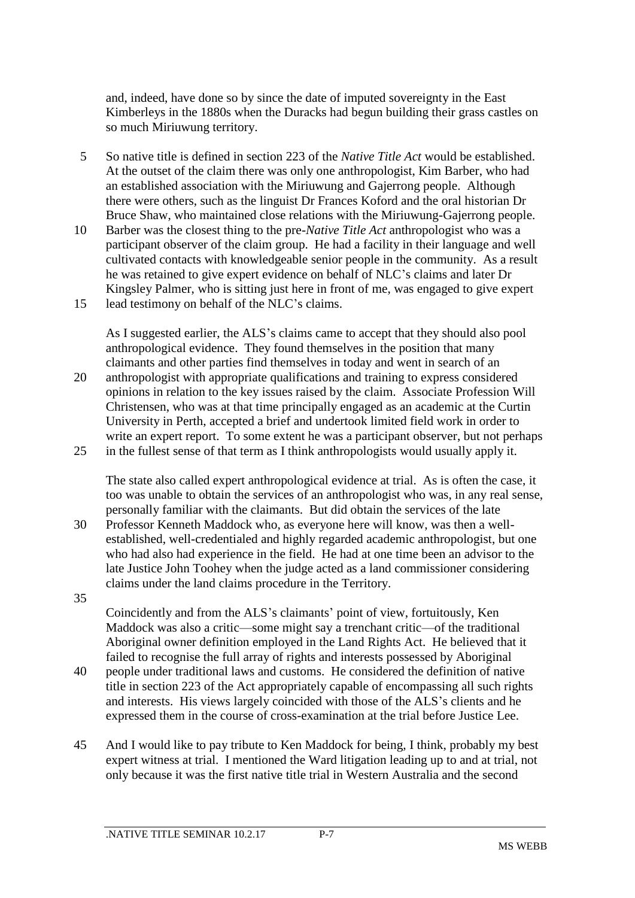and, indeed, have done so by since the date of imputed sovereignty in the East Kimberleys in the 1880s when the Duracks had begun building their grass castles on so much Miriuwung territory.

So native title is defined in section 223 of the *Native Title Act* would be established. At the outset of the claim there was only one anthropologist, Kim Barber, who had an established association with the Miriuwung and Gajerrong people. Although there were others, such as the linguist Dr Frances Koford and the oral historian Dr Bruce Shaw, who maintained close relations with the Miriuwung-Gajerrong people. Barber was the closest thing to the pre-*Native Title Act* anthropologist who was a participant observer of the claim group. He had a facility in their language and well cultivated contacts with knowledgeable senior people in the community. As a result he was retained to give expert evidence on behalf of NLC's claims and later Dr Kingsley Palmer, who is sitting just here in front of me, was engaged to give expert lead testimony on behalf of the NLC's claims.

As I suggested earlier, the ALS's claims came to accept that they should also pool anthropological evidence. They found themselves in the position that many claimants and other parties find themselves in today and went in search of an anthropologist with appropriate qualifications and training to express considered opinions in relation to the key issues raised by the claim. Associate Profession Will Christensen, who was at that time principally engaged as an academic at the Curtin University in Perth, accepted a brief and undertook limited field work in order to write an expert report. To some extent he was a participant observer, but not perhaps in the fullest sense of that term as I think anthropologists would usually apply it.

The state also called expert anthropological evidence at trial. As is often the case, it too was unable to obtain the services of an anthropologist who was, in any real sense, personally familiar with the claimants. But did obtain the services of the late Professor Kenneth Maddock who, as everyone here will know, was then a well-established, well-credentialed and highly regarded academic anthropologist, but one who had also had experience in the field. He had at one time been an advisor to the late Justice John Toohey when the judge acted as a land commissioner considering claims under the land claims procedure in the Territory.

Coincidently and from the ALS's claimants' point of view, fortuitously, Ken Maddock was also a critic—some might say a trenchant critic—of the traditional Aboriginal owner definition employed in the Land Rights Act. He believed that it failed to recognise the full array of rights and interests possessed by Aboriginal people under traditional laws and customs. He considered the definition of native title in section 223 of the Act appropriately capable of encompassing all such rights and interests. His views largely coincided with those of the ALS's clients and he expressed them in the course of cross-examination at the trial before Justice Lee.

And I would like to pay tribute to Ken Maddock for being, I think, probably my best expert witness at trial. I mentioned the Ward litigation leading up to and at trial, not only because it was the first native title trial in Western Australia and the second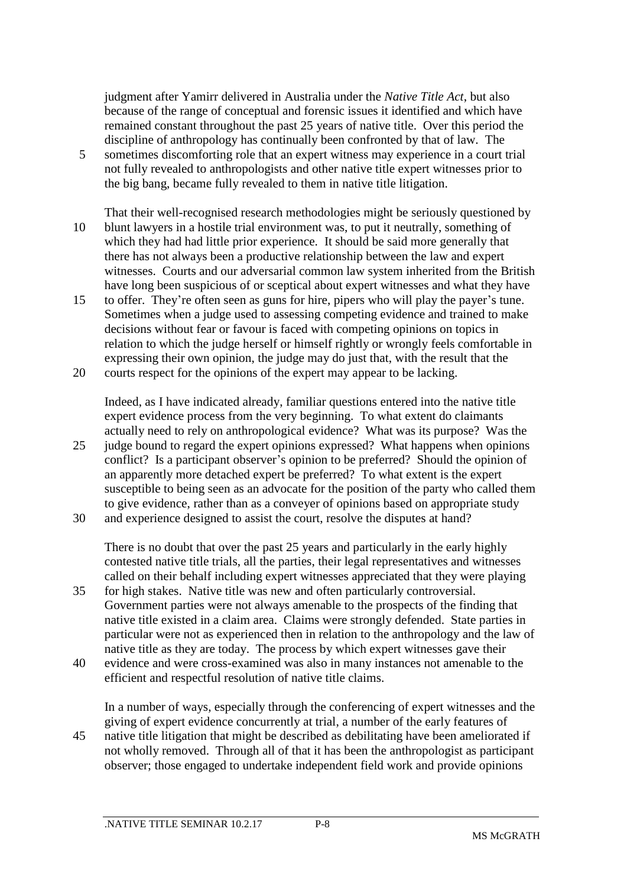judgment after Yamirr delivered in Australia under the *Native Title Act*, but also because of the range of conceptual and forensic issues it identified and which have remained constant throughout the past 25 years of native title. Over this period the discipline of anthropology has continually been confronted by that of law. The sometimes discomforting role that an expert witness may experience in a court trial not fully revealed to anthropologists and other native title expert witnesses prior to the big bang, became fully revealed to them in native title litigation.

That their well-recognised research methodologies might be seriously questioned by blunt lawyers in a hostile trial environment was, to put it neutrally, something of which they had had little prior experience. It should be said more generally that there has not always been a productive relationship between the law and expert witnesses. Courts and our adversarial common law system inherited from the British have long been suspicious of or sceptical about expert witnesses and what they have to offer. They're often seen as guns for hire, pipers who will play the payer's tune. Sometimes when a judge used to assessing competing evidence and trained to make decisions without fear or favour is faced with competing opinions on topics in relation to which the judge herself or himself rightly or wrongly feels comfortable in expressing their own opinion, the judge may do just that, with the result that the courts respect for the opinions of the expert may appear to be lacking.

Indeed, as I have indicated already, familiar questions entered into the native title expert evidence process from the very beginning. To what extent do claimants actually need to rely on anthropological evidence? What was its purpose? Was the judge bound to regard the expert opinions expressed? What happens when opinions conflict? Is a participant observer's opinion to be preferred? Should the opinion of an apparently more detached expert be preferred? To what extent is the expert susceptible to being seen as an advocate for the position of the party who called them to give evidence, rather than as a conveyer of opinions based on appropriate study and experience designed to assist the court, resolve the disputes at hand?

There is no doubt that over the past 25 years and particularly in the early highly contested native title trials, all the parties, their legal representatives and witnesses called on their behalf including expert witnesses appreciated that they were playing for high stakes. Native title was new and often particularly controversial. Government parties were not always amenable to the prospects of the finding that native title existed in a claim area. Claims were strongly defended. State parties in particular were not as experienced then in relation to the anthropology and the law of native title as they are today. The process by which expert witnesses gave their evidence and were cross-examined was also in many instances not amenable to the efficient and respectful resolution of native title claims.

In a number of ways, especially through the conferencing of expert witnesses and the giving of expert evidence concurrently at trial, a number of the early features of native title litigation that might be described as debilitating have been ameliorated if not wholly removed. Through all of that it has been the anthropologist as participant observer; those engaged to undertake independent field work and provide opinions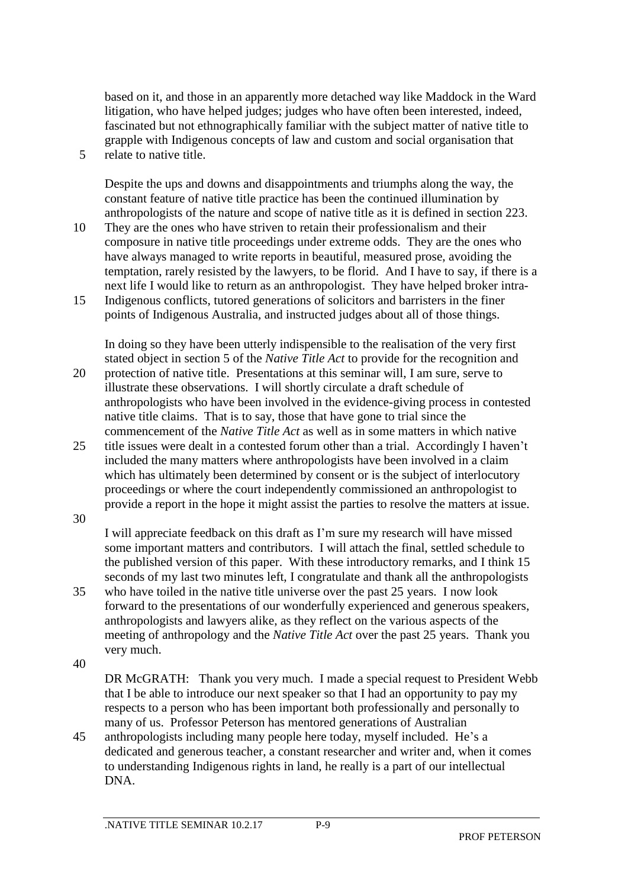based on it, and those in an apparently more detached way like Maddock in the Ward litigation, who have helped judges; judges who have often been interested, indeed, fascinated but not ethnographically familiar with the subject matter of native title to grapple with Indigenous concepts of law and custom and social organisation that relate to native title.

Despite the ups and downs and disappointments and triumphs along the way, the constant feature of native title practice has been the continued illumination by anthropologists of the nature and scope of native title as it is defined in section 223. They are the ones who have striven to retain their professionalism and their composure in native title proceedings under extreme odds. They are the ones who have always managed to write reports in beautiful, measured prose, avoiding the temptation, rarely resisted by the lawyers, to be florid. And I have to say, if there is a next life I would like to return as an anthropologist. They have helped broker intra-Indigenous conflicts, tutored generations of solicitors and barristers in the finer points of Indigenous Australia, and instructed judges about all of those things.

In doing so they have been utterly indispensible to the realisation of the very first stated object in section 5 of the *Native Title Act* to provide for the recognition and protection of native title. Presentations at this seminar will, I am sure, serve to illustrate these observations. I will shortly circulate a draft schedule of anthropologists who have been involved in the evidence-giving process in contested native title claims. That is to say, those that have gone to trial since the commencement of the *Native Title Act* as well as in some matters in which native title issues were dealt in a contested forum other than a trial. Accordingly I haven't included the many matters where anthropologists have been involved in a claim which has ultimately been determined by consent or is the subject of interlocutory proceedings or where the court independently commissioned an anthropologist to provide a report in the hope it might assist the parties to resolve the matters at issue.

I will appreciate feedback on this draft as I'm sure my research will have missed some important matters and contributors. I will attach the final, settled schedule to the published version of this paper. With these introductory remarks, and I think 15 seconds of my last two minutes left, I congratulate and thank all the anthropologists who have toiled in the native title universe over the past 25 years. I now look forward to the presentations of our wonderfully experienced and generous speakers, anthropologists and lawyers alike, as they reflect on the various aspects of the meeting of anthropology and the *Native Title Act* over the past 25 years. Thank you very much.

DR McGRATH: Thank you very much. I made a special request to President Webb that I be able to introduce our next speaker so that I had an opportunity to pay my respects to a person who has been important both professionally and personally to many of us. Professor Peterson has mentored generations of Australian anthropologists including many people here today, myself included. He's a dedicated and generous teacher, a constant researcher and writer and, when it comes to understanding Indigenous rights in land, he really is a part of our intellectual DNA.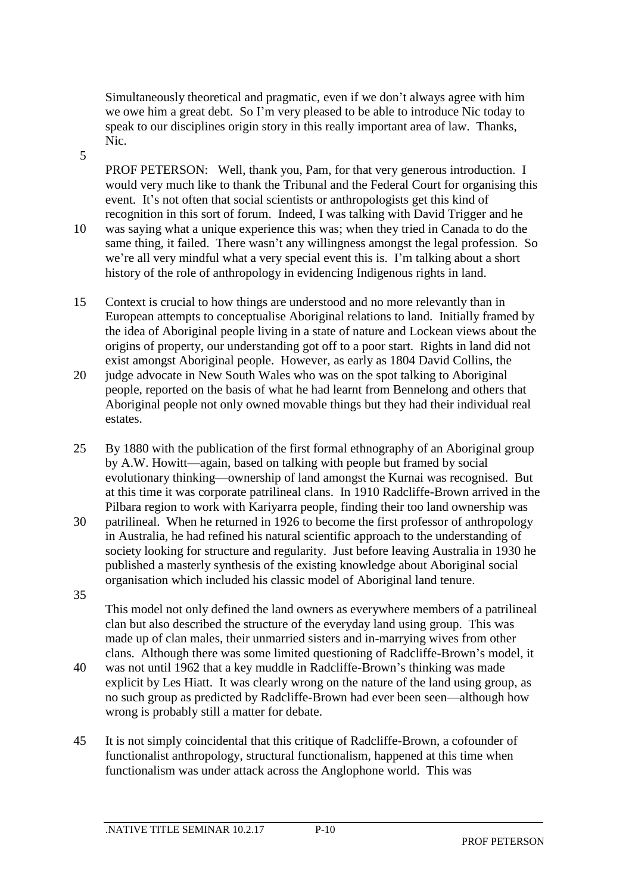Simultaneously theoretical and pragmatic, even if we don't always agree with him we owe him a great debt. So I'm very pleased to be able to introduce Nic today to speak to our disciplines origin story in this really important area of law. Thanks, Nic.

PROF PETERSON: Well, thank you, Pam, for that very generous introduction. I would very much like to thank the Tribunal and the Federal Court for organising this event. It's not often that social scientists or anthropologists get this kind of recognition in this sort of forum. Indeed, I was talking with David Trigger and he was saying what a unique experience this was; when they tried in Canada to do the same thing, it failed. There wasn't any willingness amongst the legal profession. So we're all very mindful what a very special event this is. I'm talking about a short history of the role of anthropology in evidencing Indigenous rights in land.

Context is crucial to how things are understood and no more relevantly than in European attempts to conceptualise Aboriginal relations to land. Initially framed by the idea of Aboriginal people living in a state of nature and Lockean views about the origins of property, our understanding got off to a poor start. Rights in land did not exist amongst Aboriginal people. However, as early as 1804 David Collins, the judge advocate in New South Wales who was on the spot talking to Aboriginal people, reported on the basis of what he had learnt from Bennelong and others that Aboriginal people not only owned movable things but they had their individual real estates.

By 1880 with the publication of the first formal ethnography of an Aboriginal group by A.W. Howitt—again, based on talking with people but framed by social evolutionary thinking—ownership of land amongst the Kurnai was recognised. But at this time it was corporate patrilineal clans. In 1910 Radcliffe-Brown arrived in the Pilbara region to work with Kariyarra people, finding their too land ownership was patrilineal. When he returned in 1926 to become the first professor of anthropology in Australia, he had refined his natural scientific approach to the understanding of society looking for structure and regularity. Just before leaving Australia in 1930 he published a masterly synthesis of the existing knowledge about Aboriginal social organisation which included his classic model of Aboriginal land tenure.

This model not only defined the land owners as everywhere members of a patrilineal clan but also described the structure of the everyday land using group. This was made up of clan males, their unmarried sisters and in-marrying wives from other clans. Although there was some limited questioning of Radcliffe-Brown's model, it was not until 1962 that a key muddle in Radcliffe-Brown's thinking was made explicit by Les Hiatt. It was clearly wrong on the nature of the land using group, as no such group as predicted by Radcliffe-Brown had ever been seen—although how wrong is probably still a matter for debate.

It is not simply coincidental that this critique of Radcliffe-Brown, a cofounder of functionalist anthropology, structural functionalism, happened at this time when functionalism was under attack across the Anglophone world. This was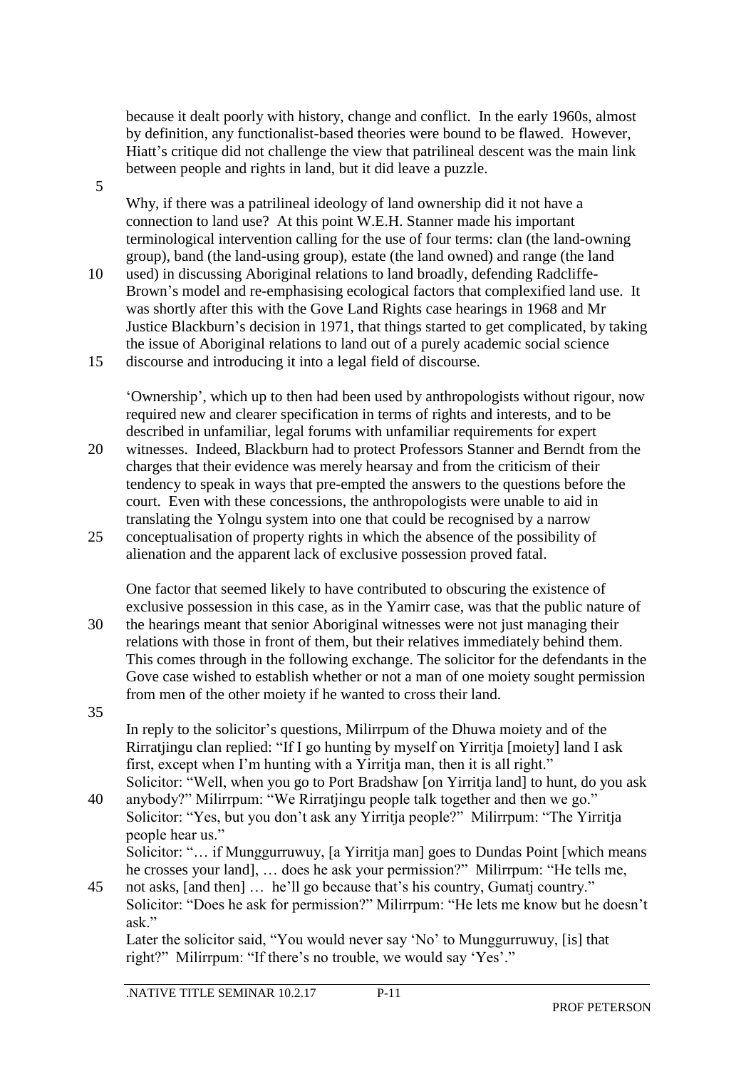because it dealt poorly with history, change and conflict. In the early 1960s, almost by definition, any functionalist-based theories were bound to be flawed. However, Hiatt's critique did not challenge the view that patrilineal descent was the main link between people and rights in land, but it did leave a puzzle.

Why, if there was a patrilineal ideology of land ownership did it not have a connection to land use? At this point W.E.H. Stanner made his important terminological intervention calling for the use of four terms: clan (the land-owning group), band (the land-using group), estate (the land owned) and range (the land used) in discussing Aboriginal relations to land broadly, defending Radcliffe-Brown's model and re-emphasising ecological factors that complexified land use. It was shortly after this with the Gove Land Rights case hearings in 1968 and Mr Justice Blackburn's decision in 1971, that things started to get complicated, by taking the issue of Aboriginal relations to land out of a purely academic social science discourse and introducing it into a legal field of discourse.

'Ownership', which up to then had been used by anthropologists without rigour, now required new and clearer specification in terms of rights and interests, and to be described in unfamiliar, legal forums with unfamiliar requirements for expert witnesses. Indeed, Blackburn had to protect Professors Stanner and Berndt from the charges that their evidence was merely hearsay and from the criticism of their tendency to speak in ways that pre-empted the answers to the questions before the court. Even with these concessions, the anthropologists were unable to aid in translating the Yolngu system into one that could be recognised by a narrow conceptualisation of property rights in which the absence of the possibility of alienation and the apparent lack of exclusive possession proved fatal.

One factor that seemed likely to have contributed to obscuring the existence of exclusive possession in this case, as in the Yamirr case, was that the public nature of the hearings meant that senior Aboriginal witnesses were not just managing their relations with those in front of them, but their relatives immediately behind them. This comes through in the following exchange. The solicitor for the defendants in the Gove case wished to establish whether or not a man of one moiety sought permission from men of the other moiety if he wanted to cross their land.

In reply to the solicitor's questions, Milirrpum of the Dhuwa moiety and of the Rirratjingu clan replied: "If I go hunting by myself on Yirritja [moiety] land I ask first, except when I'm hunting with a Yirritja man, then it is all right."
Solicitor: "Well, when you go to Port Bradshaw [on Yirritja land] to hunt, do you ask anybody?" Milirrpum: "We Rirratjingu people talk together and then we go."
Solicitor: "Yes, but you don't ask any Yirritja people?" Milirrpum: "The Yirritja people hear us."
Solicitor: "… if Munggurruwuy, [a Yirritja man] goes to Dundas Point [which means he crosses your land], … does he ask your permission?" Milirrpum: "He tells me, not asks, [and then] … he'll go because that's his country, Gumatj country."
Solicitor: "Does he ask for permission?" Milirrpum: "He lets me know but he doesn't ask."
Later the solicitor said, "You would never say 'No' to Munggurruwuy, [is] that right?" Milirrpum: "If there's no trouble, we would say 'Yes'."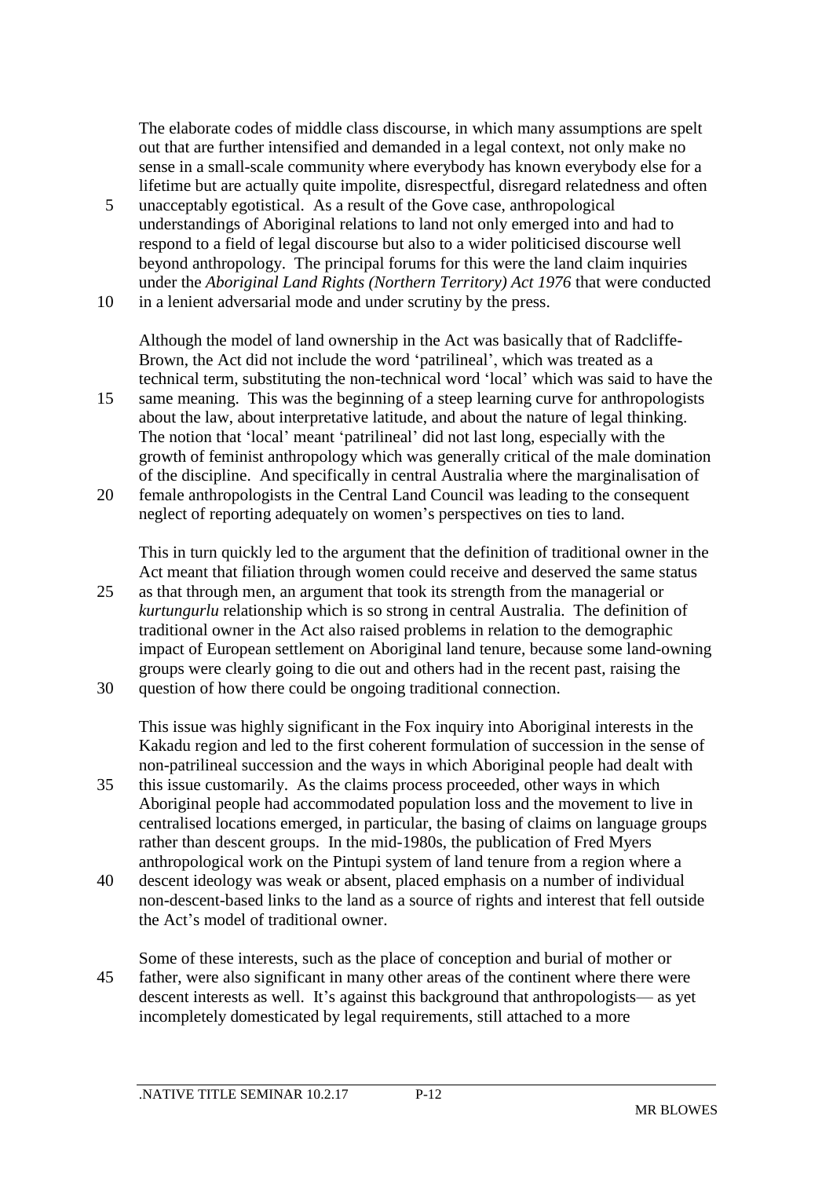The elaborate codes of middle class discourse, in which many assumptions are spelt out that are further intensified and demanded in a legal context, not only make no sense in a small-scale community where everybody has known everybody else for a lifetime but are actually quite impolite, disrespectful, disregard relatedness and often unacceptably egotistical. As a result of the Gove case, anthropological understandings of Aboriginal relations to land not only emerged into and had to respond to a field of legal discourse but also to a wider politicised discourse well beyond anthropology. The principal forums for this were the land claim inquiries under the *Aboriginal Land Rights (Northern Territory) Act 1976* that were conducted in a lenient adversarial mode and under scrutiny by the press.

Although the model of land ownership in the Act was basically that of Radcliffe-Brown, the Act did not include the word 'patrilineal', which was treated as a technical term, substituting the non-technical word 'local' which was said to have the same meaning. This was the beginning of a steep learning curve for anthropologists about the law, about interpretative latitude, and about the nature of legal thinking. The notion that 'local' meant 'patrilineal' did not last long, especially with the growth of feminist anthropology which was generally critical of the male domination of the discipline. And specifically in central Australia where the marginalisation of female anthropologists in the Central Land Council was leading to the consequent neglect of reporting adequately on women's perspectives on ties to land.

This in turn quickly led to the argument that the definition of traditional owner in the Act meant that filiation through women could receive and deserved the same status as that through men, an argument that took its strength from the managerial or *kurtungurlu* relationship which is so strong in central Australia. The definition of traditional owner in the Act also raised problems in relation to the demographic impact of European settlement on Aboriginal land tenure, because some land-owning groups were clearly going to die out and others had in the recent past, raising the question of how there could be ongoing traditional connection.

This issue was highly significant in the Fox inquiry into Aboriginal interests in the Kakadu region and led to the first coherent formulation of succession in the sense of non-patrilineal succession and the ways in which Aboriginal people had dealt with this issue customarily. As the claims process proceeded, other ways in which Aboriginal people had accommodated population loss and the movement to live in centralised locations emerged, in particular, the basing of claims on language groups rather than descent groups. In the mid-1980s, the publication of Fred Myers anthropological work on the Pintupi system of land tenure from a region where a descent ideology was weak or absent, placed emphasis on a number of individual non-descent-based links to the land as a source of rights and interest that fell outside the Act's model of traditional owner.

Some of these interests, such as the place of conception and burial of mother or father, were also significant in many other areas of the continent where there were descent interests as well. It's against this background that anthropologists— as yet incompletely domesticated by legal requirements, still attached to a more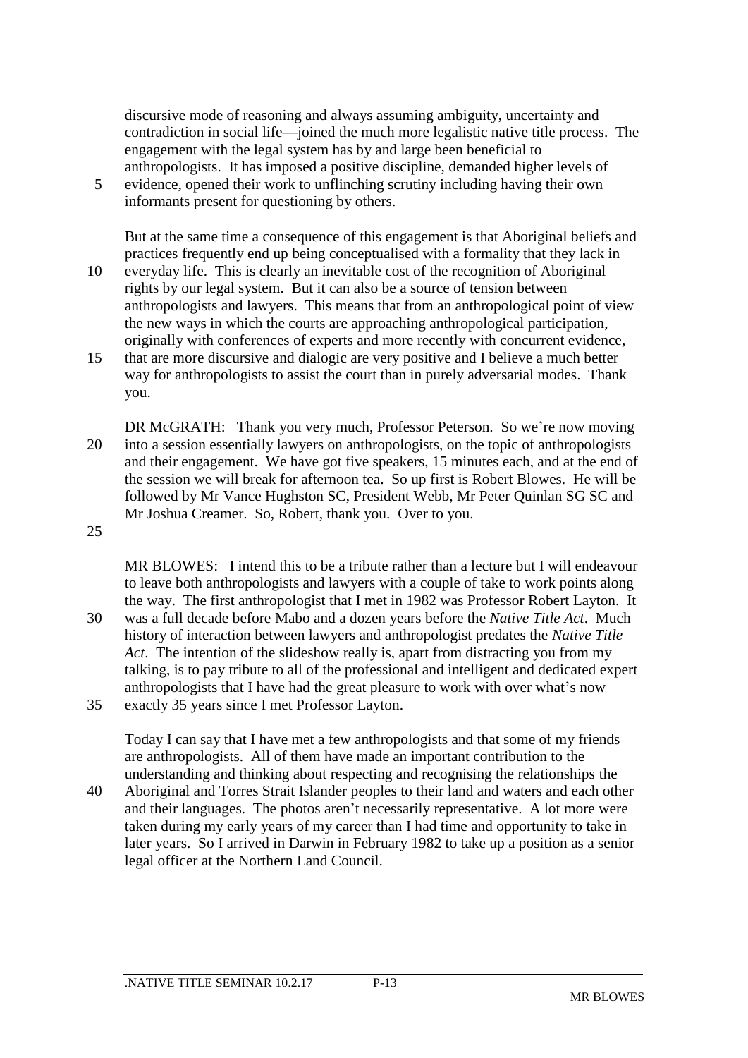discursive mode of reasoning and always assuming ambiguity, uncertainty and contradiction in social life—joined the much more legalistic native title process. The engagement with the legal system has by and large been beneficial to anthropologists. It has imposed a positive discipline, demanded higher levels of evidence, opened their work to unflinching scrutiny including having their own informants present for questioning by others.

But at the same time a consequence of this engagement is that Aboriginal beliefs and practices frequently end up being conceptualised with a formality that they lack in everyday life. This is clearly an inevitable cost of the recognition of Aboriginal rights by our legal system. But it can also be a source of tension between anthropologists and lawyers. This means that from an anthropological point of view the new ways in which the courts are approaching anthropological participation, originally with conferences of experts and more recently with concurrent evidence, that are more discursive and dialogic are very positive and I believe a much better way for anthropologists to assist the court than in purely adversarial modes. Thank you.

DR McGRATH: Thank you very much, Professor Peterson. So we're now moving into a session essentially lawyers on anthropologists, on the topic of anthropologists and their engagement. We have got five speakers, 15 minutes each, and at the end of the session we will break for afternoon tea. So up first is Robert Blowes. He will be followed by Mr Vance Hughston SC, President Webb, Mr Peter Quinlan SG SC and Mr Joshua Creamer. So, Robert, thank you. Over to you.

MR BLOWES: I intend this to be a tribute rather than a lecture but I will endeavour to leave both anthropologists and lawyers with a couple of take to work points along the way. The first anthropologist that I met in 1982 was Professor Robert Layton. It was a full decade before Mabo and a dozen years before the *Native Title Act*. Much history of interaction between lawyers and anthropologist predates the *Native Title Act*. The intention of the slideshow really is, apart from distracting you from my talking, is to pay tribute to all of the professional and intelligent and dedicated expert anthropologists that I have had the great pleasure to work with over what's now exactly 35 years since I met Professor Layton.

Today I can say that I have met a few anthropologists and that some of my friends are anthropologists. All of them have made an important contribution to the understanding and thinking about respecting and recognising the relationships the Aboriginal and Torres Strait Islander peoples to their land and waters and each other and their languages. The photos aren't necessarily representative. A lot more were taken during my early years of my career than I had time and opportunity to take in later years. So I arrived in Darwin in February 1982 to take up a position as a senior legal officer at the Northern Land Council.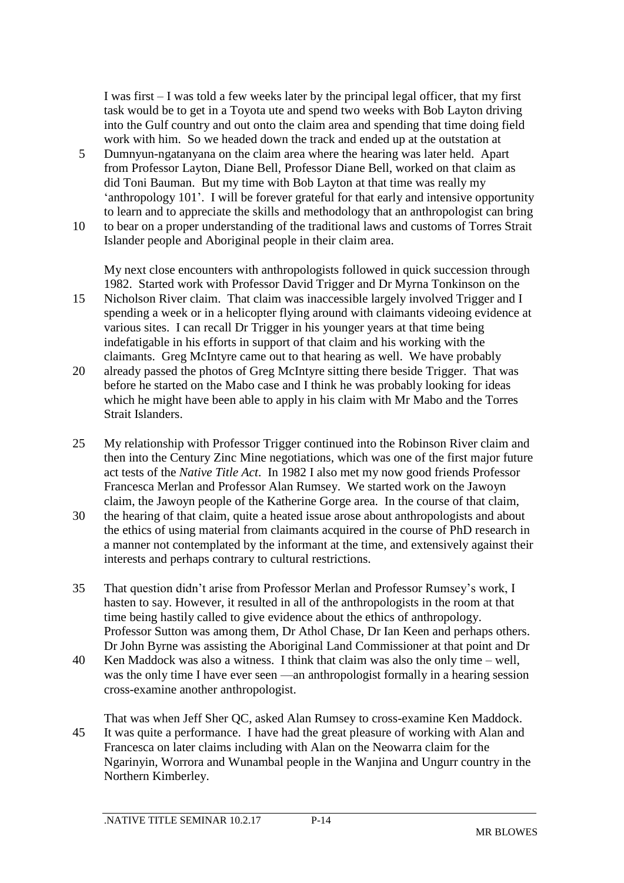I was first – I was told a few weeks later by the principal legal officer, that my first task would be to get in a Toyota ute and spend two weeks with Bob Layton driving into the Gulf country and out onto the claim area and spending that time doing field work with him. So we headed down the track and ended up at the outstation at Dumnyun-ngatanyana on the claim area where the hearing was later held. Apart from Professor Layton, Diane Bell, Professor Diane Bell, worked on that claim as did Toni Bauman. But my time with Bob Layton at that time was really my 'anthropology 101'. I will be forever grateful for that early and intensive opportunity to learn and to appreciate the skills and methodology that an anthropologist can bring to bear on a proper understanding of the traditional laws and customs of Torres Strait Islander people and Aboriginal people in their claim area.

My next close encounters with anthropologists followed in quick succession through 1982. Started work with Professor David Trigger and Dr Myrna Tonkinson on the Nicholson River claim. That claim was inaccessible largely involved Trigger and I spending a week or in a helicopter flying around with claimants videoing evidence at various sites. I can recall Dr Trigger in his younger years at that time being indefatigable in his efforts in support of that claim and his working with the claimants. Greg McIntyre came out to that hearing as well. We have probably already passed the photos of Greg McIntyre sitting there beside Trigger. That was before he started on the Mabo case and I think he was probably looking for ideas which he might have been able to apply in his claim with Mr Mabo and the Torres Strait Islanders.

My relationship with Professor Trigger continued into the Robinson River claim and then into the Century Zinc Mine negotiations, which was one of the first major future act tests of the *Native Title Act*. In 1982 I also met my now good friends Professor Francesca Merlan and Professor Alan Rumsey. We started work on the Jawoyn claim, the Jawoyn people of the Katherine Gorge area. In the course of that claim, the hearing of that claim, quite a heated issue arose about anthropologists and about the ethics of using material from claimants acquired in the course of PhD research in a manner not contemplated by the informant at the time, and extensively against their interests and perhaps contrary to cultural restrictions.

That question didn't arise from Professor Merlan and Professor Rumsey's work, I hasten to say. However, it resulted in all of the anthropologists in the room at that time being hastily called to give evidence about the ethics of anthropology. Professor Sutton was among them, Dr Athol Chase, Dr Ian Keen and perhaps others. Dr John Byrne was assisting the Aboriginal Land Commissioner at that point and Dr Ken Maddock was also a witness. I think that claim was also the only time – well, was the only time I have ever seen —an anthropologist formally in a hearing session cross-examine another anthropologist.

That was when Jeff Sher QC, asked Alan Rumsey to cross-examine Ken Maddock. It was quite a performance. I have had the great pleasure of working with Alan and Francesca on later claims including with Alan on the Neowarra claim for the Ngarinyin, Worrora and Wunambal people in the Wanjina and Ungurr country in the Northern Kimberley.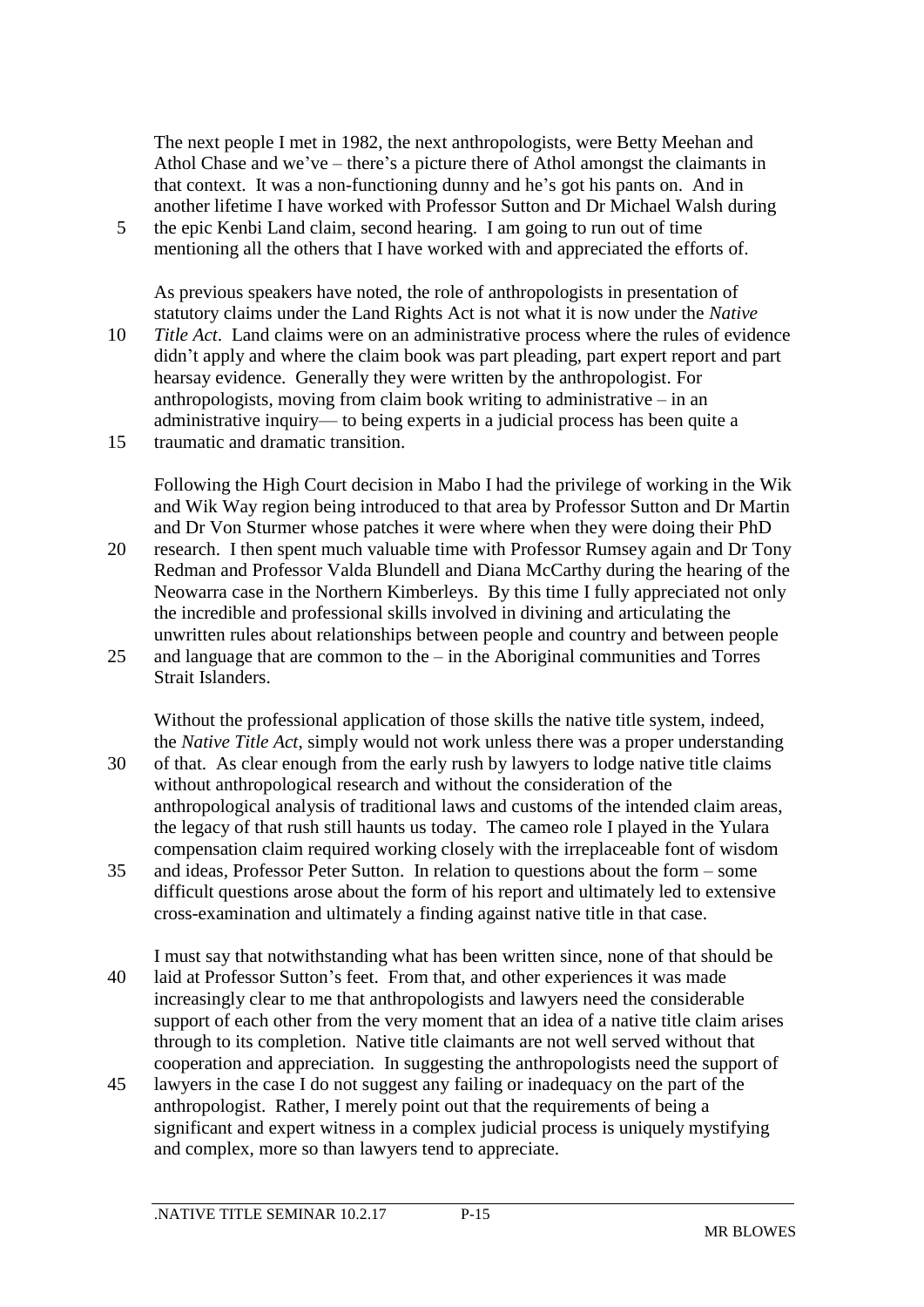The next people I met in 1982, the next anthropologists, were Betty Meehan and Athol Chase and we've – there's a picture there of Athol amongst the claimants in that context. It was a non-functioning dunny and he's got his pants on. And in another lifetime I have worked with Professor Sutton and Dr Michael Walsh during the epic Kenbi Land claim, second hearing. I am going to run out of time mentioning all the others that I have worked with and appreciated the efforts of.

As previous speakers have noted, the role of anthropologists in presentation of statutory claims under the Land Rights Act is not what it is now under the *Native Title Act*. Land claims were on an administrative process where the rules of evidence didn't apply and where the claim book was part pleading, part expert report and part hearsay evidence. Generally they were written by the anthropologist. For anthropologists, moving from claim book writing to administrative – in an administrative inquiry— to being experts in a judicial process has been quite a traumatic and dramatic transition.

Following the High Court decision in Mabo I had the privilege of working in the Wik and Wik Way region being introduced to that area by Professor Sutton and Dr Martin and Dr Von Sturmer whose patches it were where when they were doing their PhD research. I then spent much valuable time with Professor Rumsey again and Dr Tony Redman and Professor Valda Blundell and Diana McCarthy during the hearing of the Neowarra case in the Northern Kimberleys. By this time I fully appreciated not only the incredible and professional skills involved in divining and articulating the unwritten rules about relationships between people and country and between people and language that are common to the – in the Aboriginal communities and Torres Strait Islanders.

Without the professional application of those skills the native title system, indeed, the *Native Title Act*, simply would not work unless there was a proper understanding of that. As clear enough from the early rush by lawyers to lodge native title claims without anthropological research and without the consideration of the anthropological analysis of traditional laws and customs of the intended claim areas, the legacy of that rush still haunts us today. The cameo role I played in the Yulara compensation claim required working closely with the irreplaceable font of wisdom and ideas, Professor Peter Sutton. In relation to questions about the form – some difficult questions arose about the form of his report and ultimately led to extensive cross-examination and ultimately a finding against native title in that case.

I must say that notwithstanding what has been written since, none of that should be laid at Professor Sutton's feet. From that, and other experiences it was made increasingly clear to me that anthropologists and lawyers need the considerable support of each other from the very moment that an idea of a native title claim arises through to its completion. Native title claimants are not well served without that cooperation and appreciation. In suggesting the anthropologists need the support of lawyers in the case I do not suggest any failing or inadequacy on the part of the anthropologist. Rather, I merely point out that the requirements of being a significant and expert witness in a complex judicial process is uniquely mystifying and complex, more so than lawyers tend to appreciate.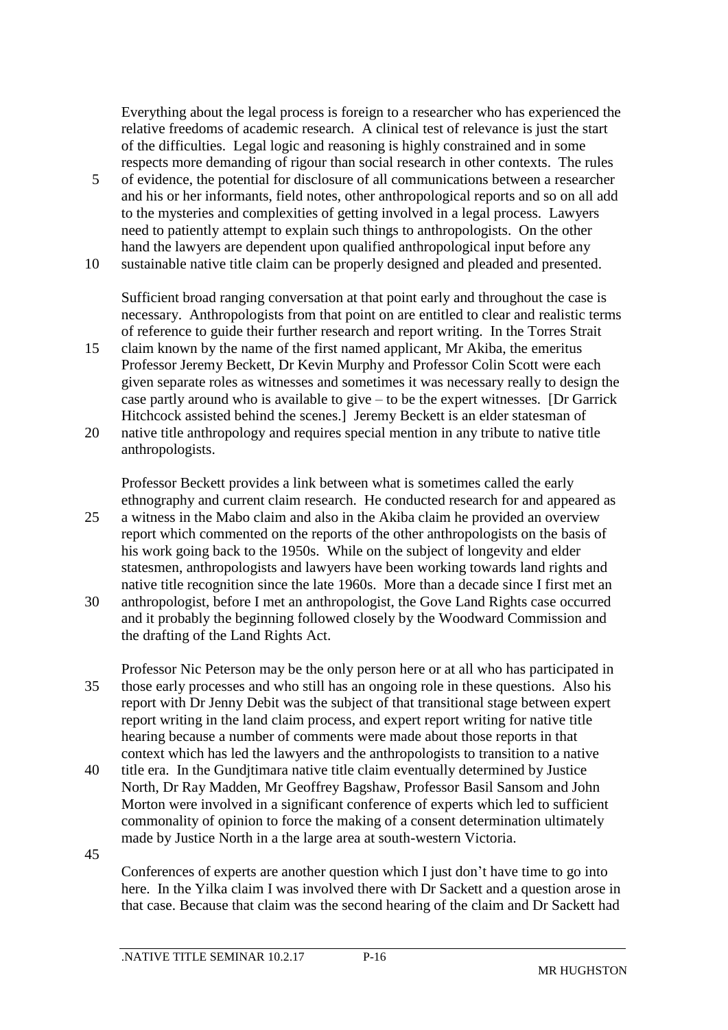Everything about the legal process is foreign to a researcher who has experienced the relative freedoms of academic research. A clinical test of relevance is just the start of the difficulties. Legal logic and reasoning is highly constrained and in some respects more demanding of rigour than social research in other contexts. The rules of evidence, the potential for disclosure of all communications between a researcher and his or her informants, field notes, other anthropological reports and so on all add to the mysteries and complexities of getting involved in a legal process. Lawyers need to patiently attempt to explain such things to anthropologists. On the other hand the lawyers are dependent upon qualified anthropological input before any sustainable native title claim can be properly designed and pleaded and presented.

Sufficient broad ranging conversation at that point early and throughout the case is necessary. Anthropologists from that point on are entitled to clear and realistic terms of reference to guide their further research and report writing. In the Torres Strait claim known by the name of the first named applicant, Mr Akiba, the emeritus Professor Jeremy Beckett, Dr Kevin Murphy and Professor Colin Scott were each given separate roles as witnesses and sometimes it was necessary really to design the case partly around who is available to give – to be the expert witnesses. [Dr Garrick Hitchcock assisted behind the scenes.] Jeremy Beckett is an elder statesman of native title anthropology and requires special mention in any tribute to native title anthropologists.

Professor Beckett provides a link between what is sometimes called the early ethnography and current claim research. He conducted research for and appeared as a witness in the Mabo claim and also in the Akiba claim he provided an overview report which commented on the reports of the other anthropologists on the basis of his work going back to the 1950s. While on the subject of longevity and elder statesmen, anthropologists and lawyers have been working towards land rights and native title recognition since the late 1960s. More than a decade since I first met an anthropologist, before I met an anthropologist, the Gove Land Rights case occurred and it probably the beginning followed closely by the Woodward Commission and the drafting of the Land Rights Act.

Professor Nic Peterson may be the only person here or at all who has participated in those early processes and who still has an ongoing role in these questions. Also his report with Dr Jenny Debit was the subject of that transitional stage between expert report writing in the land claim process, and expert report writing for native title hearing because a number of comments were made about those reports in that context which has led the lawyers and the anthropologists to transition to a native title era. In the Gundjtimara native title claim eventually determined by Justice North, Dr Ray Madden, Mr Geoffrey Bagshaw, Professor Basil Sansom and John Morton were involved in a significant conference of experts which led to sufficient commonality of opinion to force the making of a consent determination ultimately made by Justice North in a the large area at south-western Victoria.

Conferences of experts are another question which I just don't have time to go into here. In the Yilka claim I was involved there with Dr Sackett and a question arose in that case. Because that claim was the second hearing of the claim and Dr Sackett had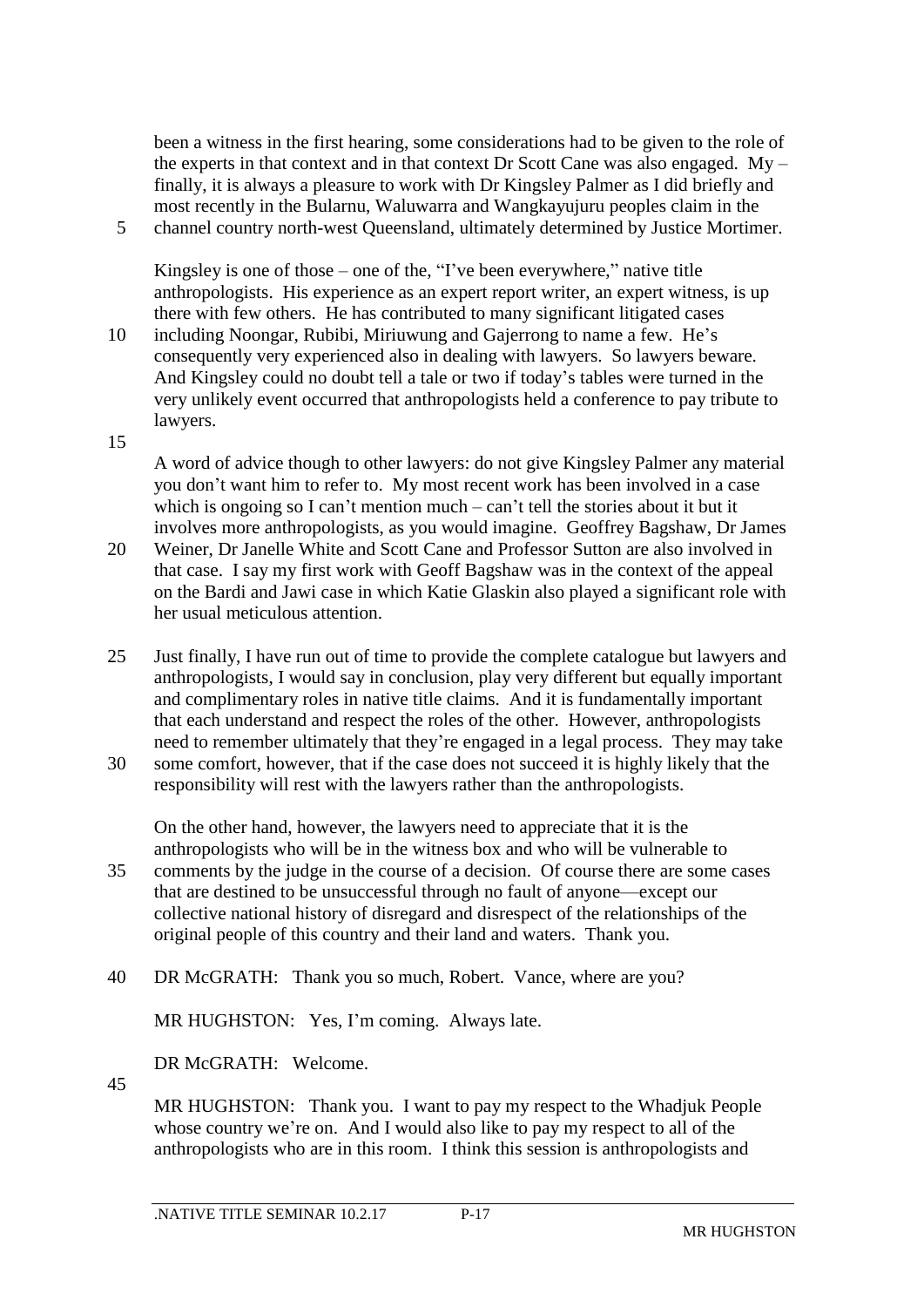been a witness in the first hearing, some considerations had to be given to the role of the experts in that context and in that context Dr Scott Cane was also engaged. My – finally, it is always a pleasure to work with Dr Kingsley Palmer as I did briefly and most recently in the Bularnu, Waluwarra and Wangkayujuru peoples claim in the channel country north-west Queensland, ultimately determined by Justice Mortimer.

Kingsley is one of those – one of the, "I've been everywhere," native title anthropologists. His experience as an expert report writer, an expert witness, is up there with few others. He has contributed to many significant litigated cases including Noongar, Rubibi, Miriuwung and Gajerrong to name a few. He's consequently very experienced also in dealing with lawyers. So lawyers beware. And Kingsley could no doubt tell a tale or two if today's tables were turned in the very unlikely event occurred that anthropologists held a conference to pay tribute to lawyers.

A word of advice though to other lawyers: do not give Kingsley Palmer any material you don't want him to refer to. My most recent work has been involved in a case which is ongoing so I can't mention much – can't tell the stories about it but it involves more anthropologists, as you would imagine. Geoffrey Bagshaw, Dr James Weiner, Dr Janelle White and Scott Cane and Professor Sutton are also involved in that case. I say my first work with Geoff Bagshaw was in the context of the appeal on the Bardi and Jawi case in which Katie Glaskin also played a significant role with her usual meticulous attention.

Just finally, I have run out of time to provide the complete catalogue but lawyers and anthropologists, I would say in conclusion, play very different but equally important and complimentary roles in native title claims. And it is fundamentally important that each understand and respect the roles of the other. However, anthropologists need to remember ultimately that they're engaged in a legal process. They may take some comfort, however, that if the case does not succeed it is highly likely that the responsibility will rest with the lawyers rather than the anthropologists.

On the other hand, however, the lawyers need to appreciate that it is the anthropologists who will be in the witness box and who will be vulnerable to comments by the judge in the course of a decision. Of course there are some cases that are destined to be unsuccessful through no fault of anyone—except our collective national history of disregard and disrespect of the relationships of the original people of this country and their land and waters. Thank you.

DR McGRATH: Thank you so much, Robert. Vance, where are you?

MR HUGHSTON: Yes, I'm coming. Always late.

DR McGRATH: Welcome.

MR HUGHSTON: Thank you. I want to pay my respect to the Whadjuk People whose country we're on. And I would also like to pay my respect to all of the anthropologists who are in this room. I think this session is anthropologists and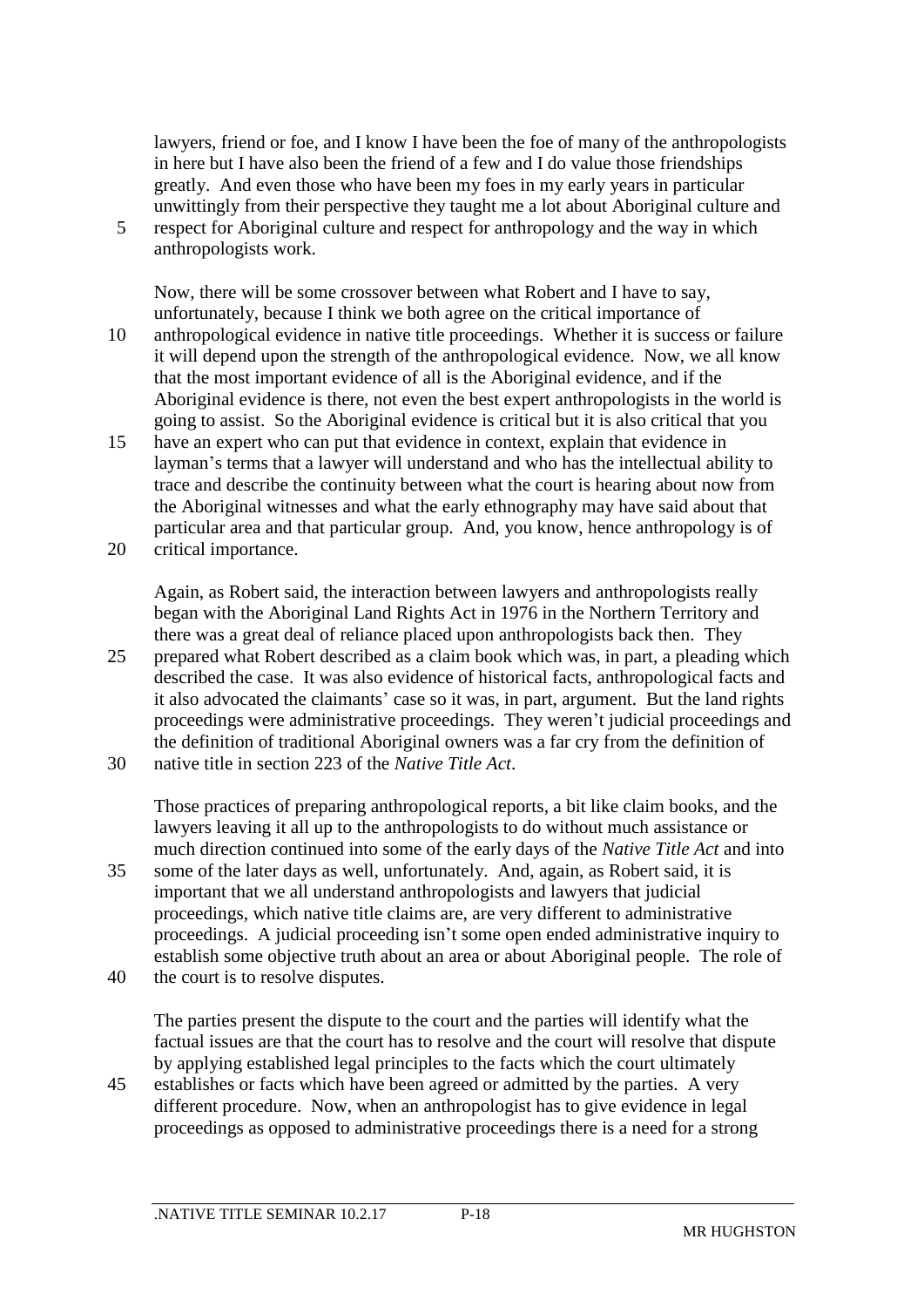lawyers, friend or foe, and I know I have been the foe of many of the anthropologists in here but I have also been the friend of a few and I do value those friendships greatly. And even those who have been my foes in my early years in particular unwittingly from their perspective they taught me a lot about Aboriginal culture and respect for Aboriginal culture and respect for anthropology and the way in which anthropologists work.

Now, there will be some crossover between what Robert and I have to say, unfortunately, because I think we both agree on the critical importance of anthropological evidence in native title proceedings. Whether it is success or failure it will depend upon the strength of the anthropological evidence. Now, we all know that the most important evidence of all is the Aboriginal evidence, and if the Aboriginal evidence is there, not even the best expert anthropologists in the world is going to assist. So the Aboriginal evidence is critical but it is also critical that you have an expert who can put that evidence in context, explain that evidence in layman's terms that a lawyer will understand and who has the intellectual ability to trace and describe the continuity between what the court is hearing about now from the Aboriginal witnesses and what the early ethnography may have said about that particular area and that particular group. And, you know, hence anthropology is of critical importance.

Again, as Robert said, the interaction between lawyers and anthropologists really began with the Aboriginal Land Rights Act in 1976 in the Northern Territory and there was a great deal of reliance placed upon anthropologists back then. They prepared what Robert described as a claim book which was, in part, a pleading which described the case. It was also evidence of historical facts, anthropological facts and it also advocated the claimants' case so it was, in part, argument. But the land rights proceedings were administrative proceedings. They weren't judicial proceedings and the definition of traditional Aboriginal owners was a far cry from the definition of native title in section 223 of the *Native Title Act*.

Those practices of preparing anthropological reports, a bit like claim books, and the lawyers leaving it all up to the anthropologists to do without much assistance or much direction continued into some of the early days of the *Native Title Act* and into some of the later days as well, unfortunately. And, again, as Robert said, it is important that we all understand anthropologists and lawyers that judicial proceedings, which native title claims are, are very different to administrative proceedings. A judicial proceeding isn't some open ended administrative inquiry to establish some objective truth about an area or about Aboriginal people. The role of the court is to resolve disputes.

The parties present the dispute to the court and the parties will identify what the factual issues are that the court has to resolve and the court will resolve that dispute by applying established legal principles to the facts which the court ultimately establishes or facts which have been agreed or admitted by the parties. A very different procedure. Now, when an anthropologist has to give evidence in legal proceedings as opposed to administrative proceedings there is a need for a strong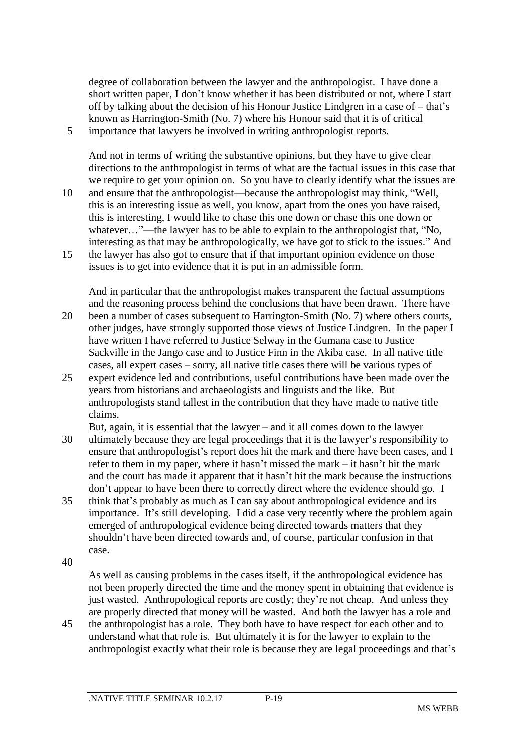degree of collaboration between the lawyer and the anthropologist. I have done a short written paper, I don't know whether it has been distributed or not, where I start off by talking about the decision of his Honour Justice Lindgren in a case of – that's known as Harrington-Smith (No. 7) where his Honour said that it is of critical importance that lawyers be involved in writing anthropologist reports.

And not in terms of writing the substantive opinions, but they have to give clear directions to the anthropologist in terms of what are the factual issues in this case that we require to get your opinion on. So you have to clearly identify what the issues are and ensure that the anthropologist—because the anthropologist may think, "Well, this is an interesting issue as well, you know, apart from the ones you have raised, this is interesting, I would like to chase this one down or chase this one down or whatever…"—the lawyer has to be able to explain to the anthropologist that, "No, interesting as that may be anthropologically, we have got to stick to the issues." And the lawyer has also got to ensure that if that important opinion evidence on those issues is to get into evidence that it is put in an admissible form.

And in particular that the anthropologist makes transparent the factual assumptions and the reasoning process behind the conclusions that have been drawn. There have been a number of cases subsequent to Harrington-Smith (No. 7) where others courts, other judges, have strongly supported those views of Justice Lindgren. In the paper I have written I have referred to Justice Selway in the Gumana case to Justice Sackville in the Jango case and to Justice Finn in the Akiba case. In all native title cases, all expert cases – sorry, all native title cases there will be various types of expert evidence led and contributions, useful contributions have been made over the years from historians and archaeologists and linguists and the like. But anthropologists stand tallest in the contribution that they have made to native title claims.

But, again, it is essential that the lawyer – and it all comes down to the lawyer ultimately because they are legal proceedings that it is the lawyer's responsibility to ensure that anthropologist's report does hit the mark and there have been cases, and I refer to them in my paper, where it hasn't missed the mark – it hasn't hit the mark and the court has made it apparent that it hasn't hit the mark because the instructions don't appear to have been there to correctly direct where the evidence should go. I think that's probably as much as I can say about anthropological evidence and its importance. It's still developing. I did a case very recently where the problem again emerged of anthropological evidence being directed towards matters that they shouldn't have been directed towards and, of course, particular confusion in that case.

As well as causing problems in the cases itself, if the anthropological evidence has not been properly directed the time and the money spent in obtaining that evidence is just wasted. Anthropological reports are costly; they're not cheap. And unless they are properly directed that money will be wasted. And both the lawyer has a role and the anthropologist has a role. They both have to have respect for each other and to understand what that role is. But ultimately it is for the lawyer to explain to the anthropologist exactly what their role is because they are legal proceedings and that's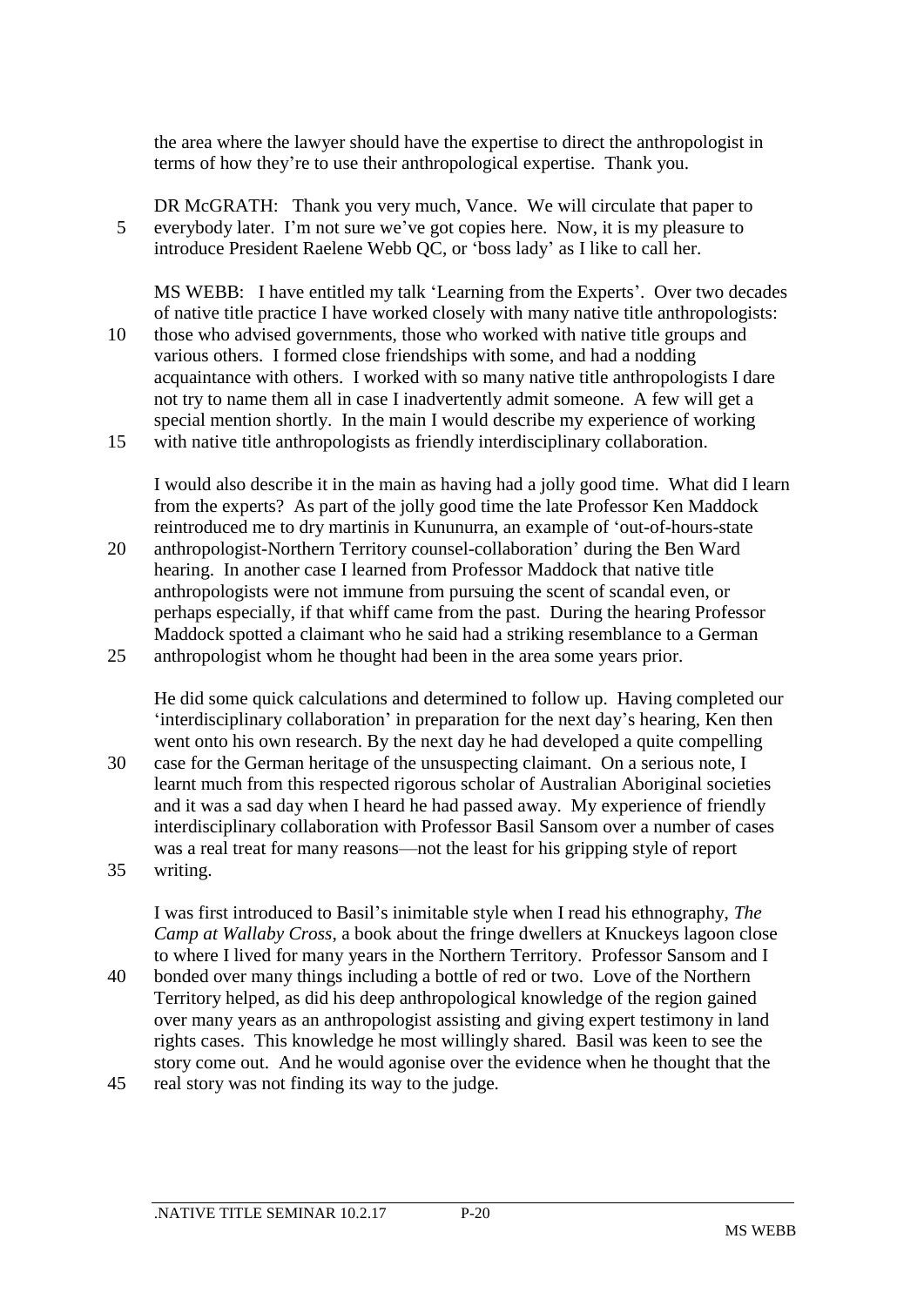the area where the lawyer should have the expertise to direct the anthropologist in terms of how they're to use their anthropological expertise. Thank you.

DR McGRATH: Thank you very much, Vance. We will circulate that paper to everybody later. I'm not sure we've got copies here. Now, it is my pleasure to introduce President Raelene Webb QC, or 'boss lady' as I like to call her.

MS WEBB: I have entitled my talk 'Learning from the Experts'. Over two decades of native title practice I have worked closely with many native title anthropologists: those who advised governments, those who worked with native title groups and various others. I formed close friendships with some, and had a nodding acquaintance with others. I worked with so many native title anthropologists I dare not try to name them all in case I inadvertently admit someone. A few will get a special mention shortly. In the main I would describe my experience of working with native title anthropologists as friendly interdisciplinary collaboration.

I would also describe it in the main as having had a jolly good time. What did I learn from the experts? As part of the jolly good time the late Professor Ken Maddock reintroduced me to dry martinis in Kununurra, an example of 'out-of-hours-state anthropologist-Northern Territory counsel-collaboration' during the Ben Ward hearing. In another case I learned from Professor Maddock that native title anthropologists were not immune from pursuing the scent of scandal even, or perhaps especially, if that whiff came from the past. During the hearing Professor Maddock spotted a claimant who he said had a striking resemblance to a German anthropologist whom he thought had been in the area some years prior.

He did some quick calculations and determined to follow up. Having completed our 'interdisciplinary collaboration' in preparation for the next day's hearing, Ken then went onto his own research. By the next day he had developed a quite compelling case for the German heritage of the unsuspecting claimant. On a serious note, I learnt much from this respected rigorous scholar of Australian Aboriginal societies and it was a sad day when I heard he had passed away. My experience of friendly interdisciplinary collaboration with Professor Basil Sansom over a number of cases was a real treat for many reasons—not the least for his gripping style of report writing.

I was first introduced to Basil's inimitable style when I read his ethnography, *The Camp at Wallaby Cross*, a book about the fringe dwellers at Knuckeys lagoon close to where I lived for many years in the Northern Territory. Professor Sansom and I bonded over many things including a bottle of red or two. Love of the Northern Territory helped, as did his deep anthropological knowledge of the region gained over many years as an anthropologist assisting and giving expert testimony in land rights cases. This knowledge he most willingly shared. Basil was keen to see the story come out. And he would agonise over the evidence when he thought that the real story was not finding its way to the judge.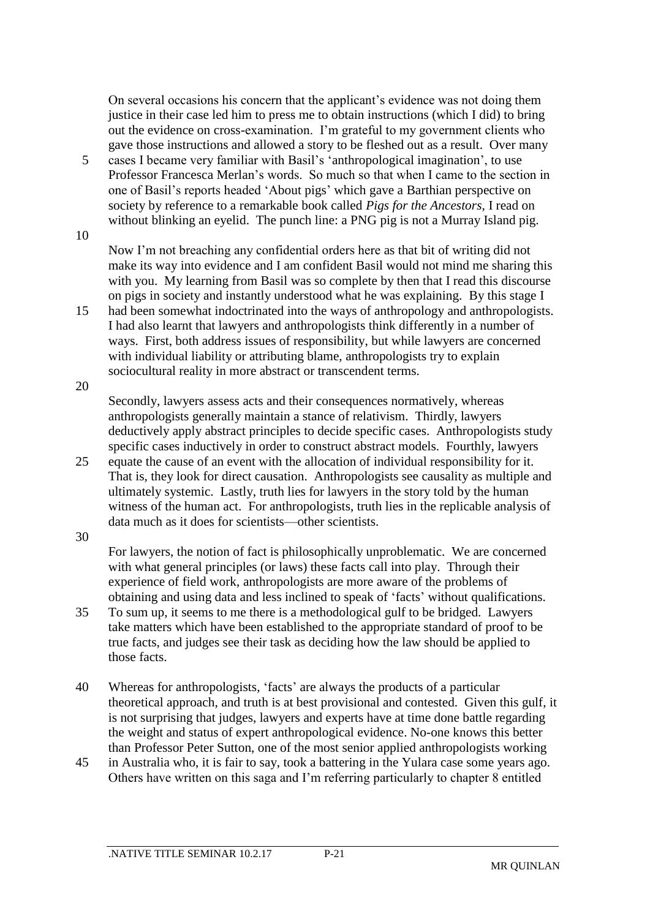On several occasions his concern that the applicant's evidence was not doing them justice in their case led him to press me to obtain instructions (which I did) to bring out the evidence on cross-examination. I'm grateful to my government clients who gave those instructions and allowed a story to be fleshed out as a result. Over many cases I became very familiar with Basil's 'anthropological imagination', to use Professor Francesca Merlan's words. So much so that when I came to the section in one of Basil's reports headed 'About pigs' which gave a Barthian perspective on society by reference to a remarkable book called *Pigs for the Ancestors*, I read on without blinking an eyelid. The punch line: a PNG pig is not a Murray Island pig.

Now I'm not breaching any confidential orders here as that bit of writing did not make its way into evidence and I am confident Basil would not mind me sharing this with you. My learning from Basil was so complete by then that I read this discourse on pigs in society and instantly understood what he was explaining. By this stage I had been somewhat indoctrinated into the ways of anthropology and anthropologists. I had also learnt that lawyers and anthropologists think differently in a number of ways. First, both address issues of responsibility, but while lawyers are concerned with individual liability or attributing blame, anthropologists try to explain sociocultural reality in more abstract or transcendent terms.

Secondly, lawyers assess acts and their consequences normatively, whereas anthropologists generally maintain a stance of relativism. Thirdly, lawyers deductively apply abstract principles to decide specific cases. Anthropologists study specific cases inductively in order to construct abstract models. Fourthly, lawyers equate the cause of an event with the allocation of individual responsibility for it. That is, they look for direct causation. Anthropologists see causality as multiple and ultimately systemic. Lastly, truth lies for lawyers in the story told by the human witness of the human act. For anthropologists, truth lies in the replicable analysis of data much as it does for scientists—other scientists.

For lawyers, the notion of fact is philosophically unproblematic. We are concerned with what general principles (or laws) these facts call into play. Through their experience of field work, anthropologists are more aware of the problems of obtaining and using data and less inclined to speak of 'facts' without qualifications. To sum up, it seems to me there is a methodological gulf to be bridged. Lawyers take matters which have been established to the appropriate standard of proof to be true facts, and judges see their task as deciding how the law should be applied to those facts.

Whereas for anthropologists, 'facts' are always the products of a particular theoretical approach, and truth is at best provisional and contested. Given this gulf, it is not surprising that judges, lawyers and experts have at time done battle regarding the weight and status of expert anthropological evidence. No-one knows this better than Professor Peter Sutton, one of the most senior applied anthropologists working in Australia who, it is fair to say, took a battering in the Yulara case some years ago. Others have written on this saga and I'm referring particularly to chapter 8 entitled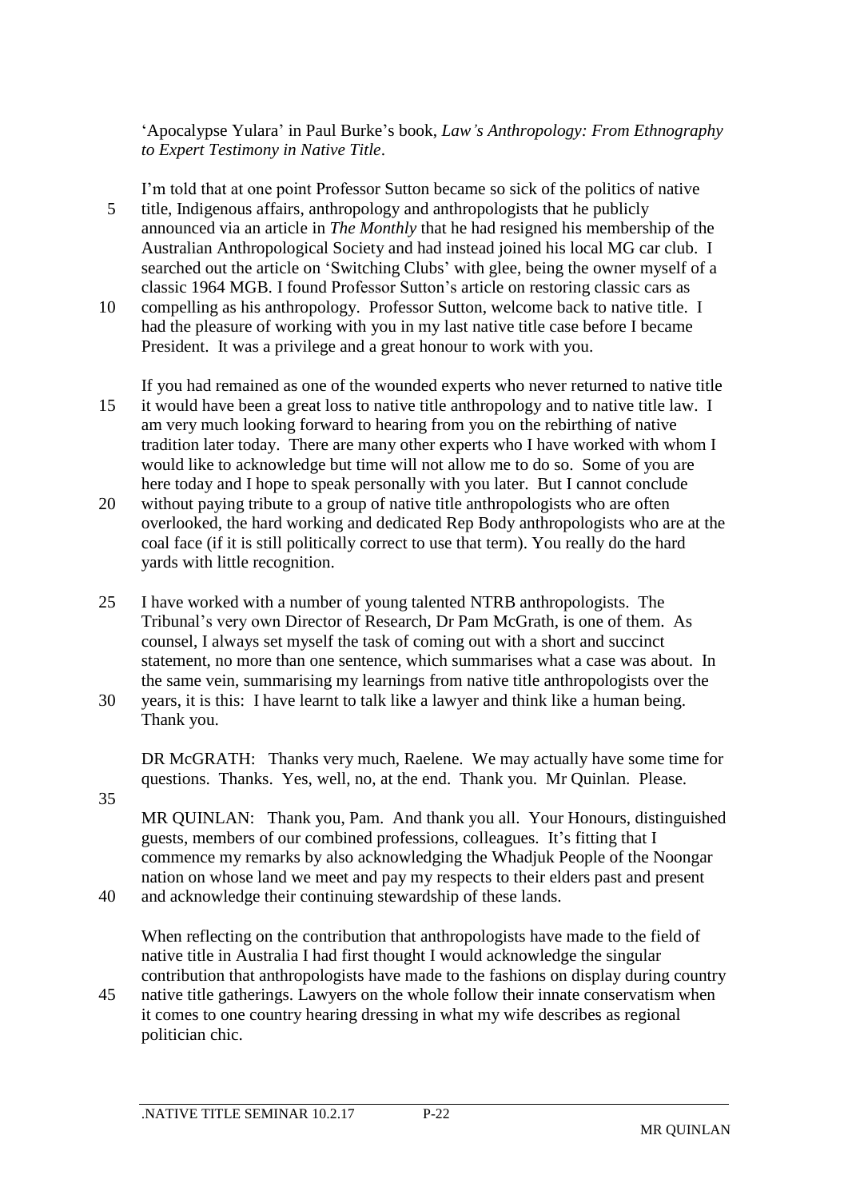'Apocalypse Yulara' in Paul Burke's book, *Law's Anthropology: From Ethnography to Expert Testimony in Native Title*.

I'm told that at one point Professor Sutton became so sick of the politics of native title, Indigenous affairs, anthropology and anthropologists that he publicly announced via an article in *The Monthly* that he had resigned his membership of the Australian Anthropological Society and had instead joined his local MG car club. I searched out the article on 'Switching Clubs' with glee, being the owner myself of a classic 1964 MGB. I found Professor Sutton's article on restoring classic cars as compelling as his anthropology. Professor Sutton, welcome back to native title. I had the pleasure of working with you in my last native title case before I became President. It was a privilege and a great honour to work with you.

If you had remained as one of the wounded experts who never returned to native title it would have been a great loss to native title anthropology and to native title law. I am very much looking forward to hearing from you on the rebirthing of native tradition later today. There are many other experts who I have worked with whom I would like to acknowledge but time will not allow me to do so. Some of you are here today and I hope to speak personally with you later. But I cannot conclude without paying tribute to a group of native title anthropologists who are often overlooked, the hard working and dedicated Rep Body anthropologists who are at the coal face (if it is still politically correct to use that term). You really do the hard yards with little recognition.

I have worked with a number of young talented NTRB anthropologists. The Tribunal's very own Director of Research, Dr Pam McGrath, is one of them. As counsel, I always set myself the task of coming out with a short and succinct statement, no more than one sentence, which summarises what a case was about. In the same vein, summarising my learnings from native title anthropologists over the years, it is this: I have learnt to talk like a lawyer and think like a human being. Thank you.

DR McGRATH: Thanks very much, Raelene. We may actually have some time for questions. Thanks. Yes, well, no, at the end. Thank you. Mr Quinlan. Please.

MR QUINLAN: Thank you, Pam. And thank you all. Your Honours, distinguished guests, members of our combined professions, colleagues. It's fitting that I commence my remarks by also acknowledging the Whadjuk People of the Noongar nation on whose land we meet and pay my respects to their elders past and present and acknowledge their continuing stewardship of these lands.

When reflecting on the contribution that anthropologists have made to the field of native title in Australia I had first thought I would acknowledge the singular contribution that anthropologists have made to the fashions on display during country native title gatherings. Lawyers on the whole follow their innate conservatism when it comes to one country hearing dressing in what my wife describes as regional politician chic.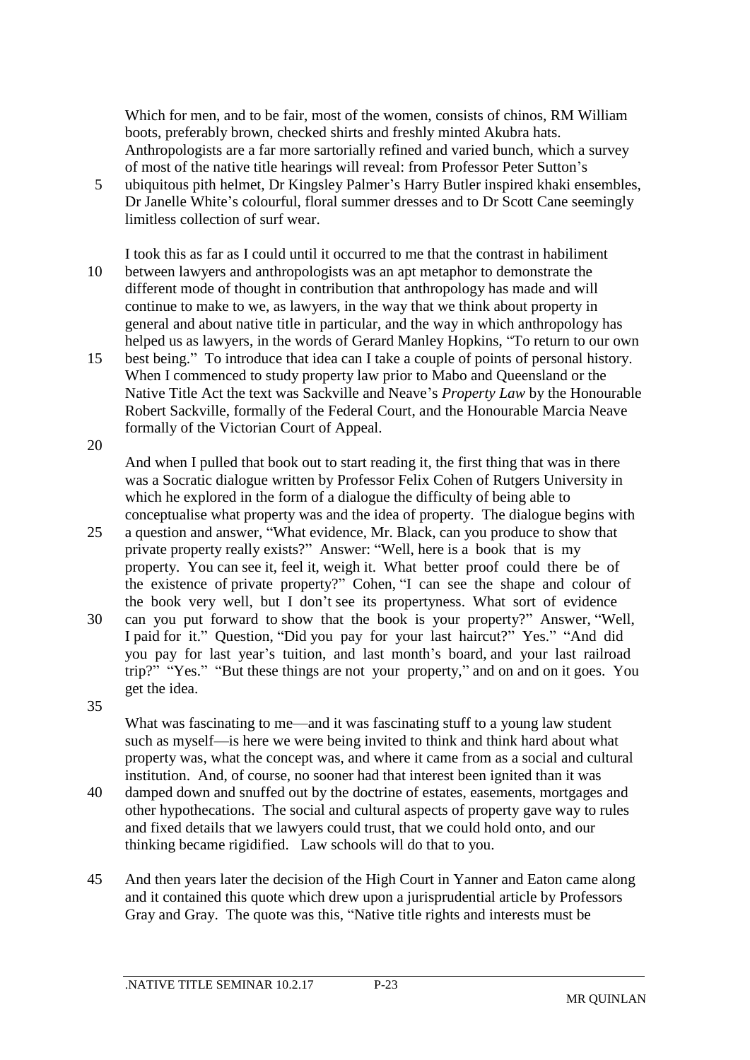Which for men, and to be fair, most of the women, consists of chinos, RM William boots, preferably brown, checked shirts and freshly minted Akubra hats. Anthropologists are a far more sartorially refined and varied bunch, which a survey of most of the native title hearings will reveal: from Professor Peter Sutton's ubiquitous pith helmet, Dr Kingsley Palmer's Harry Butler inspired khaki ensembles, Dr Janelle White's colourful, floral summer dresses and to Dr Scott Cane seemingly limitless collection of surf wear.

I took this as far as I could until it occurred to me that the contrast in habiliment between lawyers and anthropologists was an apt metaphor to demonstrate the different mode of thought in contribution that anthropology has made and will continue to make to we, as lawyers, in the way that we think about property in general and about native title in particular, and the way in which anthropology has helped us as lawyers, in the words of Gerard Manley Hopkins, "To return to our own best being." To introduce that idea can I take a couple of points of personal history. When I commenced to study property law prior to Mabo and Queensland or the Native Title Act the text was Sackville and Neave's *Property Law* by the Honourable Robert Sackville, formally of the Federal Court, and the Honourable Marcia Neave formally of the Victorian Court of Appeal.

And when I pulled that book out to start reading it, the first thing that was in there was a Socratic dialogue written by Professor Felix Cohen of Rutgers University in which he explored in the form of a dialogue the difficulty of being able to conceptualise what property was and the idea of property. The dialogue begins with a question and answer, "What evidence, Mr. Black, can you produce to show that private property really exists?" Answer: "Well, here is a book that is my property. You can see it, feel it, weigh it. What better proof could there be of the existence of private property?" Cohen, "I can see the shape and colour of the book very well, but I don't see its propertyness. What sort of evidence can you put forward to show that the book is your property?" Answer, "Well, I paid for it." Question, "Did you pay for your last haircut?" Yes." "And did you pay for last year's tuition, and last month's board, and your last railroad trip?" "Yes." "But these things are not your property," and on and on it goes. You get the idea.

What was fascinating to me—and it was fascinating stuff to a young law student such as myself—is here we were being invited to think and think hard about what property was, what the concept was, and where it came from as a social and cultural institution. And, of course, no sooner had that interest been ignited than it was damped down and snuffed out by the doctrine of estates, easements, mortgages and other hypothecations. The social and cultural aspects of property gave way to rules and fixed details that we lawyers could trust, that we could hold onto, and our thinking became rigidified. Law schools will do that to you.

And then years later the decision of the High Court in Yanner and Eaton came along and it contained this quote which drew upon a jurisprudential article by Professors Gray and Gray. The quote was this, "Native title rights and interests must be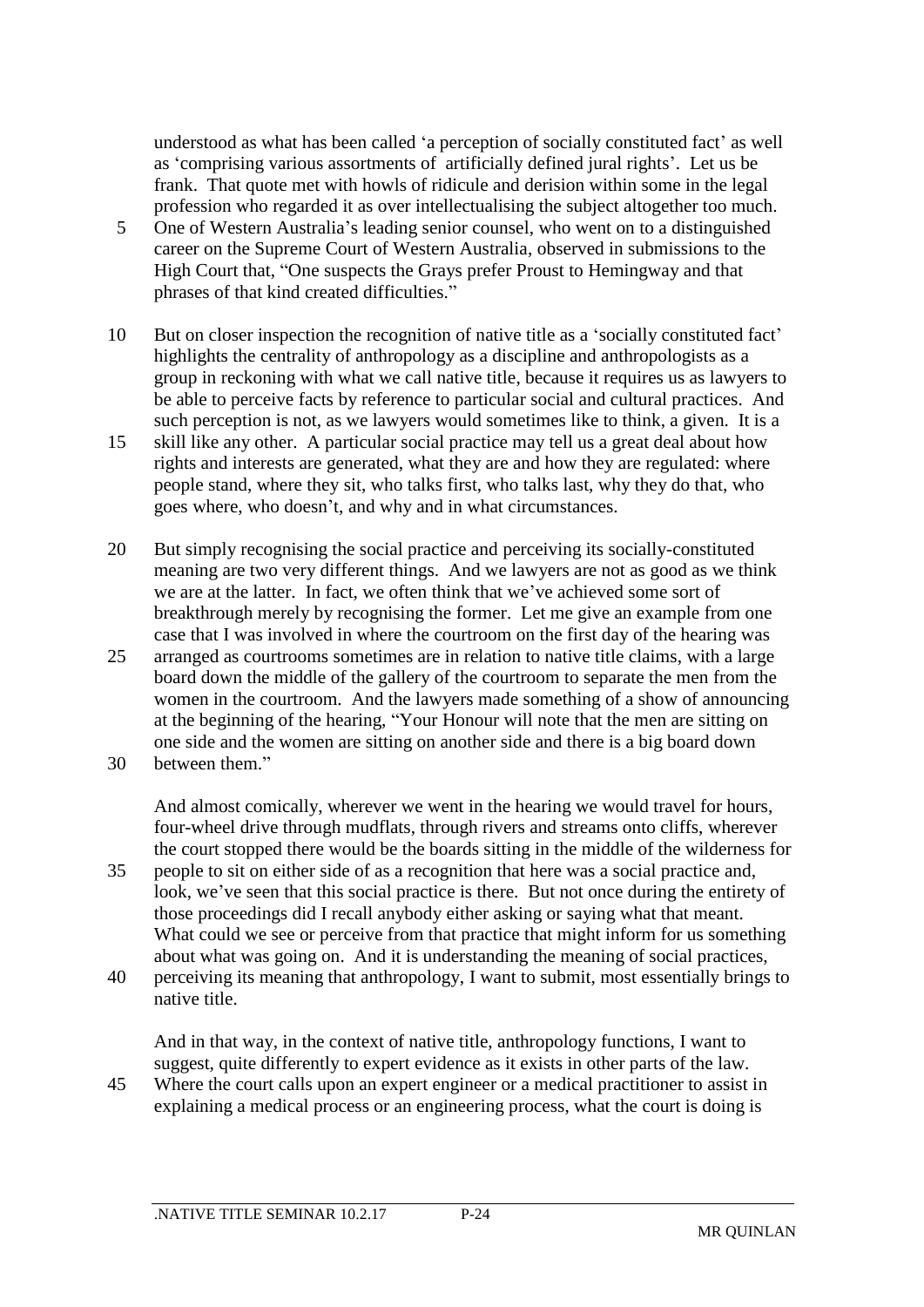understood as what has been called 'a perception of socially constituted fact' as well as 'comprising various assortments of artificially defined jural rights'. Let us be frank. That quote met with howls of ridicule and derision within some in the legal profession who regarded it as over intellectualising the subject altogether too much. One of Western Australia's leading senior counsel, who went on to a distinguished career on the Supreme Court of Western Australia, observed in submissions to the High Court that, "One suspects the Grays prefer Proust to Hemingway and that phrases of that kind created difficulties."

But on closer inspection the recognition of native title as a 'socially constituted fact' highlights the centrality of anthropology as a discipline and anthropologists as a group in reckoning with what we call native title, because it requires us as lawyers to be able to perceive facts by reference to particular social and cultural practices. And such perception is not, as we lawyers would sometimes like to think, a given. It is a skill like any other. A particular social practice may tell us a great deal about how rights and interests are generated, what they are and how they are regulated: where people stand, where they sit, who talks first, who talks last, why they do that, who goes where, who doesn't, and why and in what circumstances.

But simply recognising the social practice and perceiving its socially-constituted meaning are two very different things. And we lawyers are not as good as we think we are at the latter. In fact, we often think that we've achieved some sort of breakthrough merely by recognising the former. Let me give an example from one case that I was involved in where the courtroom on the first day of the hearing was arranged as courtrooms sometimes are in relation to native title claims, with a large board down the middle of the gallery of the courtroom to separate the men from the women in the courtroom. And the lawyers made something of a show of announcing at the beginning of the hearing, "Your Honour will note that the men are sitting on one side and the women are sitting on another side and there is a big board down between them."

And almost comically, wherever we went in the hearing we would travel for hours, four-wheel drive through mudflats, through rivers and streams onto cliffs, wherever the court stopped there would be the boards sitting in the middle of the wilderness for people to sit on either side of as a recognition that here was a social practice and, look, we've seen that this social practice is there. But not once during the entirety of those proceedings did I recall anybody either asking or saying what that meant. What could we see or perceive from that practice that might inform for us something about what was going on. And it is understanding the meaning of social practices, perceiving its meaning that anthropology, I want to submit, most essentially brings to native title.

And in that way, in the context of native title, anthropology functions, I want to suggest, quite differently to expert evidence as it exists in other parts of the law. Where the court calls upon an expert engineer or a medical practitioner to assist in explaining a medical process or an engineering process, what the court is doing is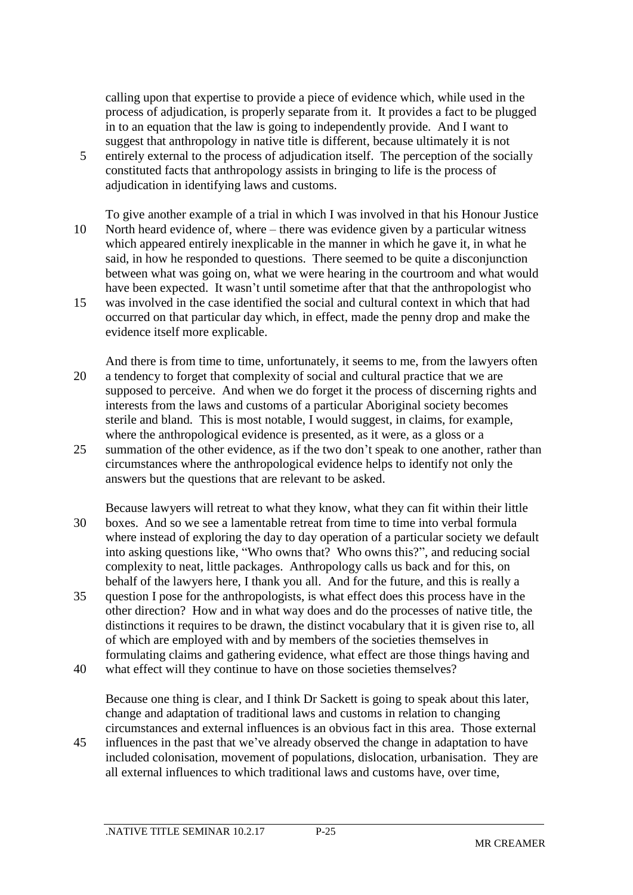calling upon that expertise to provide a piece of evidence which, while used in the process of adjudication, is properly separate from it. It provides a fact to be plugged in to an equation that the law is going to independently provide. And I want to suggest that anthropology in native title is different, because ultimately it is not entirely external to the process of adjudication itself. The perception of the socially constituted facts that anthropology assists in bringing to life is the process of adjudication in identifying laws and customs.

To give another example of a trial in which I was involved in that his Honour Justice North heard evidence of, where – there was evidence given by a particular witness which appeared entirely inexplicable in the manner in which he gave it, in what he said, in how he responded to questions. There seemed to be quite a disconjunction between what was going on, what we were hearing in the courtroom and what would have been expected. It wasn't until sometime after that that the anthropologist who was involved in the case identified the social and cultural context in which that had occurred on that particular day which, in effect, made the penny drop and make the evidence itself more explicable.

And there is from time to time, unfortunately, it seems to me, from the lawyers often a tendency to forget that complexity of social and cultural practice that we are supposed to perceive. And when we do forget it the process of discerning rights and interests from the laws and customs of a particular Aboriginal society becomes sterile and bland. This is most notable, I would suggest, in claims, for example, where the anthropological evidence is presented, as it were, as a gloss or a summation of the other evidence, as if the two don't speak to one another, rather than circumstances where the anthropological evidence helps to identify not only the answers but the questions that are relevant to be asked.

Because lawyers will retreat to what they know, what they can fit within their little boxes. And so we see a lamentable retreat from time to time into verbal formula where instead of exploring the day to day operation of a particular society we default into asking questions like, "Who owns that? Who owns this?", and reducing social complexity to neat, little packages. Anthropology calls us back and for this, on behalf of the lawyers here, I thank you all. And for the future, and this is really a question I pose for the anthropologists, is what effect does this process have in the other direction? How and in what way does and do the processes of native title, the distinctions it requires to be drawn, the distinct vocabulary that it is given rise to, all of which are employed with and by members of the societies themselves in formulating claims and gathering evidence, what effect are those things having and what effect will they continue to have on those societies themselves?

Because one thing is clear, and I think Dr Sackett is going to speak about this later, change and adaptation of traditional laws and customs in relation to changing circumstances and external influences is an obvious fact in this area. Those external influences in the past that we've already observed the change in adaptation to have included colonisation, movement of populations, dislocation, urbanisation. They are all external influences to which traditional laws and customs have, over time,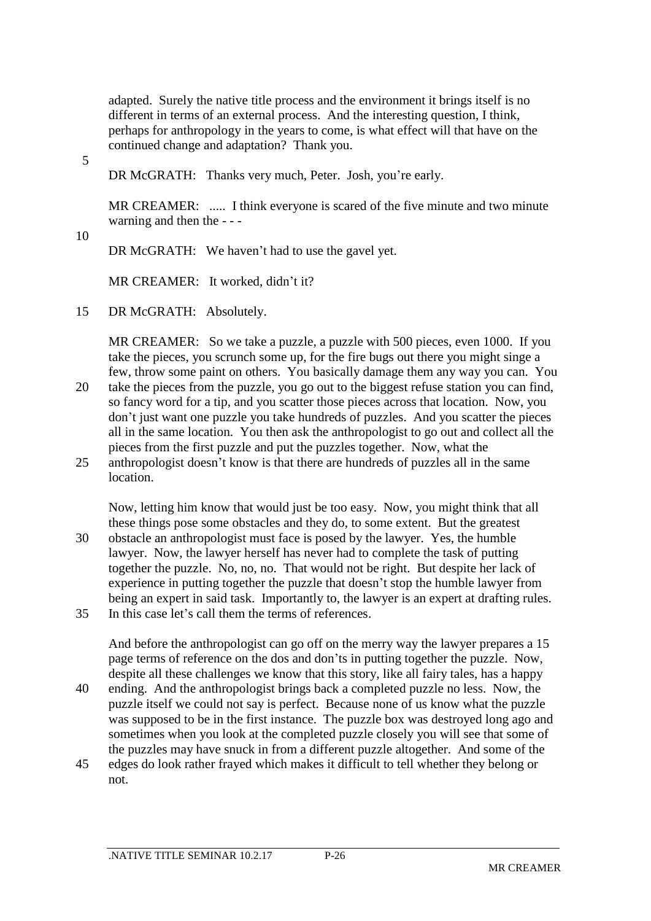adapted. Surely the native title process and the environment it brings itself is no different in terms of an external process. And the interesting question, I think, perhaps for anthropology in the years to come, is what effect will that have on the continued change and adaptation? Thank you.

DR McGRATH: Thanks very much, Peter. Josh, you're early.

MR CREAMER: ..... I think everyone is scared of the five minute and two minute warning and then the - - -

DR McGRATH: We haven't had to use the gavel yet.

MR CREAMER: It worked, didn't it?

DR McGRATH: Absolutely.

MR CREAMER: So we take a puzzle, a puzzle with 500 pieces, even 1000. If you take the pieces, you scrunch some up, for the fire bugs out there you might singe a few, throw some paint on others. You basically damage them any way you can. You take the pieces from the puzzle, you go out to the biggest refuse station you can find, so fancy word for a tip, and you scatter those pieces across that location. Now, you don't just want one puzzle you take hundreds of puzzles. And you scatter the pieces all in the same location. You then ask the anthropologist to go out and collect all the pieces from the first puzzle and put the puzzles together. Now, what the anthropologist doesn't know is that there are hundreds of puzzles all in the same location.

Now, letting him know that would just be too easy. Now, you might think that all these things pose some obstacles and they do, to some extent. But the greatest obstacle an anthropologist must face is posed by the lawyer. Yes, the humble lawyer. Now, the lawyer herself has never had to complete the task of putting together the puzzle. No, no, no. That would not be right. But despite her lack of experience in putting together the puzzle that doesn't stop the humble lawyer from being an expert in said task. Importantly to, the lawyer is an expert at drafting rules. In this case let's call them the terms of references.

And before the anthropologist can go off on the merry way the lawyer prepares a 15 page terms of reference on the dos and don'ts in putting together the puzzle. Now, despite all these challenges we know that this story, like all fairy tales, has a happy ending. And the anthropologist brings back a completed puzzle no less. Now, the puzzle itself we could not say is perfect. Because none of us know what the puzzle was supposed to be in the first instance. The puzzle box was destroyed long ago and sometimes when you look at the completed puzzle closely you will see that some of the puzzles may have snuck in from a different puzzle altogether. And some of the edges do look rather frayed which makes it difficult to tell whether they belong or not.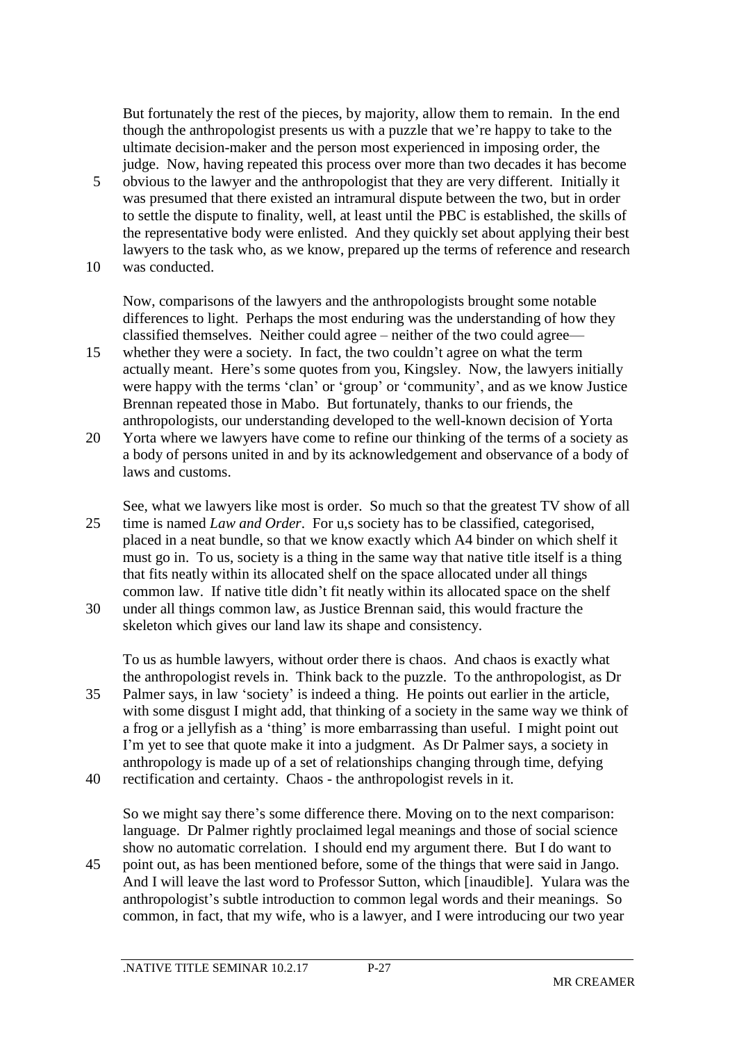But fortunately the rest of the pieces, by majority, allow them to remain. In the end though the anthropologist presents us with a puzzle that we're happy to take to the ultimate decision-maker and the person most experienced in imposing order, the judge. Now, having repeated this process over more than two decades it has become obvious to the lawyer and the anthropologist that they are very different. Initially it was presumed that there existed an intramural dispute between the two, but in order to settle the dispute to finality, well, at least until the PBC is established, the skills of the representative body were enlisted. And they quickly set about applying their best lawyers to the task who, as we know, prepared up the terms of reference and research was conducted.

Now, comparisons of the lawyers and the anthropologists brought some notable differences to light. Perhaps the most enduring was the understanding of how they classified themselves. Neither could agree – neither of the two could agree— whether they were a society. In fact, the two couldn't agree on what the term actually meant. Here's some quotes from you, Kingsley. Now, the lawyers initially were happy with the terms 'clan' or 'group' or 'community', and as we know Justice Brennan repeated those in Mabo. But fortunately, thanks to our friends, the anthropologists, our understanding developed to the well-known decision of Yorta Yorta where we lawyers have come to refine our thinking of the terms of a society as a body of persons united in and by its acknowledgement and observance of a body of laws and customs.

See, what we lawyers like most is order. So much so that the greatest TV show of all time is named *Law and Order*. For u,s society has to be classified, categorised, placed in a neat bundle, so that we know exactly which A4 binder on which shelf it must go in. To us, society is a thing in the same way that native title itself is a thing that fits neatly within its allocated shelf on the space allocated under all things common law. If native title didn't fit neatly within its allocated space on the shelf under all things common law, as Justice Brennan said, this would fracture the skeleton which gives our land law its shape and consistency.

To us as humble lawyers, without order there is chaos. And chaos is exactly what the anthropologist revels in. Think back to the puzzle. To the anthropologist, as Dr Palmer says, in law 'society' is indeed a thing. He points out earlier in the article, with some disgust I might add, that thinking of a society in the same way we think of a frog or a jellyfish as a 'thing' is more embarrassing than useful. I might point out I'm yet to see that quote make it into a judgment. As Dr Palmer says, a society in anthropology is made up of a set of relationships changing through time, defying rectification and certainty. Chaos - the anthropologist revels in it.

So we might say there's some difference there. Moving on to the next comparison: language. Dr Palmer rightly proclaimed legal meanings and those of social science show no automatic correlation. I should end my argument there. But I do want to point out, as has been mentioned before, some of the things that were said in Jango. And I will leave the last word to Professor Sutton, which [inaudible]. Yulara was the anthropologist's subtle introduction to common legal words and their meanings. So common, in fact, that my wife, who is a lawyer, and I were introducing our two year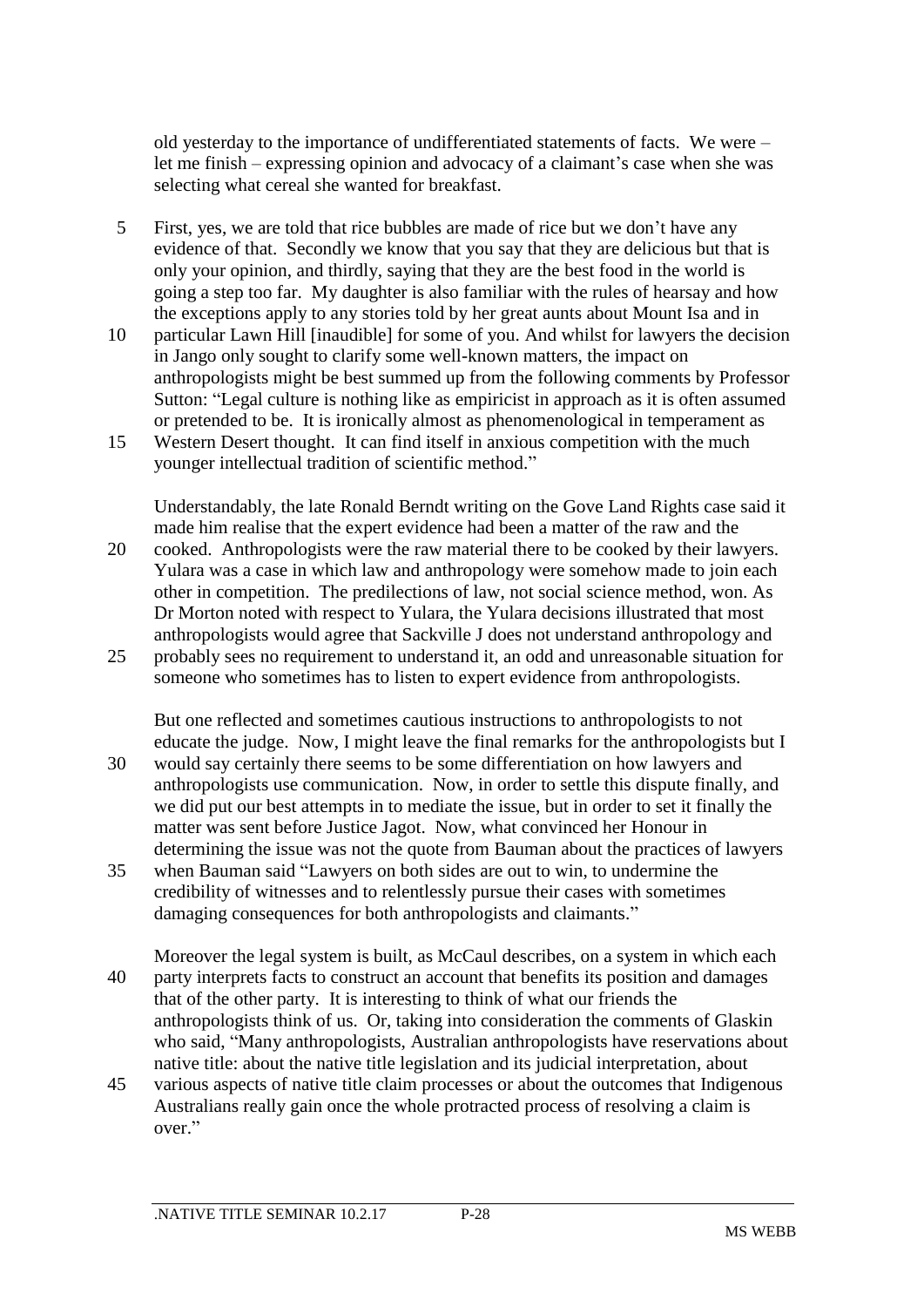old yesterday to the importance of undifferentiated statements of facts. We were – let me finish – expressing opinion and advocacy of a claimant's case when she was selecting what cereal she wanted for breakfast.

First, yes, we are told that rice bubbles are made of rice but we don't have any evidence of that. Secondly we know that you say that they are delicious but that is only your opinion, and thirdly, saying that they are the best food in the world is going a step too far. My daughter is also familiar with the rules of hearsay and how the exceptions apply to any stories told by her great aunts about Mount Isa and in particular Lawn Hill [inaudible] for some of you. And whilst for lawyers the decision in Jango only sought to clarify some well-known matters, the impact on anthropologists might be best summed up from the following comments by Professor Sutton: "Legal culture is nothing like as empiricist in approach as it is often assumed or pretended to be. It is ironically almost as phenomenological in temperament as Western Desert thought. It can find itself in anxious competition with the much younger intellectual tradition of scientific method."

Understandably, the late Ronald Berndt writing on the Gove Land Rights case said it made him realise that the expert evidence had been a matter of the raw and the cooked. Anthropologists were the raw material there to be cooked by their lawyers. Yulara was a case in which law and anthropology were somehow made to join each other in competition. The predilections of law, not social science method, won. As Dr Morton noted with respect to Yulara, the Yulara decisions illustrated that most anthropologists would agree that Sackville J does not understand anthropology and probably sees no requirement to understand it, an odd and unreasonable situation for someone who sometimes has to listen to expert evidence from anthropologists.

But one reflected and sometimes cautious instructions to anthropologists to not educate the judge. Now, I might leave the final remarks for the anthropologists but I would say certainly there seems to be some differentiation on how lawyers and anthropologists use communication. Now, in order to settle this dispute finally, and we did put our best attempts in to mediate the issue, but in order to set it finally the matter was sent before Justice Jagot. Now, what convinced her Honour in determining the issue was not the quote from Bauman about the practices of lawyers when Bauman said "Lawyers on both sides are out to win, to undermine the credibility of witnesses and to relentlessly pursue their cases with sometimes damaging consequences for both anthropologists and claimants."

Moreover the legal system is built, as McCaul describes, on a system in which each party interprets facts to construct an account that benefits its position and damages that of the other party. It is interesting to think of what our friends the anthropologists think of us. Or, taking into consideration the comments of Glaskin who said, "Many anthropologists, Australian anthropologists have reservations about native title: about the native title legislation and its judicial interpretation, about various aspects of native title claim processes or about the outcomes that Indigenous Australians really gain once the whole protracted process of resolving a claim is over."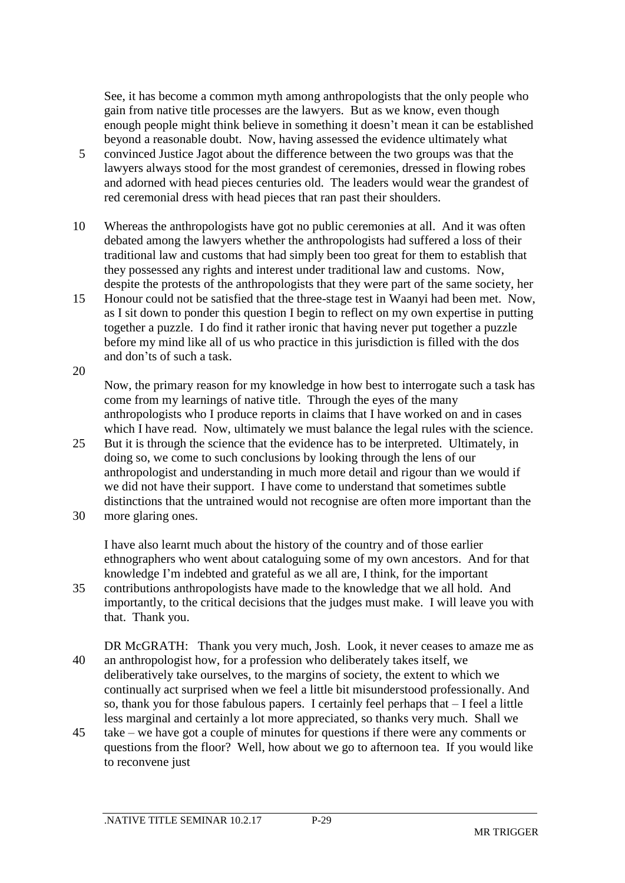See, it has become a common myth among anthropologists that the only people who gain from native title processes are the lawyers. But as we know, even though enough people might think believe in something it doesn't mean it can be established beyond a reasonable doubt. Now, having assessed the evidence ultimately what convinced Justice Jagot about the difference between the two groups was that the lawyers always stood for the most grandest of ceremonies, dressed in flowing robes and adorned with head pieces centuries old. The leaders would wear the grandest of red ceremonial dress with head pieces that ran past their shoulders.

Whereas the anthropologists have got no public ceremonies at all. And it was often debated among the lawyers whether the anthropologists had suffered a loss of their traditional law and customs that had simply been too great for them to establish that they possessed any rights and interest under traditional law and customs. Now, despite the protests of the anthropologists that they were part of the same society, her Honour could not be satisfied that the three-stage test in Waanyi had been met. Now, as I sit down to ponder this question I begin to reflect on my own expertise in putting together a puzzle. I do find it rather ironic that having never put together a puzzle before my mind like all of us who practice in this jurisdiction is filled with the dos and don'ts of such a task.

Now, the primary reason for my knowledge in how best to interrogate such a task has come from my learnings of native title. Through the eyes of the many anthropologists who I produce reports in claims that I have worked on and in cases which I have read. Now, ultimately we must balance the legal rules with the science. But it is through the science that the evidence has to be interpreted. Ultimately, in doing so, we come to such conclusions by looking through the lens of our anthropologist and understanding in much more detail and rigour than we would if we did not have their support. I have come to understand that sometimes subtle distinctions that the untrained would not recognise are often more important than the more glaring ones.

I have also learnt much about the history of the country and of those earlier ethnographers who went about cataloguing some of my own ancestors. And for that knowledge I'm indebted and grateful as we all are, I think, for the important contributions anthropologists have made to the knowledge that we all hold. And importantly, to the critical decisions that the judges must make. I will leave you with that. Thank you.

DR McGRATH: Thank you very much, Josh. Look, it never ceases to amaze me as an anthropologist how, for a profession who deliberately takes itself, we deliberatively take ourselves, to the margins of society, the extent to which we continually act surprised when we feel a little bit misunderstood professionally. And so, thank you for those fabulous papers. I certainly feel perhaps that – I feel a little less marginal and certainly a lot more appreciated, so thanks very much. Shall we take – we have got a couple of minutes for questions if there were any comments or questions from the floor? Well, how about we go to afternoon tea. If you would like to reconvene just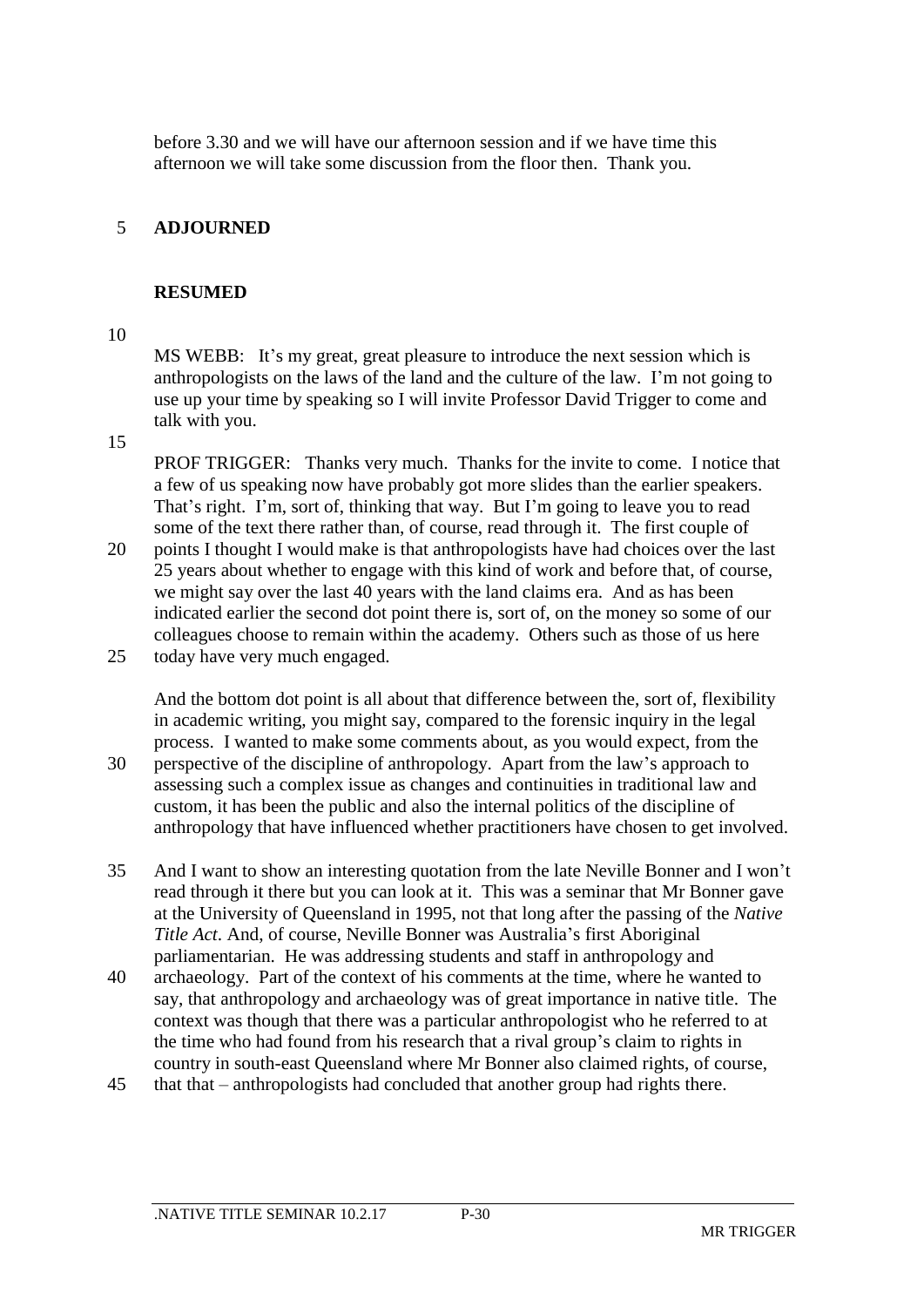before 3.30 and we will have our afternoon session and if we have time this afternoon we will take some discussion from the floor then. Thank you.

**ADJOURNED**

**RESUMED**

MS WEBB: It's my great, great pleasure to introduce the next session which is anthropologists on the laws of the land and the culture of the law. I'm not going to use up your time by speaking so I will invite Professor David Trigger to come and talk with you.

PROF TRIGGER: Thanks very much. Thanks for the invite to come. I notice that a few of us speaking now have probably got more slides than the earlier speakers. That's right. I'm, sort of, thinking that way. But I'm going to leave you to read some of the text there rather than, of course, read through it. The first couple of points I thought I would make is that anthropologists have had choices over the last 25 years about whether to engage with this kind of work and before that, of course, we might say over the last 40 years with the land claims era. And as has been indicated earlier the second dot point there is, sort of, on the money so some of our colleagues choose to remain within the academy. Others such as those of us here today have very much engaged.

And the bottom dot point is all about that difference between the, sort of, flexibility in academic writing, you might say, compared to the forensic inquiry in the legal process. I wanted to make some comments about, as you would expect, from the perspective of the discipline of anthropology. Apart from the law's approach to assessing such a complex issue as changes and continuities in traditional law and custom, it has been the public and also the internal politics of the discipline of anthropology that have influenced whether practitioners have chosen to get involved.

And I want to show an interesting quotation from the late Neville Bonner and I won't read through it there but you can look at it. This was a seminar that Mr Bonner gave at the University of Queensland in 1995, not that long after the passing of the *Native Title Act*. And, of course, Neville Bonner was Australia's first Aboriginal parliamentarian. He was addressing students and staff in anthropology and archaeology. Part of the context of his comments at the time, where he wanted to say, that anthropology and archaeology was of great importance in native title. The context was though that there was a particular anthropologist who he referred to at the time who had found from his research that a rival group's claim to rights in country in south-east Queensland where Mr Bonner also claimed rights, of course, that that – anthropologists had concluded that another group had rights there.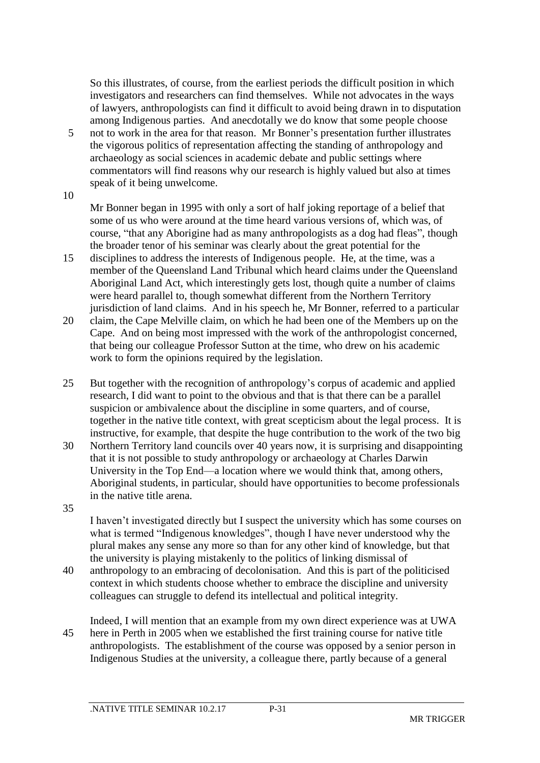So this illustrates, of course, from the earliest periods the difficult position in which investigators and researchers can find themselves. While not advocates in the ways of lawyers, anthropologists can find it difficult to avoid being drawn in to disputation among Indigenous parties. And anecdotally we do know that some people choose not to work in the area for that reason. Mr Bonner's presentation further illustrates the vigorous politics of representation affecting the standing of anthropology and archaeology as social sciences in academic debate and public settings where commentators will find reasons why our research is highly valued but also at times speak of it being unwelcome.

Mr Bonner began in 1995 with only a sort of half joking reportage of a belief that some of us who were around at the time heard various versions of, which was, of course, "that any Aborigine had as many anthropologists as a dog had fleas", though the broader tenor of his seminar was clearly about the great potential for the disciplines to address the interests of Indigenous people. He, at the time, was a member of the Queensland Land Tribunal which heard claims under the Queensland Aboriginal Land Act, which interestingly gets lost, though quite a number of claims were heard parallel to, though somewhat different from the Northern Territory jurisdiction of land claims. And in his speech he, Mr Bonner, referred to a particular claim, the Cape Melville claim, on which he had been one of the Members up on the Cape. And on being most impressed with the work of the anthropologist concerned, that being our colleague Professor Sutton at the time, who drew on his academic work to form the opinions required by the legislation.

But together with the recognition of anthropology's corpus of academic and applied research, I did want to point to the obvious and that is that there can be a parallel suspicion or ambivalence about the discipline in some quarters, and of course, together in the native title context, with great scepticism about the legal process. It is instructive, for example, that despite the huge contribution to the work of the two big Northern Territory land councils over 40 years now, it is surprising and disappointing that it is not possible to study anthropology or archaeology at Charles Darwin University in the Top End—a location where we would think that, among others, Aboriginal students, in particular, should have opportunities to become professionals in the native title arena.

I haven't investigated directly but I suspect the university which has some courses on what is termed "Indigenous knowledges", though I have never understood why the plural makes any sense any more so than for any other kind of knowledge, but that the university is playing mistakenly to the politics of linking dismissal of anthropology to an embracing of decolonisation. And this is part of the politicised context in which students choose whether to embrace the discipline and university colleagues can struggle to defend its intellectual and political integrity.

Indeed, I will mention that an example from my own direct experience was at UWA here in Perth in 2005 when we established the first training course for native title anthropologists. The establishment of the course was opposed by a senior person in Indigenous Studies at the university, a colleague there, partly because of a general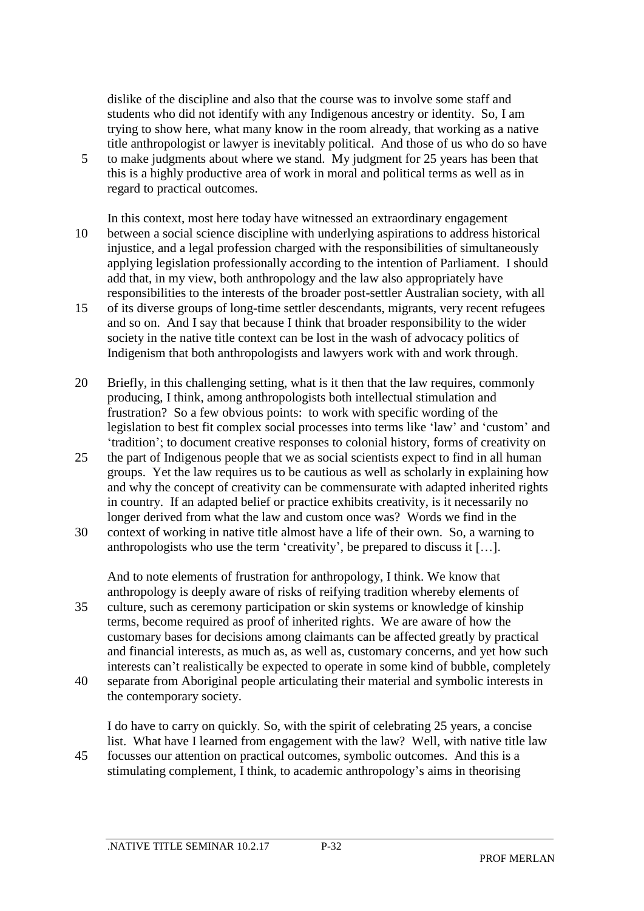dislike of the discipline and also that the course was to involve some staff and students who did not identify with any Indigenous ancestry or identity. So, I am trying to show here, what many know in the room already, that working as a native title anthropologist or lawyer is inevitably political. And those of us who do so have to make judgments about where we stand. My judgment for 25 years has been that this is a highly productive area of work in moral and political terms as well as in regard to practical outcomes.

In this context, most here today have witnessed an extraordinary engagement between a social science discipline with underlying aspirations to address historical injustice, and a legal profession charged with the responsibilities of simultaneously applying legislation professionally according to the intention of Parliament. I should add that, in my view, both anthropology and the law also appropriately have responsibilities to the interests of the broader post-settler Australian society, with all of its diverse groups of long-time settler descendants, migrants, very recent refugees and so on. And I say that because I think that broader responsibility to the wider society in the native title context can be lost in the wash of advocacy politics of Indigenism that both anthropologists and lawyers work with and work through.

Briefly, in this challenging setting, what is it then that the law requires, commonly producing, I think, among anthropologists both intellectual stimulation and frustration? So a few obvious points: to work with specific wording of the legislation to best fit complex social processes into terms like 'law' and 'custom' and 'tradition'; to document creative responses to colonial history, forms of creativity on the part of Indigenous people that we as social scientists expect to find in all human groups. Yet the law requires us to be cautious as well as scholarly in explaining how and why the concept of creativity can be commensurate with adapted inherited rights in country. If an adapted belief or practice exhibits creativity, is it necessarily no longer derived from what the law and custom once was? Words we find in the context of working in native title almost have a life of their own. So, a warning to anthropologists who use the term 'creativity', be prepared to discuss it […].

And to note elements of frustration for anthropology, I think. We know that anthropology is deeply aware of risks of reifying tradition whereby elements of culture, such as ceremony participation or skin systems or knowledge of kinship terms, become required as proof of inherited rights. We are aware of how the customary bases for decisions among claimants can be affected greatly by practical and financial interests, as much as, as well as, customary concerns, and yet how such interests can't realistically be expected to operate in some kind of bubble, completely separate from Aboriginal people articulating their material and symbolic interests in the contemporary society.

I do have to carry on quickly. So, with the spirit of celebrating 25 years, a concise list. What have I learned from engagement with the law? Well, with native title law focusses our attention on practical outcomes, symbolic outcomes. And this is a stimulating complement, I think, to academic anthropology's aims in theorising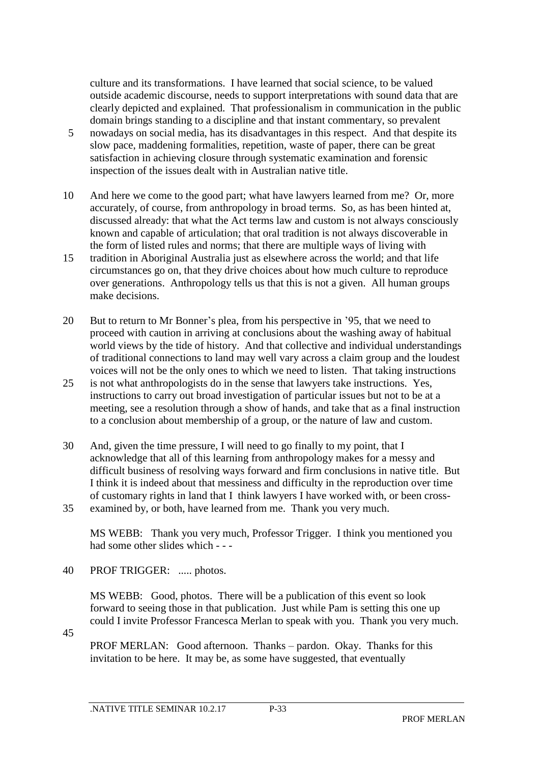culture and its transformations. I have learned that social science, to be valued outside academic discourse, needs to support interpretations with sound data that are clearly depicted and explained. That professionalism in communication in the public domain brings standing to a discipline and that instant commentary, so prevalent nowadays on social media, has its disadvantages in this respect. And that despite its slow pace, maddening formalities, repetition, waste of paper, there can be great satisfaction in achieving closure through systematic examination and forensic inspection of the issues dealt with in Australian native title.

And here we come to the good part; what have lawyers learned from me? Or, more accurately, of course, from anthropology in broad terms. So, as has been hinted at, discussed already: that what the Act terms law and custom is not always consciously known and capable of articulation; that oral tradition is not always discoverable in the form of listed rules and norms; that there are multiple ways of living with tradition in Aboriginal Australia just as elsewhere across the world; and that life circumstances go on, that they drive choices about how much culture to reproduce over generations. Anthropology tells us that this is not a given. All human groups make decisions.

But to return to Mr Bonner's plea, from his perspective in '95, that we need to proceed with caution in arriving at conclusions about the washing away of habitual world views by the tide of history. And that collective and individual understandings of traditional connections to land may well vary across a claim group and the loudest voices will not be the only ones to which we need to listen. That taking instructions is not what anthropologists do in the sense that lawyers take instructions. Yes, instructions to carry out broad investigation of particular issues but not to be at a meeting, see a resolution through a show of hands, and take that as a final instruction to a conclusion about membership of a group, or the nature of law and custom.

And, given the time pressure, I will need to go finally to my point, that I acknowledge that all of this learning from anthropology makes for a messy and difficult business of resolving ways forward and firm conclusions in native title. But I think it is indeed about that messiness and difficulty in the reproduction over time of customary rights in land that I think lawyers I have worked with, or been cross-examined by, or both, have learned from me. Thank you very much.

MS WEBB: Thank you very much, Professor Trigger. I think you mentioned you had some other slides which - - -

PROF TRIGGER: ..... photos.

MS WEBB: Good, photos. There will be a publication of this event so look forward to seeing those in that publication. Just while Pam is setting this one up could I invite Professor Francesca Merlan to speak with you. Thank you very much.

PROF MERLAN: Good afternoon. Thanks – pardon. Okay. Thanks for this invitation to be here. It may be, as some have suggested, that eventually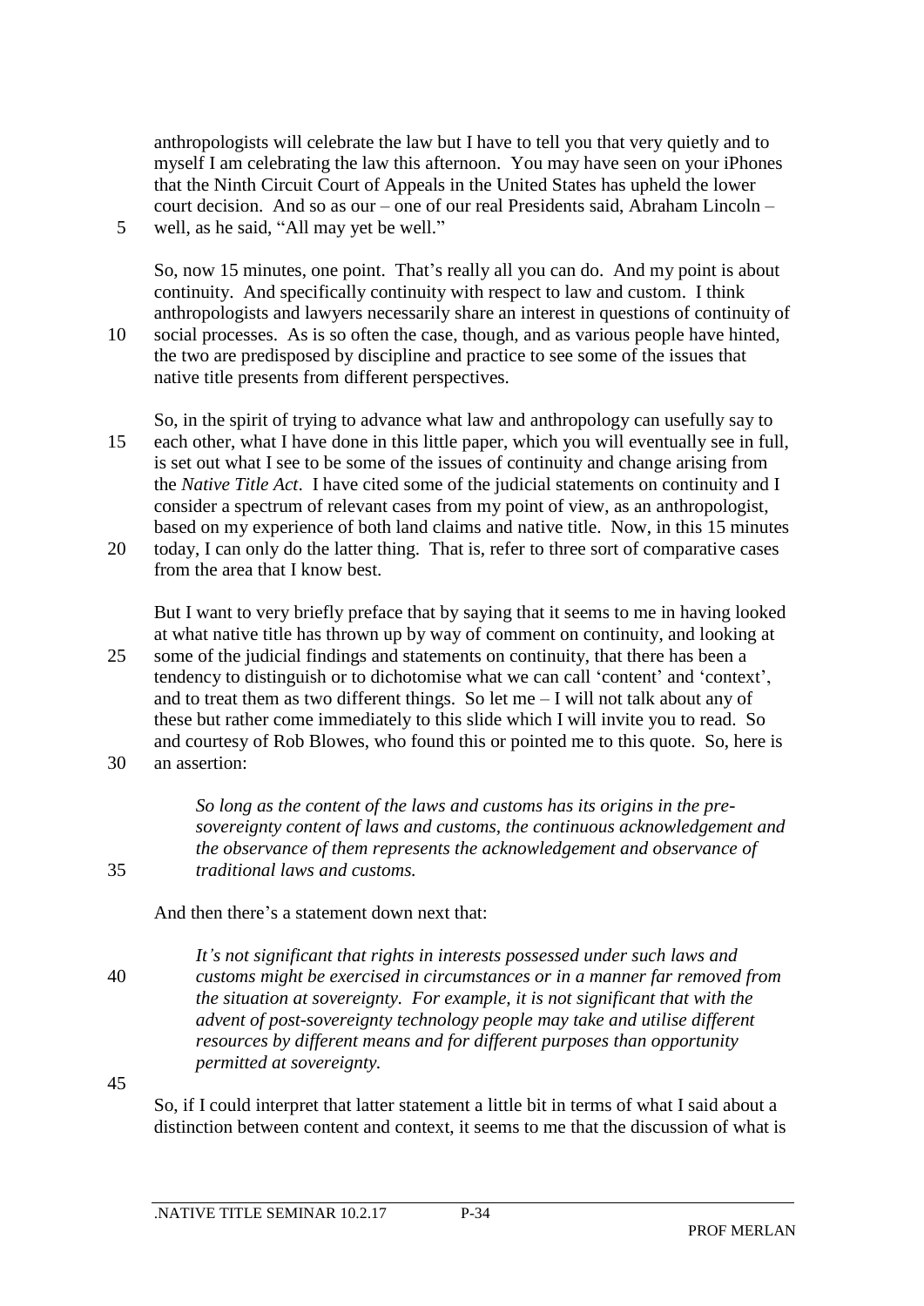anthropologists will celebrate the law but I have to tell you that very quietly and to myself I am celebrating the law this afternoon. You may have seen on your iPhones that the Ninth Circuit Court of Appeals in the United States has upheld the lower court decision. And so as our – one of our real Presidents said, Abraham Lincoln – well, as he said, "All may yet be well."

So, now 15 minutes, one point. That's really all you can do. And my point is about continuity. And specifically continuity with respect to law and custom. I think anthropologists and lawyers necessarily share an interest in questions of continuity of social processes. As is so often the case, though, and as various people have hinted, the two are predisposed by discipline and practice to see some of the issues that native title presents from different perspectives.

So, in the spirit of trying to advance what law and anthropology can usefully say to each other, what I have done in this little paper, which you will eventually see in full, is set out what I see to be some of the issues of continuity and change arising from the *Native Title Act*. I have cited some of the judicial statements on continuity and I consider a spectrum of relevant cases from my point of view, as an anthropologist, based on my experience of both land claims and native title. Now, in this 15 minutes today, I can only do the latter thing. That is, refer to three sort of comparative cases from the area that I know best.

But I want to very briefly preface that by saying that it seems to me in having looked at what native title has thrown up by way of comment on continuity, and looking at some of the judicial findings and statements on continuity, that there has been a tendency to distinguish or to dichotomise what we can call 'content' and 'context', and to treat them as two different things. So let me – I will not talk about any of these but rather come immediately to this slide which I will invite you to read. So and courtesy of Rob Blowes, who found this or pointed me to this quote. So, here is an assertion:

> *So long as the content of the laws and customs has its origins in the pre-sovereignty content of laws and customs, the continuous acknowledgement and the observance of them represents the acknowledgement and observance of traditional laws and customs.*

And then there's a statement down next that:

> *It's not significant that rights in interests possessed under such laws and customs might be exercised in circumstances or in a manner far removed from the situation at sovereignty. For example, it is not significant that with the advent of post-sovereignty technology people may take and utilise different resources by different means and for different purposes than opportunity permitted at sovereignty.*

So, if I could interpret that latter statement a little bit in terms of what I said about a distinction between content and context, it seems to me that the discussion of what is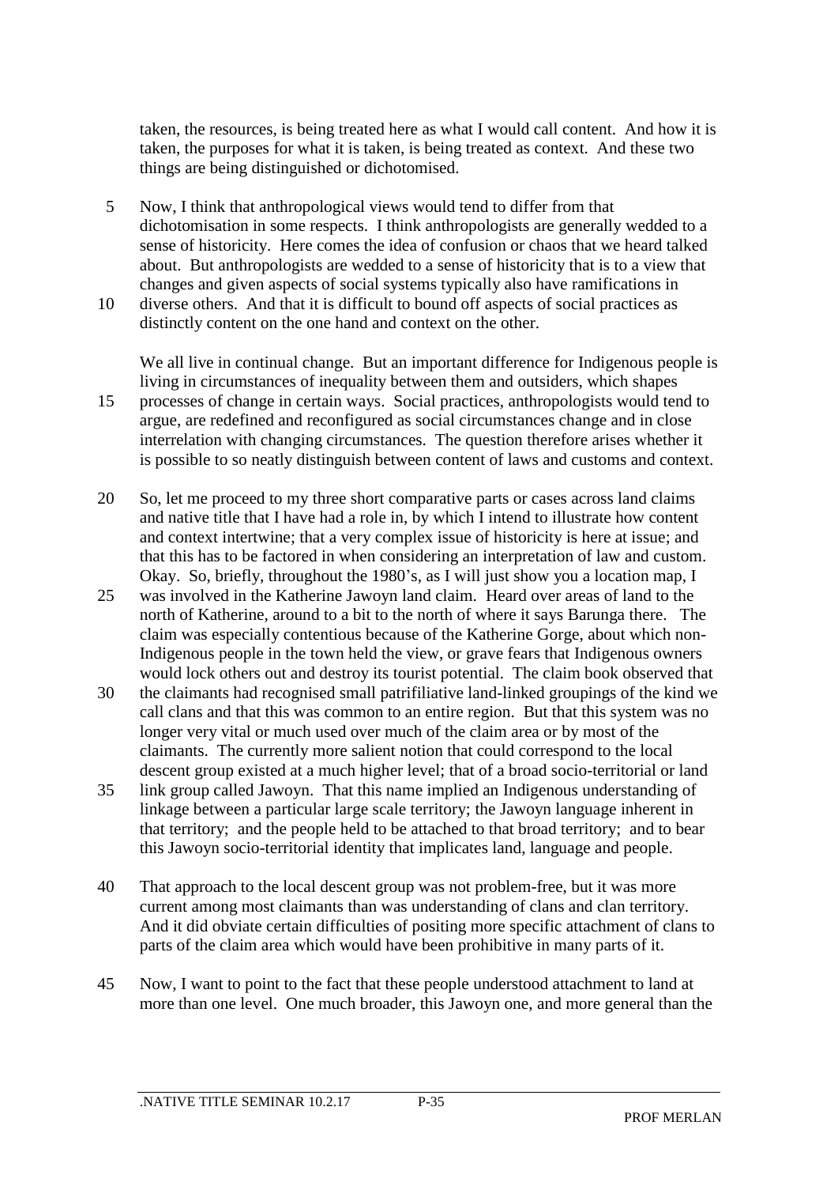taken, the resources, is being treated here as what I would call content. And how it is taken, the purposes for what it is taken, is being treated as context. And these two things are being distinguished or dichotomised.

Now, I think that anthropological views would tend to differ from that dichotomisation in some respects. I think anthropologists are generally wedded to a sense of historicity. Here comes the idea of confusion or chaos that we heard talked about. But anthropologists are wedded to a sense of historicity that is to a view that changes and given aspects of social systems typically also have ramifications in diverse others. And that it is difficult to bound off aspects of social practices as distinctly content on the one hand and context on the other.

We all live in continual change. But an important difference for Indigenous people is living in circumstances of inequality between them and outsiders, which shapes processes of change in certain ways. Social practices, anthropologists would tend to argue, are redefined and reconfigured as social circumstances change and in close interrelation with changing circumstances. The question therefore arises whether it is possible to so neatly distinguish between content of laws and customs and context.

So, let me proceed to my three short comparative parts or cases across land claims and native title that I have had a role in, by which I intend to illustrate how content and context intertwine; that a very complex issue of historicity is here at issue; and that this has to be factored in when considering an interpretation of law and custom. Okay. So, briefly, throughout the 1980's, as I will just show you a location map, I was involved in the Katherine Jawoyn land claim. Heard over areas of land to the north of Katherine, around to a bit to the north of where it says Barunga there. The claim was especially contentious because of the Katherine Gorge, about which non-Indigenous people in the town held the view, or grave fears that Indigenous owners would lock others out and destroy its tourist potential. The claim book observed that the claimants had recognised small patrifiliative land-linked groupings of the kind we call clans and that this was common to an entire region. But that this system was no longer very vital or much used over much of the claim area or by most of the claimants. The currently more salient notion that could correspond to the local descent group existed at a much higher level; that of a broad socio-territorial or land link group called Jawoyn. That this name implied an Indigenous understanding of linkage between a particular large scale territory; the Jawoyn language inherent in that territory; and the people held to be attached to that broad territory; and to bear this Jawoyn socio-territorial identity that implicates land, language and people.

That approach to the local descent group was not problem-free, but it was more current among most claimants than was understanding of clans and clan territory. And it did obviate certain difficulties of positing more specific attachment of clans to parts of the claim area which would have been prohibitive in many parts of it.

Now, I want to point to the fact that these people understood attachment to land at more than one level. One much broader, this Jawoyn one, and more general than the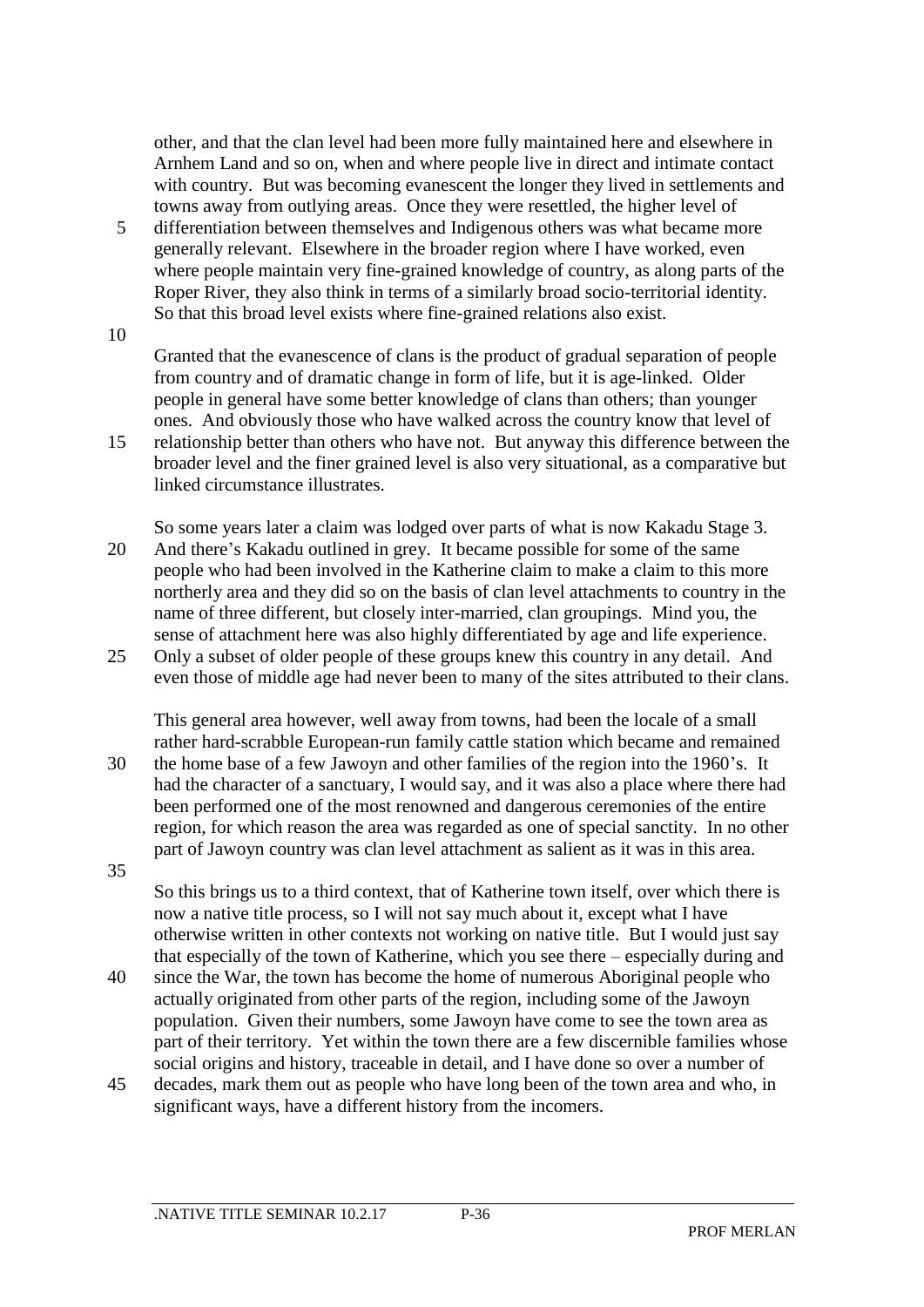other, and that the clan level had been more fully maintained here and elsewhere in Arnhem Land and so on, when and where people live in direct and intimate contact with country. But was becoming evanescent the longer they lived in settlements and towns away from outlying areas. Once they were resettled, the higher level of differentiation between themselves and Indigenous others was what became more generally relevant. Elsewhere in the broader region where I have worked, even where people maintain very fine-grained knowledge of country, as along parts of the Roper River, they also think in terms of a similarly broad socio-territorial identity. So that this broad level exists where fine-grained relations also exist.

Granted that the evanescence of clans is the product of gradual separation of people from country and of dramatic change in form of life, but it is age-linked. Older people in general have some better knowledge of clans than others; than younger ones. And obviously those who have walked across the country know that level of relationship better than others who have not. But anyway this difference between the broader level and the finer grained level is also very situational, as a comparative but linked circumstance illustrates.

So some years later a claim was lodged over parts of what is now Kakadu Stage 3. And there's Kakadu outlined in grey. It became possible for some of the same people who had been involved in the Katherine claim to make a claim to this more northerly area and they did so on the basis of clan level attachments to country in the name of three different, but closely inter-married, clan groupings. Mind you, the sense of attachment here was also highly differentiated by age and life experience. Only a subset of older people of these groups knew this country in any detail. And even those of middle age had never been to many of the sites attributed to their clans.

This general area however, well away from towns, had been the locale of a small rather hard-scrabble European-run family cattle station which became and remained the home base of a few Jawoyn and other families of the region into the 1960's. It had the character of a sanctuary, I would say, and it was also a place where there had been performed one of the most renowned and dangerous ceremonies of the entire region, for which reason the area was regarded as one of special sanctity. In no other part of Jawoyn country was clan level attachment as salient as it was in this area.

So this brings us to a third context, that of Katherine town itself, over which there is now a native title process, so I will not say much about it, except what I have otherwise written in other contexts not working on native title. But I would just say that especially of the town of Katherine, which you see there – especially during and since the War, the town has become the home of numerous Aboriginal people who actually originated from other parts of the region, including some of the Jawoyn population. Given their numbers, some Jawoyn have come to see the town area as part of their territory. Yet within the town there are a few discernible families whose social origins and history, traceable in detail, and I have done so over a number of decades, mark them out as people who have long been of the town area and who, in significant ways, have a different history from the incomers.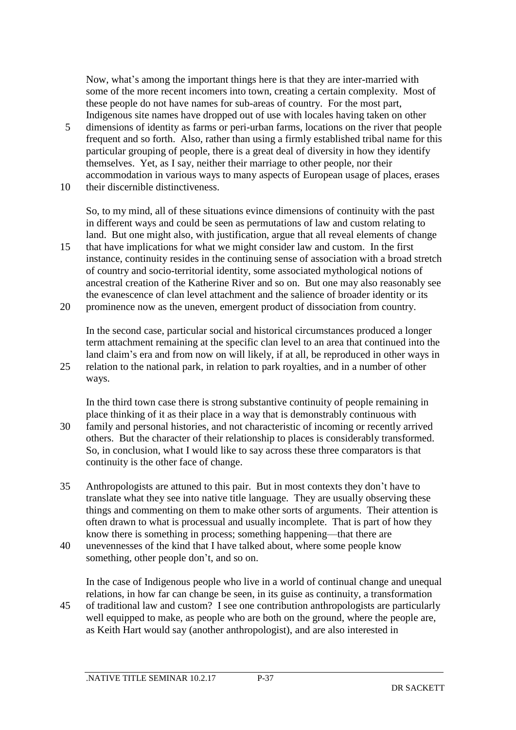Now, what's among the important things here is that they are inter-married with some of the more recent incomers into town, creating a certain complexity. Most of these people do not have names for sub-areas of country. For the most part, Indigenous site names have dropped out of use with locales having taken on other dimensions of identity as farms or peri-urban farms, locations on the river that people frequent and so forth. Also, rather than using a firmly established tribal name for this particular grouping of people, there is a great deal of diversity in how they identify themselves. Yet, as I say, neither their marriage to other people, nor their accommodation in various ways to many aspects of European usage of places, erases their discernible distinctiveness.

So, to my mind, all of these situations evince dimensions of continuity with the past in different ways and could be seen as permutations of law and custom relating to land. But one might also, with justification, argue that all reveal elements of change that have implications for what we might consider law and custom. In the first instance, continuity resides in the continuing sense of association with a broad stretch of country and socio-territorial identity, some associated mythological notions of ancestral creation of the Katherine River and so on. But one may also reasonably see the evanescence of clan level attachment and the salience of broader identity or its prominence now as the uneven, emergent product of dissociation from country.

In the second case, particular social and historical circumstances produced a longer term attachment remaining at the specific clan level to an area that continued into the land claim's era and from now on will likely, if at all, be reproduced in other ways in relation to the national park, in relation to park royalties, and in a number of other ways.

In the third town case there is strong substantive continuity of people remaining in place thinking of it as their place in a way that is demonstrably continuous with family and personal histories, and not characteristic of incoming or recently arrived others. But the character of their relationship to places is considerably transformed. So, in conclusion, what I would like to say across these three comparators is that continuity is the other face of change.

Anthropologists are attuned to this pair. But in most contexts they don't have to translate what they see into native title language. They are usually observing these things and commenting on them to make other sorts of arguments. Their attention is often drawn to what is processual and usually incomplete. That is part of how they know there is something in process; something happening—that there are unevennesses of the kind that I have talked about, where some people know something, other people don't, and so on.

In the case of Indigenous people who live in a world of continual change and unequal relations, in how far can change be seen, in its guise as continuity, a transformation of traditional law and custom? I see one contribution anthropologists are particularly well equipped to make, as people who are both on the ground, where the people are, as Keith Hart would say (another anthropologist), and are also interested in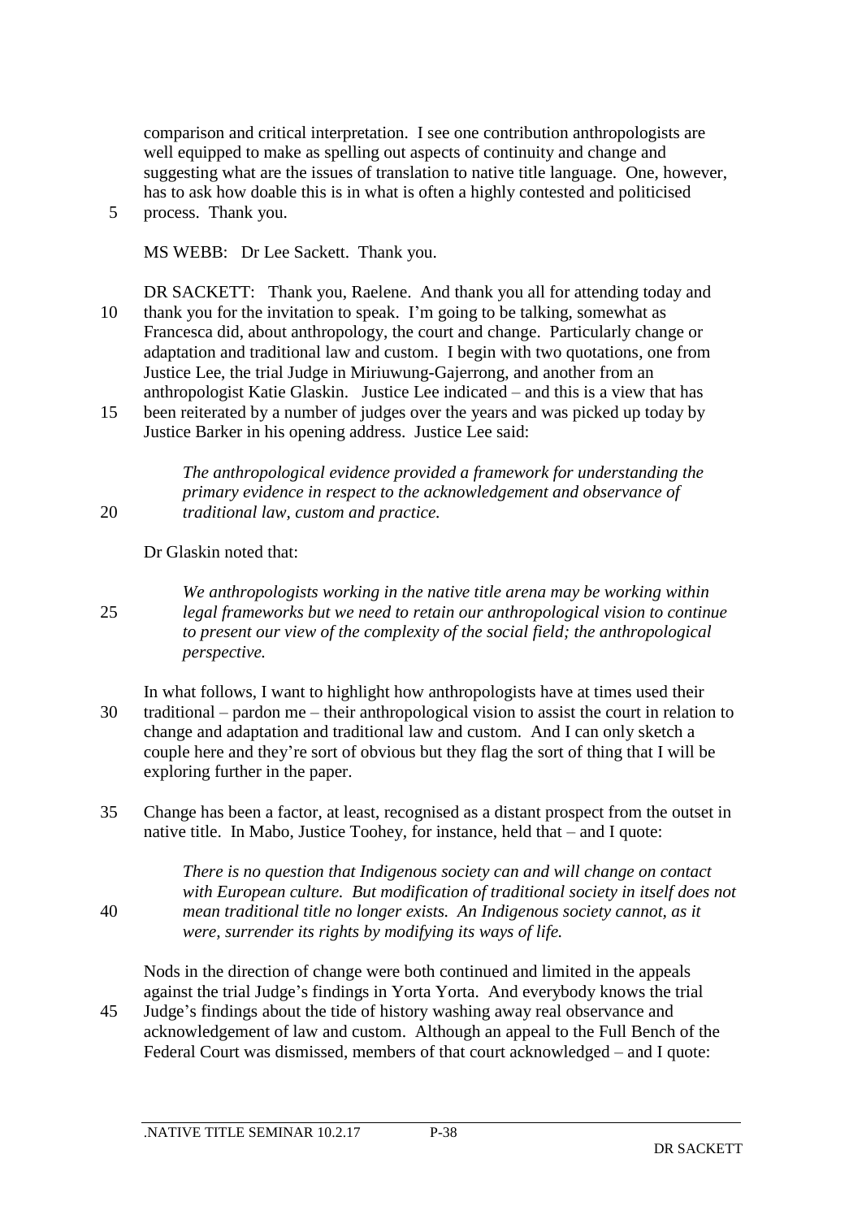comparison and critical interpretation. I see one contribution anthropologists are well equipped to make as spelling out aspects of continuity and change and suggesting what are the issues of translation to native title language. One, however, has to ask how doable this is in what is often a highly contested and politicised process. Thank you.

MS WEBB: Dr Lee Sackett. Thank you.

DR SACKETT: Thank you, Raelene. And thank you all for attending today and thank you for the invitation to speak. I'm going to be talking, somewhat as Francesca did, about anthropology, the court and change. Particularly change or adaptation and traditional law and custom. I begin with two quotations, one from Justice Lee, the trial Judge in Miriuwung-Gajerrong, and another from an anthropologist Katie Glaskin. Justice Lee indicated – and this is a view that has been reiterated by a number of judges over the years and was picked up today by Justice Barker in his opening address. Justice Lee said:

> *The anthropological evidence provided a framework for understanding the primary evidence in respect to the acknowledgement and observance of traditional law, custom and practice.*

Dr Glaskin noted that:

> *We anthropologists working in the native title arena may be working within legal frameworks but we need to retain our anthropological vision to continue to present our view of the complexity of the social field; the anthropological perspective.*

In what follows, I want to highlight how anthropologists have at times used their traditional – pardon me – their anthropological vision to assist the court in relation to change and adaptation and traditional law and custom. And I can only sketch a couple here and they're sort of obvious but they flag the sort of thing that I will be exploring further in the paper.

Change has been a factor, at least, recognised as a distant prospect from the outset in native title. In Mabo, Justice Toohey, for instance, held that – and I quote:

> *There is no question that Indigenous society can and will change on contact with European culture. But modification of traditional society in itself does not mean traditional title no longer exists. An Indigenous society cannot, as it were, surrender its rights by modifying its ways of life.*

Nods in the direction of change were both continued and limited in the appeals against the trial Judge's findings in Yorta Yorta. And everybody knows the trial Judge's findings about the tide of history washing away real observance and acknowledgement of law and custom. Although an appeal to the Full Bench of the Federal Court was dismissed, members of that court acknowledged – and I quote: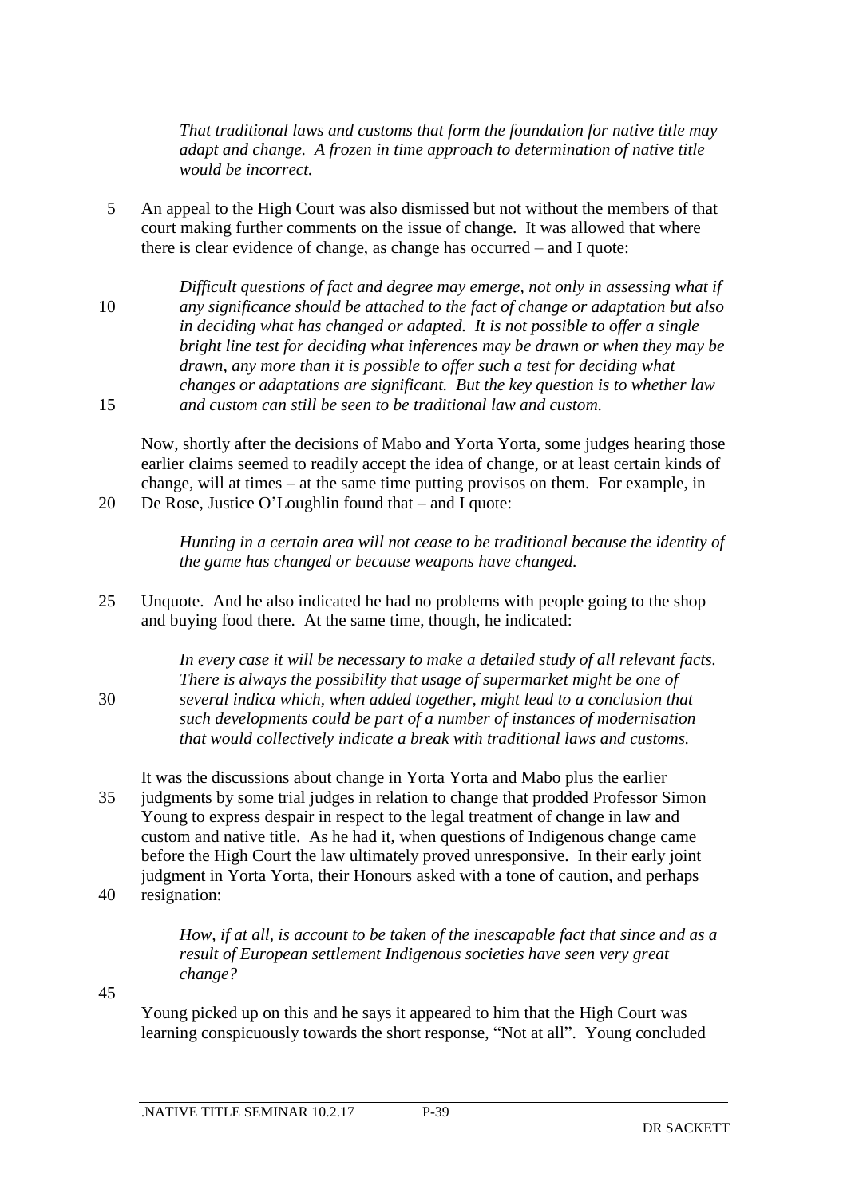*That traditional laws and customs that form the foundation for native title may adapt and change. A frozen in time approach to determination of native title would be incorrect.*

An appeal to the High Court was also dismissed but not without the members of that court making further comments on the issue of change. It was allowed that where there is clear evidence of change, as change has occurred – and I quote:

*Difficult questions of fact and degree may emerge, not only in assessing what if any significance should be attached to the fact of change or adaptation but also in deciding what has changed or adapted. It is not possible to offer a single bright line test for deciding what inferences may be drawn or when they may be drawn, any more than it is possible to offer such a test for deciding what changes or adaptations are significant. But the key question is to whether law and custom can still be seen to be traditional law and custom.*

Now, shortly after the decisions of Mabo and Yorta Yorta, some judges hearing those earlier claims seemed to readily accept the idea of change, or at least certain kinds of change, will at times – at the same time putting provisos on them. For example, in De Rose, Justice O'Loughlin found that – and I quote:

*Hunting in a certain area will not cease to be traditional because the identity of the game has changed or because weapons have changed.*

Unquote. And he also indicated he had no problems with people going to the shop and buying food there. At the same time, though, he indicated:

*In every case it will be necessary to make a detailed study of all relevant facts. There is always the possibility that usage of supermarket might be one of several indica which, when added together, might lead to a conclusion that such developments could be part of a number of instances of modernisation that would collectively indicate a break with traditional laws and customs.*

It was the discussions about change in Yorta Yorta and Mabo plus the earlier judgments by some trial judges in relation to change that prodded Professor Simon Young to express despair in respect to the legal treatment of change in law and custom and native title. As he had it, when questions of Indigenous change came before the High Court the law ultimately proved unresponsive. In their early joint judgment in Yorta Yorta, their Honours asked with a tone of caution, and perhaps resignation:

*How, if at all, is account to be taken of the inescapable fact that since and as a result of European settlement Indigenous societies have seen very great change?*

Young picked up on this and he says it appeared to him that the High Court was learning conspicuously towards the short response, "Not at all". Young concluded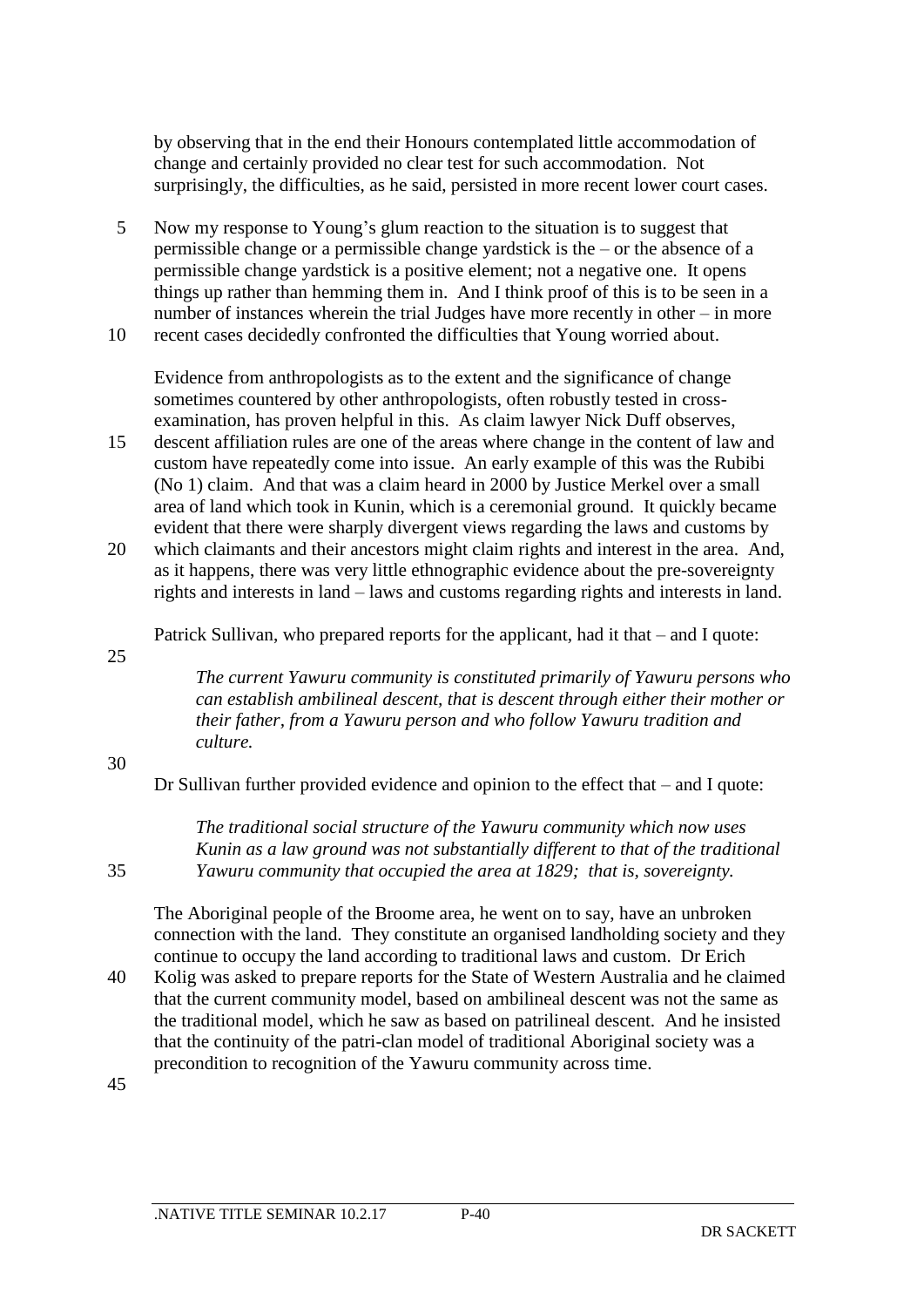by observing that in the end their Honours contemplated little accommodation of change and certainly provided no clear test for such accommodation. Not surprisingly, the difficulties, as he said, persisted in more recent lower court cases.

Now my response to Young's glum reaction to the situation is to suggest that permissible change or a permissible change yardstick is the – or the absence of a permissible change yardstick is a positive element; not a negative one. It opens things up rather than hemming them in. And I think proof of this is to be seen in a number of instances wherein the trial Judges have more recently in other – in more recent cases decidedly confronted the difficulties that Young worried about.

Evidence from anthropologists as to the extent and the significance of change sometimes countered by other anthropologists, often robustly tested in cross-examination, has proven helpful in this. As claim lawyer Nick Duff observes, descent affiliation rules are one of the areas where change in the content of law and custom have repeatedly come into issue. An early example of this was the Rubibi (No 1) claim. And that was a claim heard in 2000 by Justice Merkel over a small area of land which took in Kunin, which is a ceremonial ground. It quickly became evident that there were sharply divergent views regarding the laws and customs by which claimants and their ancestors might claim rights and interest in the area. And, as it happens, there was very little ethnographic evidence about the pre-sovereignty rights and interests in land – laws and customs regarding rights and interests in land.

Patrick Sullivan, who prepared reports for the applicant, had it that – and I quote:

> *The current Yawuru community is constituted primarily of Yawuru persons who can establish ambilineal descent, that is descent through either their mother or their father, from a Yawuru person and who follow Yawuru tradition and culture.*

Dr Sullivan further provided evidence and opinion to the effect that – and I quote:

> *The traditional social structure of the Yawuru community which now uses Kunin as a law ground was not substantially different to that of the traditional Yawuru community that occupied the area at 1829; that is, sovereignty.*

The Aboriginal people of the Broome area, he went on to say, have an unbroken connection with the land. They constitute an organised landholding society and they continue to occupy the land according to traditional laws and custom. Dr Erich Kolig was asked to prepare reports for the State of Western Australia and he claimed that the current community model, based on ambilineal descent was not the same as the traditional model, which he saw as based on patrilineal descent. And he insisted that the continuity of the patri-clan model of traditional Aboriginal society was a precondition to recognition of the Yawuru community across time.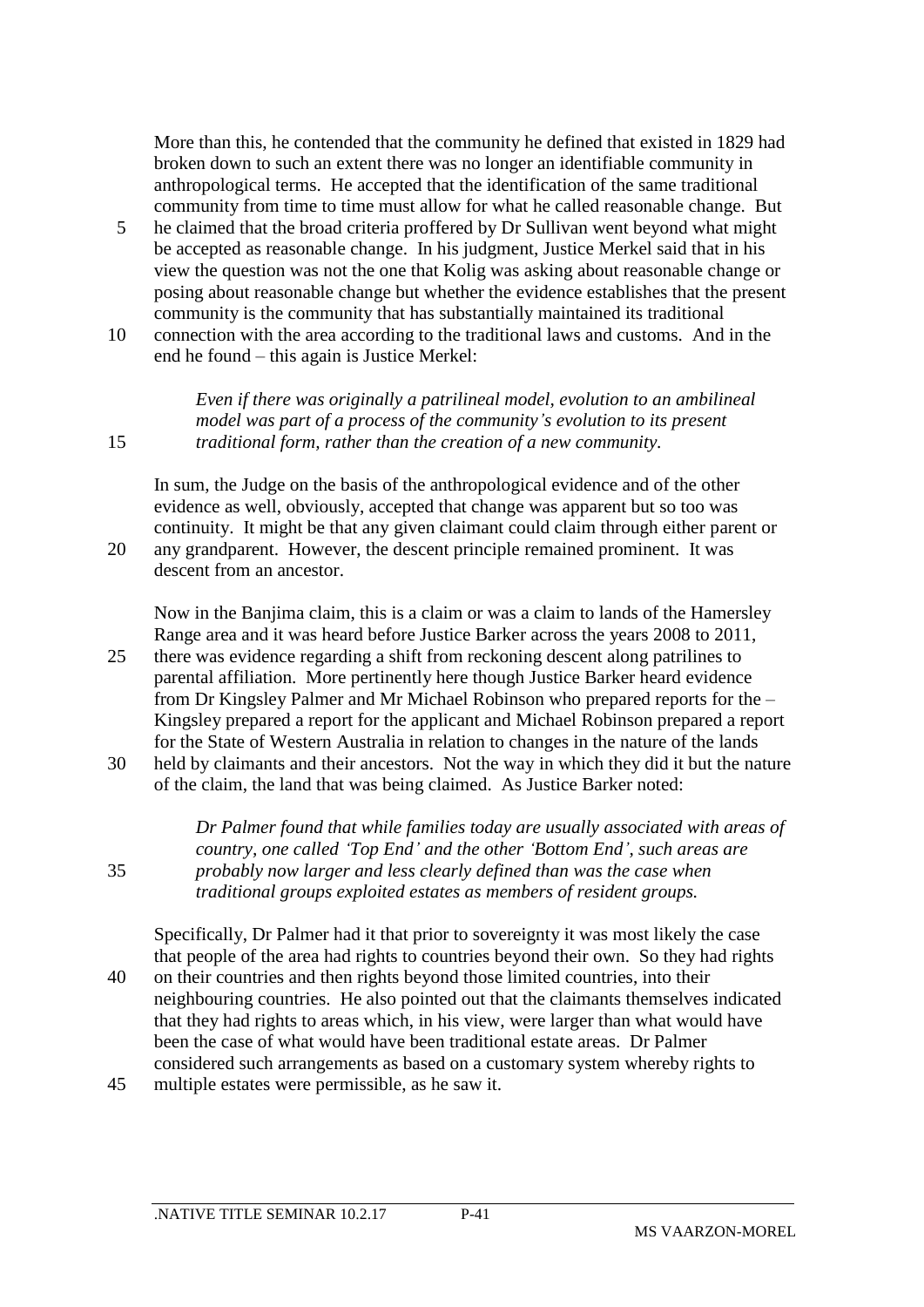More than this, he contended that the community he defined that existed in 1829 had broken down to such an extent there was no longer an identifiable community in anthropological terms. He accepted that the identification of the same traditional community from time to time must allow for what he called reasonable change. But he claimed that the broad criteria proffered by Dr Sullivan went beyond what might be accepted as reasonable change. In his judgment, Justice Merkel said that in his view the question was not the one that Kolig was asking about reasonable change or posing about reasonable change but whether the evidence establishes that the present community is the community that has substantially maintained its traditional connection with the area according to the traditional laws and customs. And in the end he found – this again is Justice Merkel:

> *Even if there was originally a patrilineal model, evolution to an ambilineal model was part of a process of the community's evolution to its present traditional form, rather than the creation of a new community.*

In sum, the Judge on the basis of the anthropological evidence and of the other evidence as well, obviously, accepted that change was apparent but so too was continuity. It might be that any given claimant could claim through either parent or any grandparent. However, the descent principle remained prominent. It was descent from an ancestor.

Now in the Banjima claim, this is a claim or was a claim to lands of the Hamersley Range area and it was heard before Justice Barker across the years 2008 to 2011, there was evidence regarding a shift from reckoning descent along patrilines to parental affiliation. More pertinently here though Justice Barker heard evidence from Dr Kingsley Palmer and Mr Michael Robinson who prepared reports for the – Kingsley prepared a report for the applicant and Michael Robinson prepared a report for the State of Western Australia in relation to changes in the nature of the lands held by claimants and their ancestors. Not the way in which they did it but the nature of the claim, the land that was being claimed. As Justice Barker noted:

> *Dr Palmer found that while families today are usually associated with areas of country, one called 'Top End' and the other 'Bottom End', such areas are probably now larger and less clearly defined than was the case when traditional groups exploited estates as members of resident groups.*

Specifically, Dr Palmer had it that prior to sovereignty it was most likely the case that people of the area had rights to countries beyond their own. So they had rights on their countries and then rights beyond those limited countries, into their neighbouring countries. He also pointed out that the claimants themselves indicated that they had rights to areas which, in his view, were larger than what would have been the case of what would have been traditional estate areas. Dr Palmer considered such arrangements as based on a customary system whereby rights to multiple estates were permissible, as he saw it.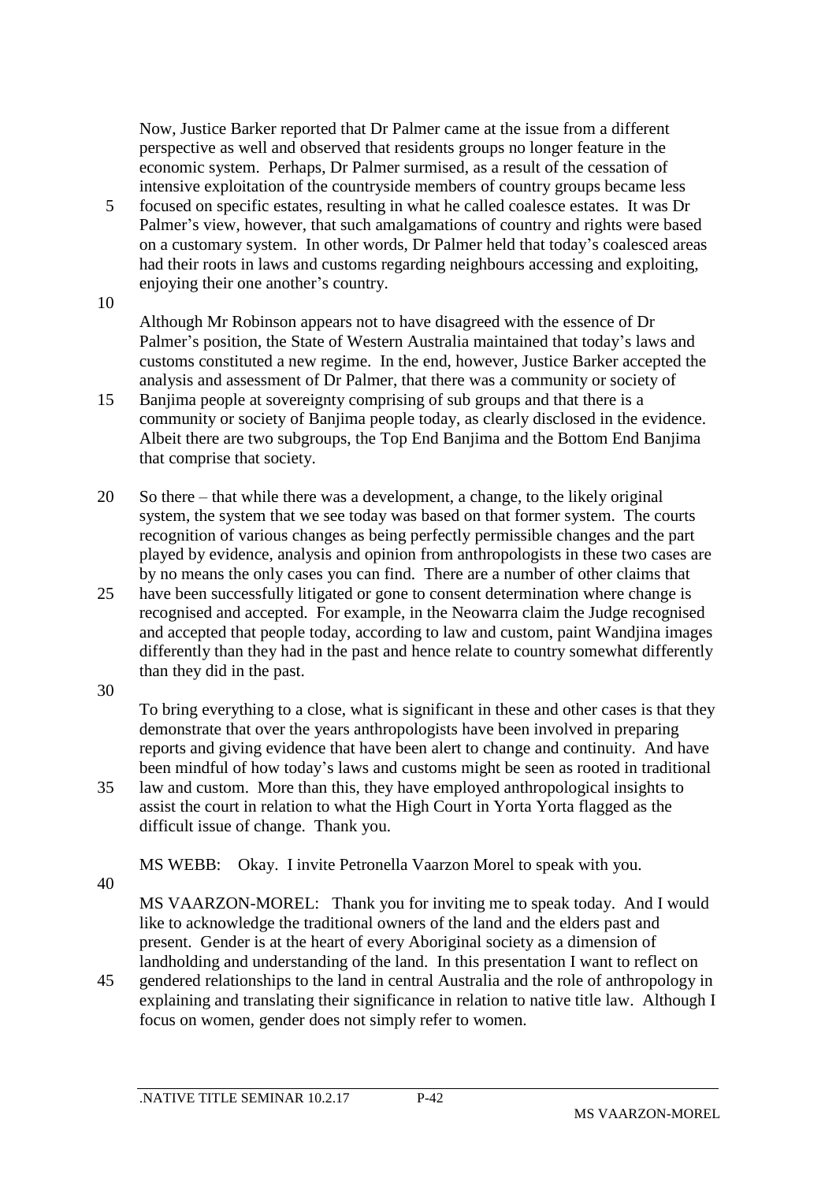Now, Justice Barker reported that Dr Palmer came at the issue from a different perspective as well and observed that residents groups no longer feature in the economic system. Perhaps, Dr Palmer surmised, as a result of the cessation of intensive exploitation of the countryside members of country groups became less focused on specific estates, resulting in what he called coalesce estates. It was Dr Palmer's view, however, that such amalgamations of country and rights were based on a customary system. In other words, Dr Palmer held that today's coalesced areas had their roots in laws and customs regarding neighbours accessing and exploiting, enjoying their one another's country.

Although Mr Robinson appears not to have disagreed with the essence of Dr Palmer's position, the State of Western Australia maintained that today's laws and customs constituted a new regime. In the end, however, Justice Barker accepted the analysis and assessment of Dr Palmer, that there was a community or society of Banjima people at sovereignty comprising of sub groups and that there is a community or society of Banjima people today, as clearly disclosed in the evidence. Albeit there are two subgroups, the Top End Banjima and the Bottom End Banjima that comprise that society.

So there – that while there was a development, a change, to the likely original system, the system that we see today was based on that former system. The courts recognition of various changes as being perfectly permissible changes and the part played by evidence, analysis and opinion from anthropologists in these two cases are by no means the only cases you can find. There are a number of other claims that have been successfully litigated or gone to consent determination where change is recognised and accepted. For example, in the Neowarra claim the Judge recognised and accepted that people today, according to law and custom, paint Wandjina images differently than they had in the past and hence relate to country somewhat differently than they did in the past.

To bring everything to a close, what is significant in these and other cases is that they demonstrate that over the years anthropologists have been involved in preparing reports and giving evidence that have been alert to change and continuity. And have been mindful of how today's laws and customs might be seen as rooted in traditional law and custom. More than this, they have employed anthropological insights to assist the court in relation to what the High Court in Yorta Yorta flagged as the difficult issue of change. Thank you.

MS WEBB: Okay. I invite Petronella Vaarzon Morel to speak with you.

MS VAARZON-MOREL: Thank you for inviting me to speak today. And I would like to acknowledge the traditional owners of the land and the elders past and present. Gender is at the heart of every Aboriginal society as a dimension of landholding and understanding of the land. In this presentation I want to reflect on gendered relationships to the land in central Australia and the role of anthropology in explaining and translating their significance in relation to native title law. Although I focus on women, gender does not simply refer to women.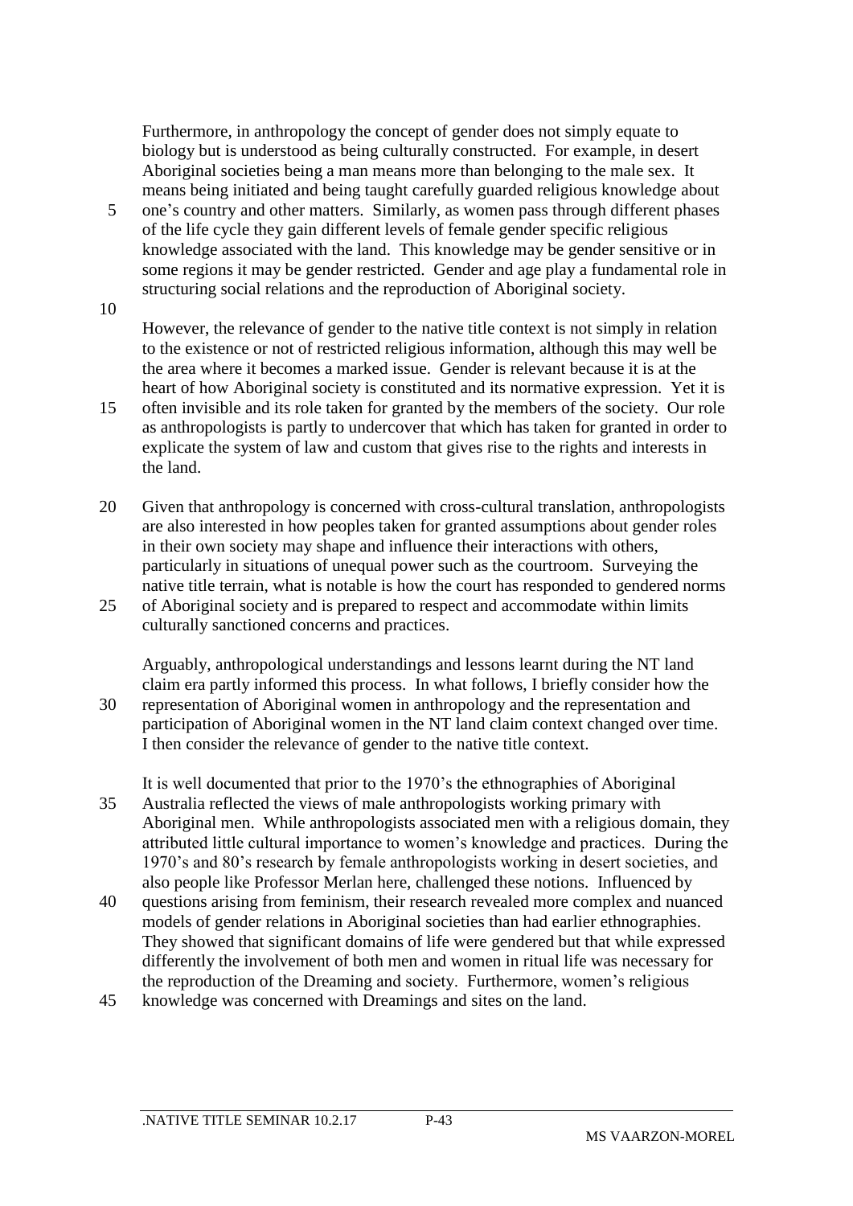Furthermore, in anthropology the concept of gender does not simply equate to biology but is understood as being culturally constructed. For example, in desert Aboriginal societies being a man means more than belonging to the male sex. It means being initiated and being taught carefully guarded religious knowledge about one's country and other matters. Similarly, as women pass through different phases of the life cycle they gain different levels of female gender specific religious knowledge associated with the land. This knowledge may be gender sensitive or in some regions it may be gender restricted. Gender and age play a fundamental role in structuring social relations and the reproduction of Aboriginal society.

However, the relevance of gender to the native title context is not simply in relation to the existence or not of restricted religious information, although this may well be the area where it becomes a marked issue. Gender is relevant because it is at the heart of how Aboriginal society is constituted and its normative expression. Yet it is often invisible and its role taken for granted by the members of the society. Our role as anthropologists is partly to undercover that which has taken for granted in order to explicate the system of law and custom that gives rise to the rights and interests in the land.

Given that anthropology is concerned with cross-cultural translation, anthropologists are also interested in how peoples taken for granted assumptions about gender roles in their own society may shape and influence their interactions with others, particularly in situations of unequal power such as the courtroom. Surveying the native title terrain, what is notable is how the court has responded to gendered norms of Aboriginal society and is prepared to respect and accommodate within limits culturally sanctioned concerns and practices.

Arguably, anthropological understandings and lessons learnt during the NT land claim era partly informed this process. In what follows, I briefly consider how the representation of Aboriginal women in anthropology and the representation and participation of Aboriginal women in the NT land claim context changed over time. I then consider the relevance of gender to the native title context.

It is well documented that prior to the 1970's the ethnographies of Aboriginal Australia reflected the views of male anthropologists working primary with Aboriginal men. While anthropologists associated men with a religious domain, they attributed little cultural importance to women's knowledge and practices. During the 1970's and 80's research by female anthropologists working in desert societies, and also people like Professor Merlan here, challenged these notions. Influenced by questions arising from feminism, their research revealed more complex and nuanced models of gender relations in Aboriginal societies than had earlier ethnographies. They showed that significant domains of life were gendered but that while expressed differently the involvement of both men and women in ritual life was necessary for the reproduction of the Dreaming and society. Furthermore, women's religious knowledge was concerned with Dreamings and sites on the land.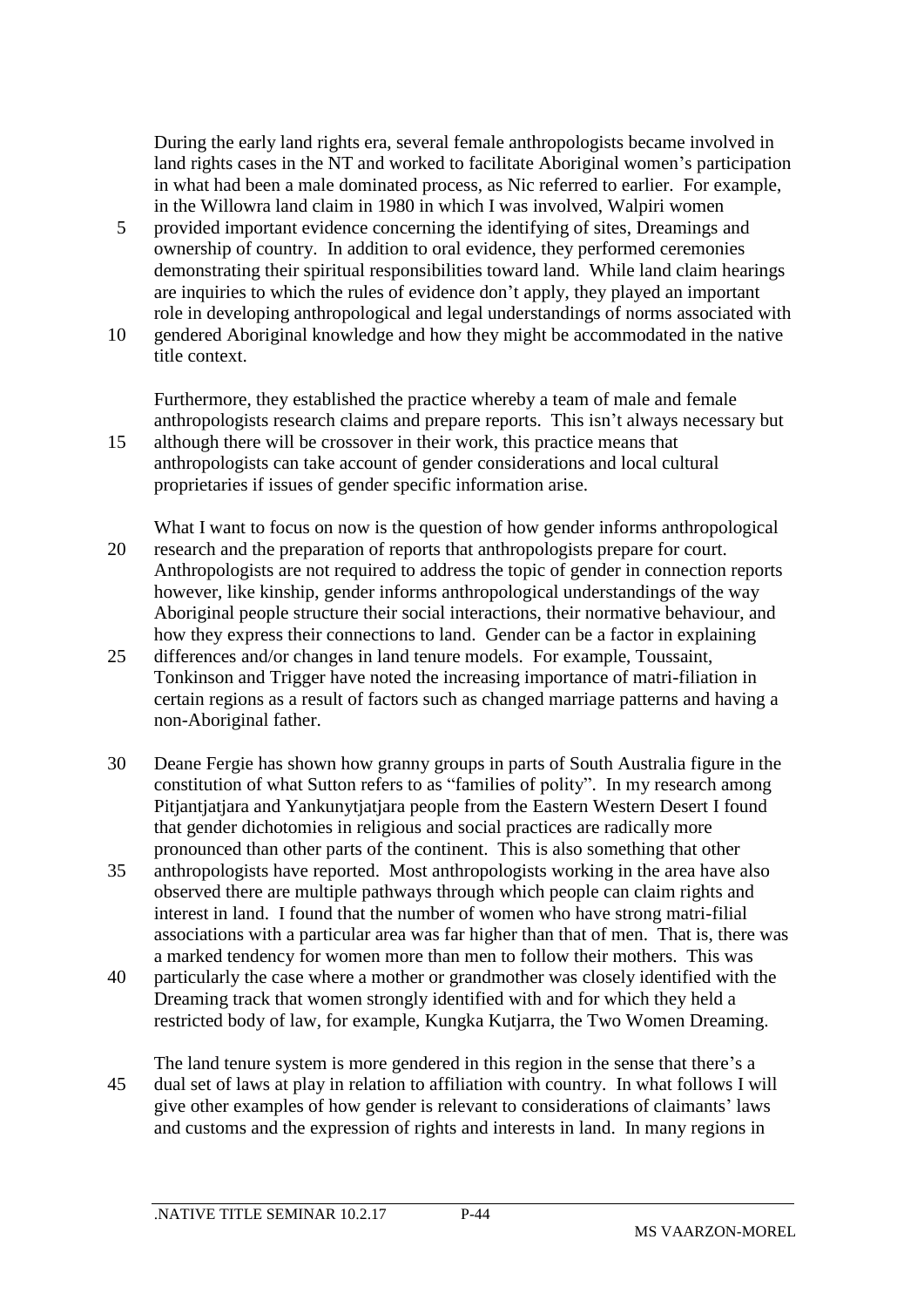During the early land rights era, several female anthropologists became involved in land rights cases in the NT and worked to facilitate Aboriginal women's participation in what had been a male dominated process, as Nic referred to earlier. For example, in the Willowra land claim in 1980 in which I was involved, Walpiri women provided important evidence concerning the identifying of sites, Dreamings and ownership of country. In addition to oral evidence, they performed ceremonies demonstrating their spiritual responsibilities toward land. While land claim hearings are inquiries to which the rules of evidence don't apply, they played an important role in developing anthropological and legal understandings of norms associated with gendered Aboriginal knowledge and how they might be accommodated in the native title context.

Furthermore, they established the practice whereby a team of male and female anthropologists research claims and prepare reports. This isn't always necessary but although there will be crossover in their work, this practice means that anthropologists can take account of gender considerations and local cultural proprietaries if issues of gender specific information arise.

What I want to focus on now is the question of how gender informs anthropological research and the preparation of reports that anthropologists prepare for court. Anthropologists are not required to address the topic of gender in connection reports however, like kinship, gender informs anthropological understandings of the way Aboriginal people structure their social interactions, their normative behaviour, and how they express their connections to land. Gender can be a factor in explaining differences and/or changes in land tenure models. For example, Toussaint, Tonkinson and Trigger have noted the increasing importance of matri-filiation in certain regions as a result of factors such as changed marriage patterns and having a non-Aboriginal father.

Deane Fergie has shown how granny groups in parts of South Australia figure in the constitution of what Sutton refers to as "families of polity". In my research among Pitjantjatjara and Yankunytjatjara people from the Eastern Western Desert I found that gender dichotomies in religious and social practices are radically more pronounced than other parts of the continent. This is also something that other anthropologists have reported. Most anthropologists working in the area have also observed there are multiple pathways through which people can claim rights and interest in land. I found that the number of women who have strong matri-filial associations with a particular area was far higher than that of men. That is, there was a marked tendency for women more than men to follow their mothers. This was particularly the case where a mother or grandmother was closely identified with the Dreaming track that women strongly identified with and for which they held a restricted body of law, for example, Kungka Kutjarra, the Two Women Dreaming.

The land tenure system is more gendered in this region in the sense that there's a dual set of laws at play in relation to affiliation with country. In what follows I will give other examples of how gender is relevant to considerations of claimants' laws and customs and the expression of rights and interests in land. In many regions in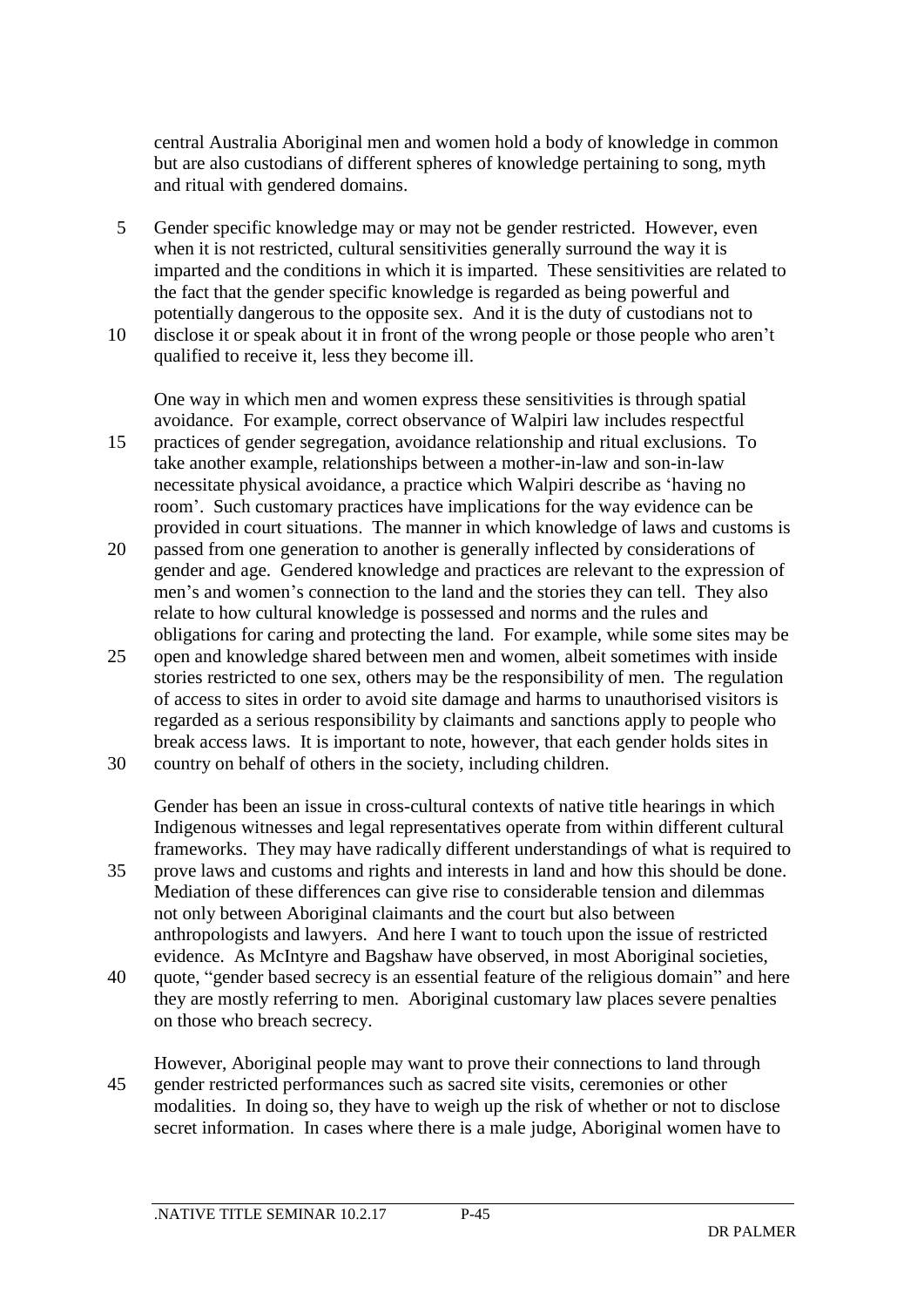central Australia Aboriginal men and women hold a body of knowledge in common but are also custodians of different spheres of knowledge pertaining to song, myth and ritual with gendered domains.

Gender specific knowledge may or may not be gender restricted. However, even when it is not restricted, cultural sensitivities generally surround the way it is imparted and the conditions in which it is imparted. These sensitivities are related to the fact that the gender specific knowledge is regarded as being powerful and potentially dangerous to the opposite sex. And it is the duty of custodians not to disclose it or speak about it in front of the wrong people or those people who aren't qualified to receive it, less they become ill.

One way in which men and women express these sensitivities is through spatial avoidance. For example, correct observance of Walpiri law includes respectful practices of gender segregation, avoidance relationship and ritual exclusions. To take another example, relationships between a mother-in-law and son-in-law necessitate physical avoidance, a practice which Walpiri describe as 'having no room'. Such customary practices have implications for the way evidence can be provided in court situations. The manner in which knowledge of laws and customs is passed from one generation to another is generally inflected by considerations of gender and age. Gendered knowledge and practices are relevant to the expression of men's and women's connection to the land and the stories they can tell. They also relate to how cultural knowledge is possessed and norms and the rules and obligations for caring and protecting the land. For example, while some sites may be open and knowledge shared between men and women, albeit sometimes with inside stories restricted to one sex, others may be the responsibility of men. The regulation of access to sites in order to avoid site damage and harms to unauthorised visitors is regarded as a serious responsibility by claimants and sanctions apply to people who break access laws. It is important to note, however, that each gender holds sites in country on behalf of others in the society, including children.

Gender has been an issue in cross-cultural contexts of native title hearings in which Indigenous witnesses and legal representatives operate from within different cultural frameworks. They may have radically different understandings of what is required to prove laws and customs and rights and interests in land and how this should be done. Mediation of these differences can give rise to considerable tension and dilemmas not only between Aboriginal claimants and the court but also between anthropologists and lawyers. And here I want to touch upon the issue of restricted evidence. As McIntyre and Bagshaw have observed, in most Aboriginal societies, quote, "gender based secrecy is an essential feature of the religious domain" and here they are mostly referring to men. Aboriginal customary law places severe penalties on those who breach secrecy.

However, Aboriginal people may want to prove their connections to land through gender restricted performances such as sacred site visits, ceremonies or other modalities. In doing so, they have to weigh up the risk of whether or not to disclose secret information. In cases where there is a male judge, Aboriginal women have to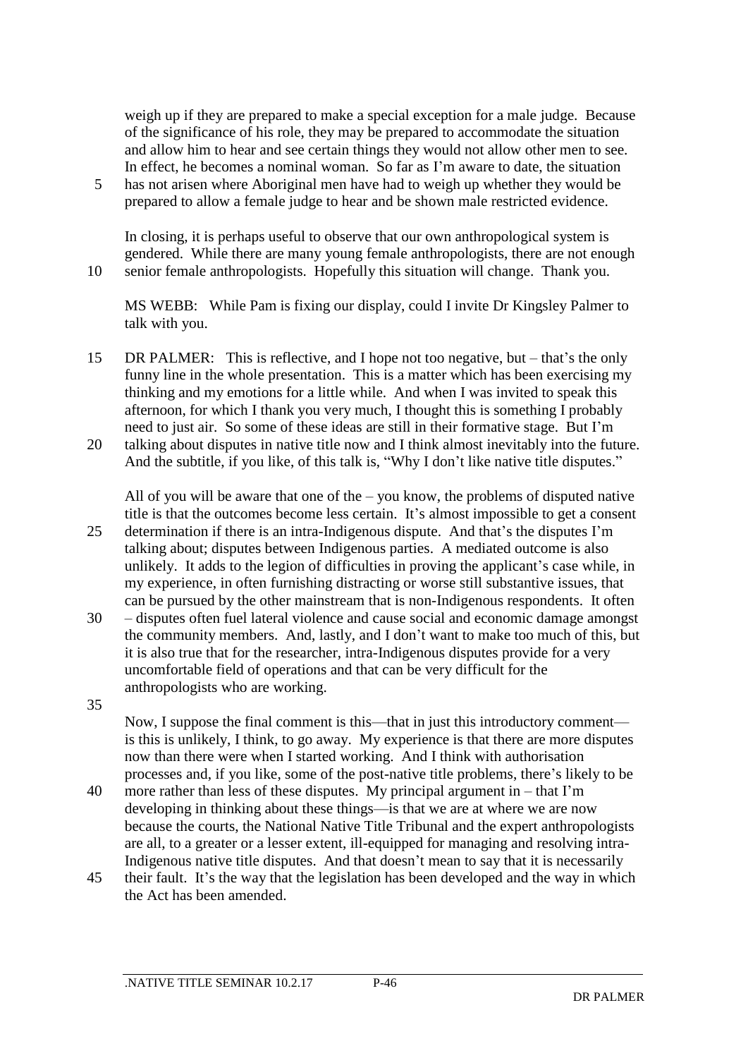weigh up if they are prepared to make a special exception for a male judge. Because of the significance of his role, they may be prepared to accommodate the situation and allow him to hear and see certain things they would not allow other men to see. In effect, he becomes a nominal woman. So far as I'm aware to date, the situation has not arisen where Aboriginal men have had to weigh up whether they would be prepared to allow a female judge to hear and be shown male restricted evidence.

In closing, it is perhaps useful to observe that our own anthropological system is gendered. While there are many young female anthropologists, there are not enough senior female anthropologists. Hopefully this situation will change. Thank you.

MS WEBB: While Pam is fixing our display, could I invite Dr Kingsley Palmer to talk with you.

DR PALMER: This is reflective, and I hope not too negative, but – that's the only funny line in the whole presentation. This is a matter which has been exercising my thinking and my emotions for a little while. And when I was invited to speak this afternoon, for which I thank you very much, I thought this is something I probably need to just air. So some of these ideas are still in their formative stage. But I'm talking about disputes in native title now and I think almost inevitably into the future. And the subtitle, if you like, of this talk is, "Why I don't like native title disputes."

All of you will be aware that one of the – you know, the problems of disputed native title is that the outcomes become less certain. It's almost impossible to get a consent determination if there is an intra-Indigenous dispute. And that's the disputes I'm talking about; disputes between Indigenous parties. A mediated outcome is also unlikely. It adds to the legion of difficulties in proving the applicant's case while, in my experience, in often furnishing distracting or worse still substantive issues, that can be pursued by the other mainstream that is non-Indigenous respondents. It often – disputes often fuel lateral violence and cause social and economic damage amongst the community members. And, lastly, and I don't want to make too much of this, but it is also true that for the researcher, intra-Indigenous disputes provide for a very uncomfortable field of operations and that can be very difficult for the anthropologists who are working.

Now, I suppose the final comment is this—that in just this introductory comment—is this is unlikely, I think, to go away. My experience is that there are more disputes now than there were when I started working. And I think with authorisation processes and, if you like, some of the post-native title problems, there's likely to be more rather than less of these disputes. My principal argument in – that I'm developing in thinking about these things—is that we are at where we are now because the courts, the National Native Title Tribunal and the expert anthropologists are all, to a greater or a lesser extent, ill-equipped for managing and resolving intra-Indigenous native title disputes. And that doesn't mean to say that it is necessarily their fault. It's the way that the legislation has been developed and the way in which the Act has been amended.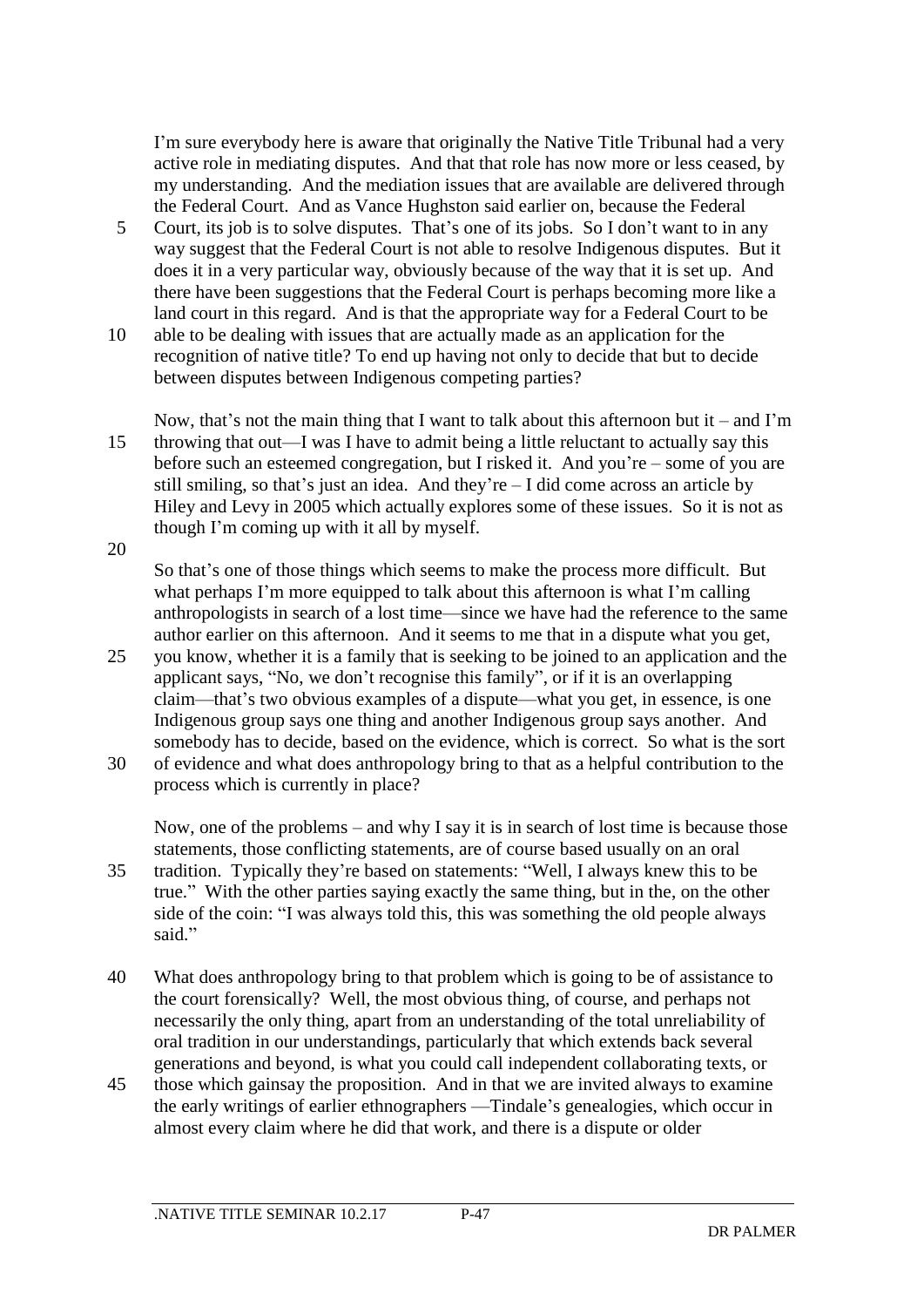I'm sure everybody here is aware that originally the Native Title Tribunal had a very active role in mediating disputes. And that that role has now more or less ceased, by my understanding. And the mediation issues that are available are delivered through the Federal Court. And as Vance Hughston said earlier on, because the Federal Court, its job is to solve disputes. That's one of its jobs. So I don't want to in any way suggest that the Federal Court is not able to resolve Indigenous disputes. But it does it in a very particular way, obviously because of the way that it is set up. And there have been suggestions that the Federal Court is perhaps becoming more like a land court in this regard. And is that the appropriate way for a Federal Court to be able to be dealing with issues that are actually made as an application for the recognition of native title? To end up having not only to decide that but to decide between disputes between Indigenous competing parties?

Now, that's not the main thing that I want to talk about this afternoon but it – and I'm throwing that out—I was I have to admit being a little reluctant to actually say this before such an esteemed congregation, but I risked it. And you're – some of you are still smiling, so that's just an idea. And they're – I did come across an article by Hiley and Levy in 2005 which actually explores some of these issues. So it is not as though I'm coming up with it all by myself.

So that's one of those things which seems to make the process more difficult. But what perhaps I'm more equipped to talk about this afternoon is what I'm calling anthropologists in search of a lost time—since we have had the reference to the same author earlier on this afternoon. And it seems to me that in a dispute what you get, you know, whether it is a family that is seeking to be joined to an application and the applicant says, "No, we don't recognise this family", or if it is an overlapping claim—that's two obvious examples of a dispute—what you get, in essence, is one Indigenous group says one thing and another Indigenous group says another. And somebody has to decide, based on the evidence, which is correct. So what is the sort of evidence and what does anthropology bring to that as a helpful contribution to the process which is currently in place?

Now, one of the problems – and why I say it is in search of lost time is because those statements, those conflicting statements, are of course based usually on an oral tradition. Typically they're based on statements: "Well, I always knew this to be true." With the other parties saying exactly the same thing, but in the, on the other side of the coin: "I was always told this, this was something the old people always said."

What does anthropology bring to that problem which is going to be of assistance to the court forensically? Well, the most obvious thing, of course, and perhaps not necessarily the only thing, apart from an understanding of the total unreliability of oral tradition in our understandings, particularly that which extends back several generations and beyond, is what you could call independent collaborating texts, or those which gainsay the proposition. And in that we are invited always to examine the early writings of earlier ethnographers —Tindale's genealogies, which occur in almost every claim where he did that work, and there is a dispute or older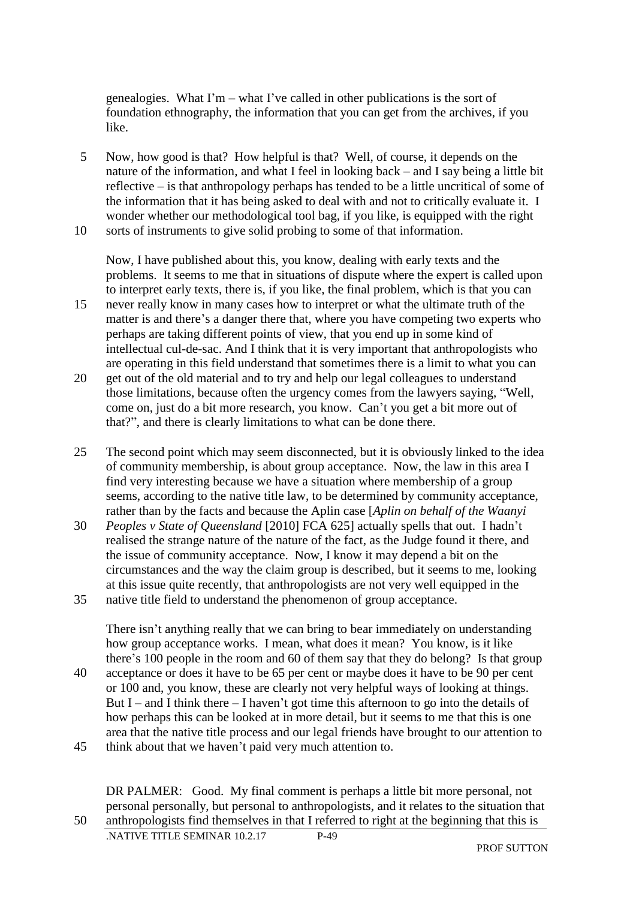genealogies. What I'm – what I've called in other publications is the sort of foundation ethnography, the information that you can get from the archives, if you like.

Now, how good is that? How helpful is that? Well, of course, it depends on the nature of the information, and what I feel in looking back – and I say being a little bit reflective – is that anthropology perhaps has tended to be a little uncritical of some of the information that it has being asked to deal with and not to critically evaluate it. I wonder whether our methodological tool bag, if you like, is equipped with the right sorts of instruments to give solid probing to some of that information.

Now, I have published about this, you know, dealing with early texts and the problems. It seems to me that in situations of dispute where the expert is called upon to interpret early texts, there is, if you like, the final problem, which is that you can never really know in many cases how to interpret or what the ultimate truth of the matter is and there's a danger there that, where you have competing two experts who perhaps are taking different points of view, that you end up in some kind of intellectual cul-de-sac. And I think that it is very important that anthropologists who are operating in this field understand that sometimes there is a limit to what you can get out of the old material and to try and help our legal colleagues to understand those limitations, because often the urgency comes from the lawyers saying, "Well, come on, just do a bit more research, you know. Can't you get a bit more out of that?", and there is clearly limitations to what can be done there.

The second point which may seem disconnected, but it is obviously linked to the idea of community membership, is about group acceptance. Now, the law in this area I find very interesting because we have a situation where membership of a group seems, according to the native title law, to be determined by community acceptance, rather than by the facts and because the Aplin case [*Aplin on behalf of the Waanyi Peoples v State of Queensland* [2010] FCA 625] actually spells that out. I hadn't realised the strange nature of the nature of the fact, as the Judge found it there, and the issue of community acceptance. Now, I know it may depend a bit on the circumstances and the way the claim group is described, but it seems to me, looking at this issue quite recently, that anthropologists are not very well equipped in the native title field to understand the phenomenon of group acceptance.

There isn't anything really that we can bring to bear immediately on understanding how group acceptance works. I mean, what does it mean? You know, is it like there's 100 people in the room and 60 of them say that they do belong? Is that group acceptance or does it have to be 65 per cent or maybe does it have to be 90 per cent or 100 and, you know, these are clearly not very helpful ways of looking at things. But I – and I think there – I haven't got time this afternoon to go into the details of how perhaps this can be looked at in more detail, but it seems to me that this is one area that the native title process and our legal friends have brought to our attention to think about that we haven't paid very much attention to.

DR PALMER: Good. My final comment is perhaps a little bit more personal, not personal personally, but personal to anthropologists, and it relates to the situation that anthropologists find themselves in that I referred to right at the beginning that this is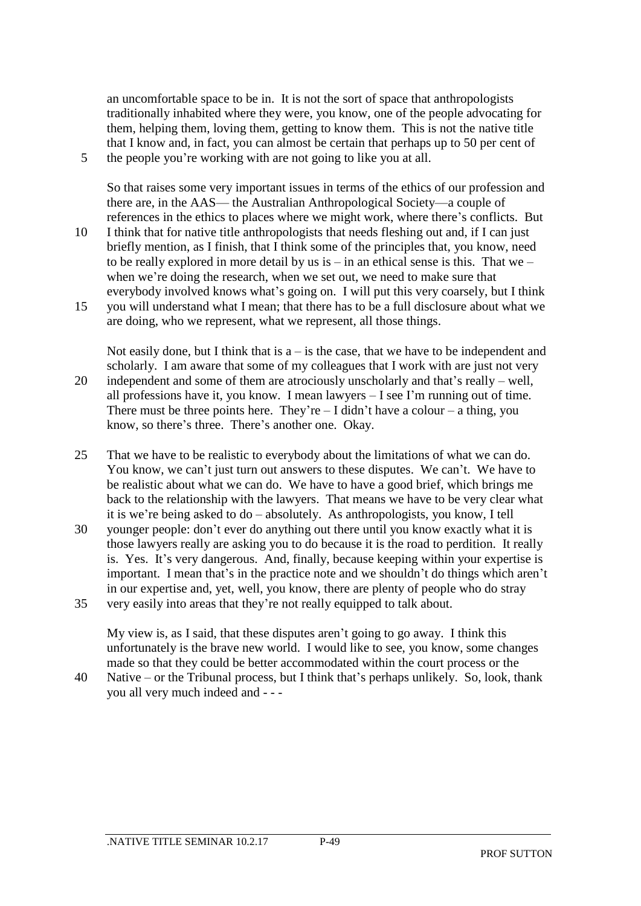an uncomfortable space to be in. It is not the sort of space that anthropologists traditionally inhabited where they were, you know, one of the people advocating for them, helping them, loving them, getting to know them. This is not the native title that I know and, in fact, you can almost be certain that perhaps up to 50 per cent of the people you're working with are not going to like you at all.

So that raises some very important issues in terms of the ethics of our profession and there are, in the AAS— the Australian Anthropological Society—a couple of references in the ethics to places where we might work, where there's conflicts. But I think that for native title anthropologists that needs fleshing out and, if I can just briefly mention, as I finish, that I think some of the principles that, you know, need to be really explored in more detail by us is – in an ethical sense is this. That we – when we're doing the research, when we set out, we need to make sure that everybody involved knows what's going on. I will put this very coarsely, but I think you will understand what I mean; that there has to be a full disclosure about what we are doing, who we represent, what we represent, all those things.

Not easily done, but I think that is a – is the case, that we have to be independent and scholarly. I am aware that some of my colleagues that I work with are just not very independent and some of them are atrociously unscholarly and that's really – well, all professions have it, you know. I mean lawyers – I see I'm running out of time. There must be three points here. They're – I didn't have a colour – a thing, you know, so there's three. There's another one. Okay.

That we have to be realistic to everybody about the limitations of what we can do. You know, we can't just turn out answers to these disputes. We can't. We have to be realistic about what we can do. We have to have a good brief, which brings me back to the relationship with the lawyers. That means we have to be very clear what it is we're being asked to do – absolutely. As anthropologists, you know, I tell younger people: don't ever do anything out there until you know exactly what it is those lawyers really are asking you to do because it is the road to perdition. It really is. Yes. It's very dangerous. And, finally, because keeping within your expertise is important. I mean that's in the practice note and we shouldn't do things which aren't in our expertise and, yet, well, you know, there are plenty of people who do stray very easily into areas that they're not really equipped to talk about.

My view is, as I said, that these disputes aren't going to go away. I think this unfortunately is the brave new world. I would like to see, you know, some changes made so that they could be better accommodated within the court process or the Native – or the Tribunal process, but I think that's perhaps unlikely. So, look, thank you all very much indeed and - - -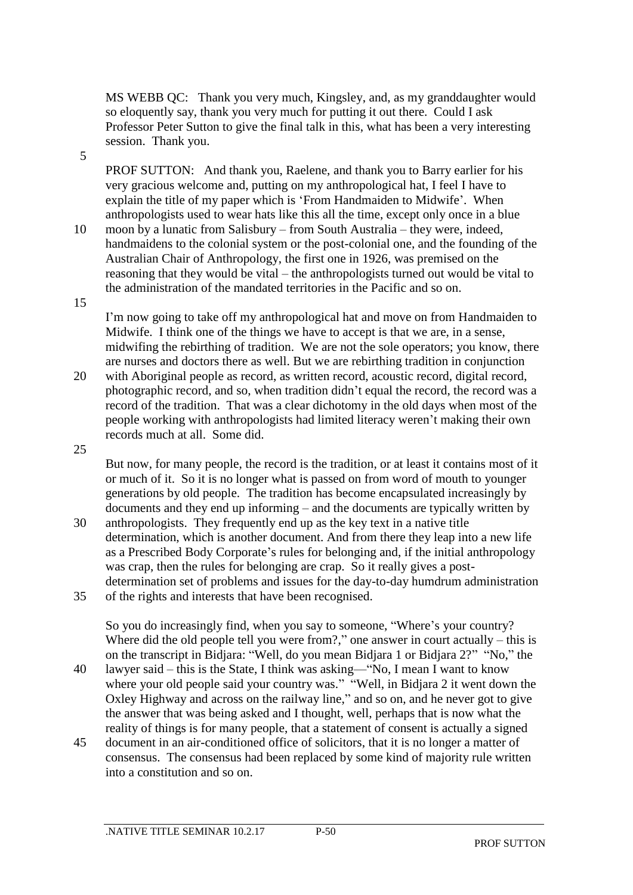MS WEBB QC: Thank you very much, Kingsley, and, as my granddaughter would so eloquently say, thank you very much for putting it out there. Could I ask Professor Peter Sutton to give the final talk in this, what has been a very interesting session. Thank you.

PROF SUTTON: And thank you, Raelene, and thank you to Barry earlier for his very gracious welcome and, putting on my anthropological hat, I feel I have to explain the title of my paper which is 'From Handmaiden to Midwife'. When anthropologists used to wear hats like this all the time, except only once in a blue moon by a lunatic from Salisbury – from South Australia – they were, indeed, handmaidens to the colonial system or the post-colonial one, and the founding of the Australian Chair of Anthropology, the first one in 1926, was premised on the reasoning that they would be vital – the anthropologists turned out would be vital to the administration of the mandated territories in the Pacific and so on.

I'm now going to take off my anthropological hat and move on from Handmaiden to Midwife. I think one of the things we have to accept is that we are, in a sense, midwifing the rebirthing of tradition. We are not the sole operators; you know, there are nurses and doctors there as well. But we are rebirthing tradition in conjunction with Aboriginal people as record, as written record, acoustic record, digital record, photographic record, and so, when tradition didn't equal the record, the record was a record of the tradition. That was a clear dichotomy in the old days when most of the people working with anthropologists had limited literacy weren't making their own records much at all. Some did.

But now, for many people, the record is the tradition, or at least it contains most of it or much of it. So it is no longer what is passed on from word of mouth to younger generations by old people. The tradition has become encapsulated increasingly by documents and they end up informing – and the documents are typically written by anthropologists. They frequently end up as the key text in a native title determination, which is another document. And from there they leap into a new life as a Prescribed Body Corporate's rules for belonging and, if the initial anthropology was crap, then the rules for belonging are crap. So it really gives a post-determination set of problems and issues for the day-to-day humdrum administration of the rights and interests that have been recognised.

So you do increasingly find, when you say to someone, "Where's your country? Where did the old people tell you were from?," one answer in court actually – this is on the transcript in Bidjara: "Well, do you mean Bidjara 1 or Bidjara 2?" "No," the lawyer said – this is the State, I think was asking—"No, I mean I want to know where your old people said your country was." "Well, in Bidjara 2 it went down the Oxley Highway and across on the railway line," and so on, and he never got to give the answer that was being asked and I thought, well, perhaps that is now what the reality of things is for many people, that a statement of consent is actually a signed document in an air-conditioned office of solicitors, that it is no longer a matter of consensus. The consensus had been replaced by some kind of majority rule written into a constitution and so on.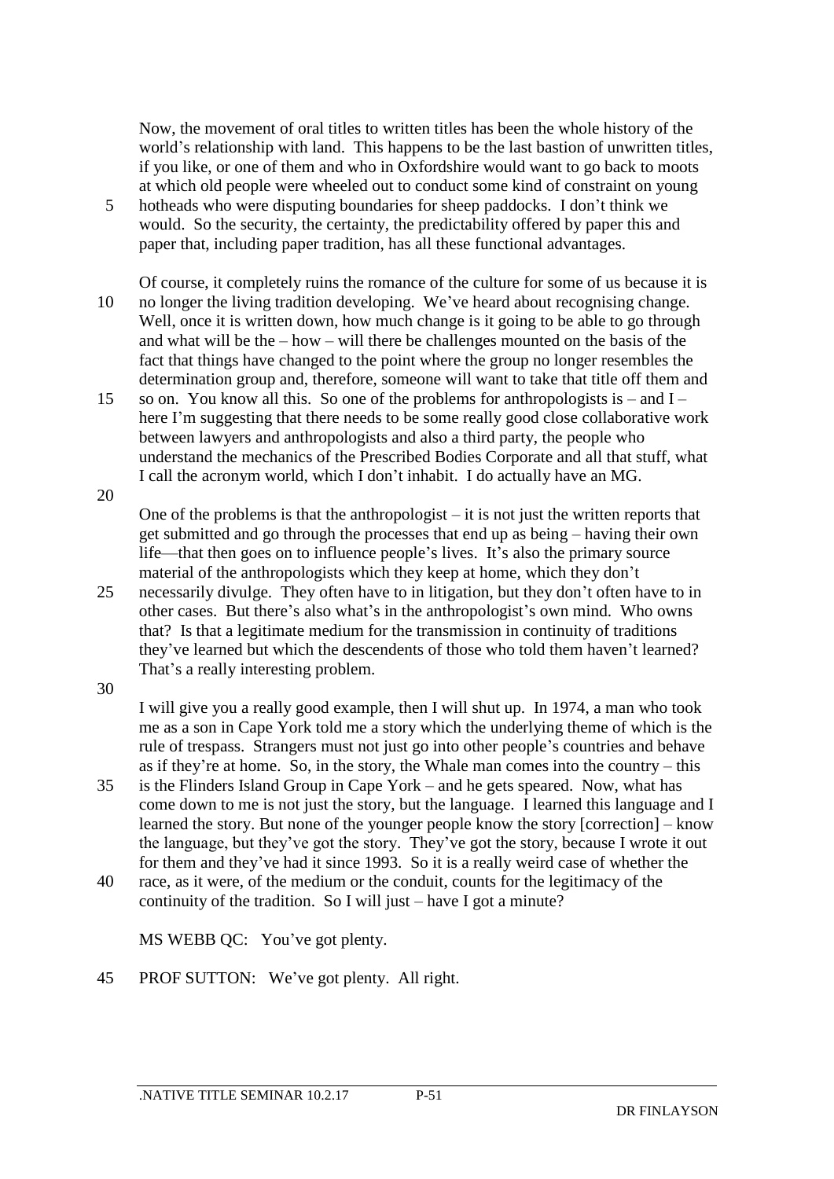Now, the movement of oral titles to written titles has been the whole history of the world's relationship with land. This happens to be the last bastion of unwritten titles, if you like, or one of them and who in Oxfordshire would want to go back to moots at which old people were wheeled out to conduct some kind of constraint on young hotheads who were disputing boundaries for sheep paddocks. I don't think we would. So the security, the certainty, the predictability offered by paper this and paper that, including paper tradition, has all these functional advantages.

Of course, it completely ruins the romance of the culture for some of us because it is no longer the living tradition developing. We've heard about recognising change. Well, once it is written down, how much change is it going to be able to go through and what will be the – how – will there be challenges mounted on the basis of the fact that things have changed to the point where the group no longer resembles the determination group and, therefore, someone will want to take that title off them and so on. You know all this. So one of the problems for anthropologists is – and I – here I'm suggesting that there needs to be some really good close collaborative work between lawyers and anthropologists and also a third party, the people who understand the mechanics of the Prescribed Bodies Corporate and all that stuff, what I call the acronym world, which I don't inhabit. I do actually have an MG.

One of the problems is that the anthropologist – it is not just the written reports that get submitted and go through the processes that end up as being – having their own life—that then goes on to influence people's lives. It's also the primary source material of the anthropologists which they keep at home, which they don't necessarily divulge. They often have to in litigation, but they don't often have to in other cases. But there's also what's in the anthropologist's own mind. Who owns that? Is that a legitimate medium for the transmission in continuity of traditions they've learned but which the descendents of those who told them haven't learned? That's a really interesting problem.

I will give you a really good example, then I will shut up. In 1974, a man who took me as a son in Cape York told me a story which the underlying theme of which is the rule of trespass. Strangers must not just go into other people's countries and behave as if they're at home. So, in the story, the Whale man comes into the country – this is the Flinders Island Group in Cape York – and he gets speared. Now, what has come down to me is not just the story, but the language. I learned this language and I learned the story. But none of the younger people know the story [correction] – know the language, but they've got the story. They've got the story, because I wrote it out for them and they've had it since 1993. So it is a really weird case of whether the race, as it were, of the medium or the conduit, counts for the legitimacy of the continuity of the tradition. So I will just – have I got a minute?

MS WEBB QC: You've got plenty.

PROF SUTTON: We've got plenty. All right.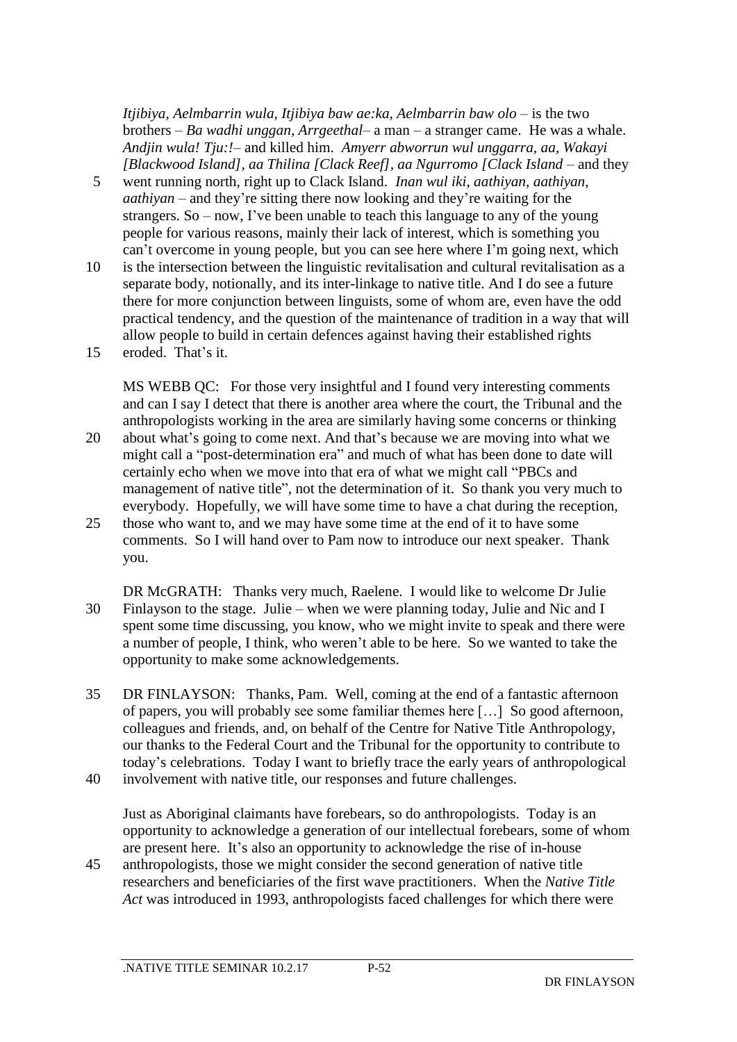*Itjibiya, Aelmbarrin wula, Itjibiya baw ae:ka, Aelmbarrin baw olo* – is the two brothers – *Ba wadhi unggan, Arrgeethal*– a man – a stranger came. He was a whale. *Andjin wula! Tju:!*– and killed him. *Amyerr abworrun wul unggarra, aa, Wakayi [Blackwood Island], aa Thilina [Clack Reef], aa Ngurromo [Clack Island* – and they went running north, right up to Clack Island. *Inan wul iki, aathiyan, aathiyan, aathiyan* – and they're sitting there now looking and they're waiting for the strangers. So – now, I've been unable to teach this language to any of the young people for various reasons, mainly their lack of interest, which is something you can't overcome in young people, but you can see here where I'm going next, which is the intersection between the linguistic revitalisation and cultural revitalisation as a separate body, notionally, and its inter-linkage to native title. And I do see a future there for more conjunction between linguists, some of whom are, even have the odd practical tendency, and the question of the maintenance of tradition in a way that will allow people to build in certain defences against having their established rights eroded. That's it.

MS WEBB QC: For those very insightful and I found very interesting comments and can I say I detect that there is another area where the court, the Tribunal and the anthropologists working in the area are similarly having some concerns or thinking about what's going to come next. And that's because we are moving into what we might call a "post-determination era" and much of what has been done to date will certainly echo when we move into that era of what we might call "PBCs and management of native title", not the determination of it. So thank you very much to everybody. Hopefully, we will have some time to have a chat during the reception, those who want to, and we may have some time at the end of it to have some comments. So I will hand over to Pam now to introduce our next speaker. Thank you.

DR McGRATH: Thanks very much, Raelene. I would like to welcome Dr Julie Finlayson to the stage. Julie – when we were planning today, Julie and Nic and I spent some time discussing, you know, who we might invite to speak and there were a number of people, I think, who weren't able to be here. So we wanted to take the opportunity to make some acknowledgements.

DR FINLAYSON: Thanks, Pam. Well, coming at the end of a fantastic afternoon of papers, you will probably see some familiar themes here […] So good afternoon, colleagues and friends, and, on behalf of the Centre for Native Title Anthropology, our thanks to the Federal Court and the Tribunal for the opportunity to contribute to today's celebrations. Today I want to briefly trace the early years of anthropological involvement with native title, our responses and future challenges.

Just as Aboriginal claimants have forebears, so do anthropologists. Today is an opportunity to acknowledge a generation of our intellectual forebears, some of whom are present here. It's also an opportunity to acknowledge the rise of in-house anthropologists, those we might consider the second generation of native title researchers and beneficiaries of the first wave practitioners. When the *Native Title Act* was introduced in 1993, anthropologists faced challenges for which there were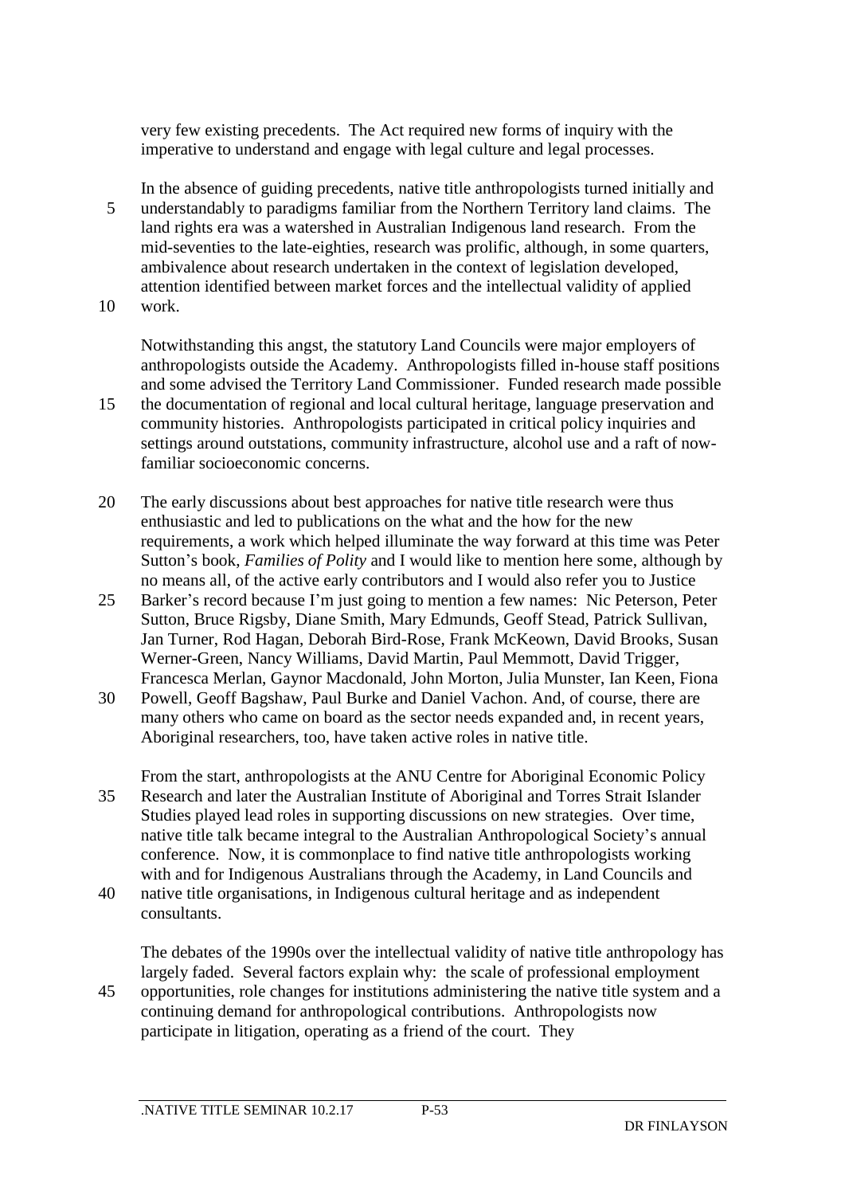very few existing precedents. The Act required new forms of inquiry with the imperative to understand and engage with legal culture and legal processes.

In the absence of guiding precedents, native title anthropologists turned initially and understandably to paradigms familiar from the Northern Territory land claims. The land rights era was a watershed in Australian Indigenous land research. From the mid-seventies to the late-eighties, research was prolific, although, in some quarters, ambivalence about research undertaken in the context of legislation developed, attention identified between market forces and the intellectual validity of applied work.

Notwithstanding this angst, the statutory Land Councils were major employers of anthropologists outside the Academy. Anthropologists filled in-house staff positions and some advised the Territory Land Commissioner. Funded research made possible the documentation of regional and local cultural heritage, language preservation and community histories. Anthropologists participated in critical policy inquiries and settings around outstations, community infrastructure, alcohol use and a raft of now-familiar socioeconomic concerns.

The early discussions about best approaches for native title research were thus enthusiastic and led to publications on the what and the how for the new requirements, a work which helped illuminate the way forward at this time was Peter Sutton's book, *Families of Polity* and I would like to mention here some, although by no means all, of the active early contributors and I would also refer you to Justice Barker's record because I'm just going to mention a few names: Nic Peterson, Peter Sutton, Bruce Rigsby, Diane Smith, Mary Edmunds, Geoff Stead, Patrick Sullivan, Jan Turner, Rod Hagan, Deborah Bird-Rose, Frank McKeown, David Brooks, Susan Werner-Green, Nancy Williams, David Martin, Paul Memmott, David Trigger, Francesca Merlan, Gaynor Macdonald, John Morton, Julia Munster, Ian Keen, Fiona Powell, Geoff Bagshaw, Paul Burke and Daniel Vachon. And, of course, there are many others who came on board as the sector needs expanded and, in recent years, Aboriginal researchers, too, have taken active roles in native title.

From the start, anthropologists at the ANU Centre for Aboriginal Economic Policy Research and later the Australian Institute of Aboriginal and Torres Strait Islander Studies played lead roles in supporting discussions on new strategies. Over time, native title talk became integral to the Australian Anthropological Society's annual conference. Now, it is commonplace to find native title anthropologists working with and for Indigenous Australians through the Academy, in Land Councils and native title organisations, in Indigenous cultural heritage and as independent consultants.

The debates of the 1990s over the intellectual validity of native title anthropology has largely faded. Several factors explain why: the scale of professional employment opportunities, role changes for institutions administering the native title system and a continuing demand for anthropological contributions. Anthropologists now participate in litigation, operating as a friend of the court. They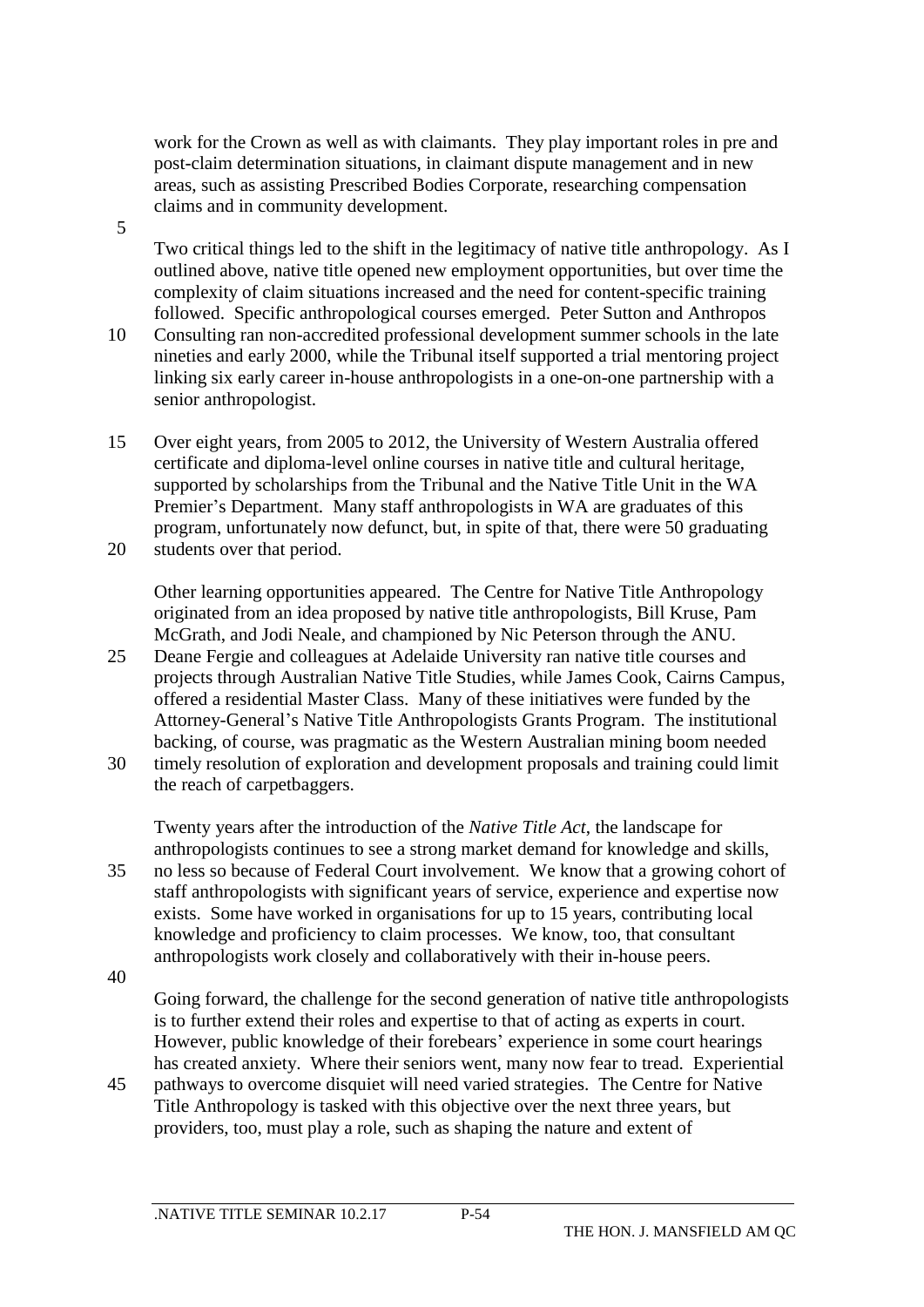work for the Crown as well as with claimants. They play important roles in pre and post-claim determination situations, in claimant dispute management and in new areas, such as assisting Prescribed Bodies Corporate, researching compensation claims and in community development.

Two critical things led to the shift in the legitimacy of native title anthropology. As I outlined above, native title opened new employment opportunities, but over time the complexity of claim situations increased and the need for content-specific training followed. Specific anthropological courses emerged. Peter Sutton and Anthropos Consulting ran non-accredited professional development summer schools in the late nineties and early 2000, while the Tribunal itself supported a trial mentoring project linking six early career in-house anthropologists in a one-on-one partnership with a senior anthropologist.

Over eight years, from 2005 to 2012, the University of Western Australia offered certificate and diploma-level online courses in native title and cultural heritage, supported by scholarships from the Tribunal and the Native Title Unit in the WA Premier's Department. Many staff anthropologists in WA are graduates of this program, unfortunately now defunct, but, in spite of that, there were 50 graduating students over that period.

Other learning opportunities appeared. The Centre for Native Title Anthropology originated from an idea proposed by native title anthropologists, Bill Kruse, Pam McGrath, and Jodi Neale, and championed by Nic Peterson through the ANU. Deane Fergie and colleagues at Adelaide University ran native title courses and projects through Australian Native Title Studies, while James Cook, Cairns Campus, offered a residential Master Class. Many of these initiatives were funded by the Attorney-General's Native Title Anthropologists Grants Program. The institutional backing, of course, was pragmatic as the Western Australian mining boom needed timely resolution of exploration and development proposals and training could limit the reach of carpetbaggers.

Twenty years after the introduction of the *Native Title Act*, the landscape for anthropologists continues to see a strong market demand for knowledge and skills, no less so because of Federal Court involvement. We know that a growing cohort of staff anthropologists with significant years of service, experience and expertise now exists. Some have worked in organisations for up to 15 years, contributing local knowledge and proficiency to claim processes. We know, too, that consultant anthropologists work closely and collaboratively with their in-house peers.

Going forward, the challenge for the second generation of native title anthropologists is to further extend their roles and expertise to that of acting as experts in court. However, public knowledge of their forebears' experience in some court hearings has created anxiety. Where their seniors went, many now fear to tread. Experiential pathways to overcome disquiet will need varied strategies. The Centre for Native Title Anthropology is tasked with this objective over the next three years, but providers, too, must play a role, such as shaping the nature and extent of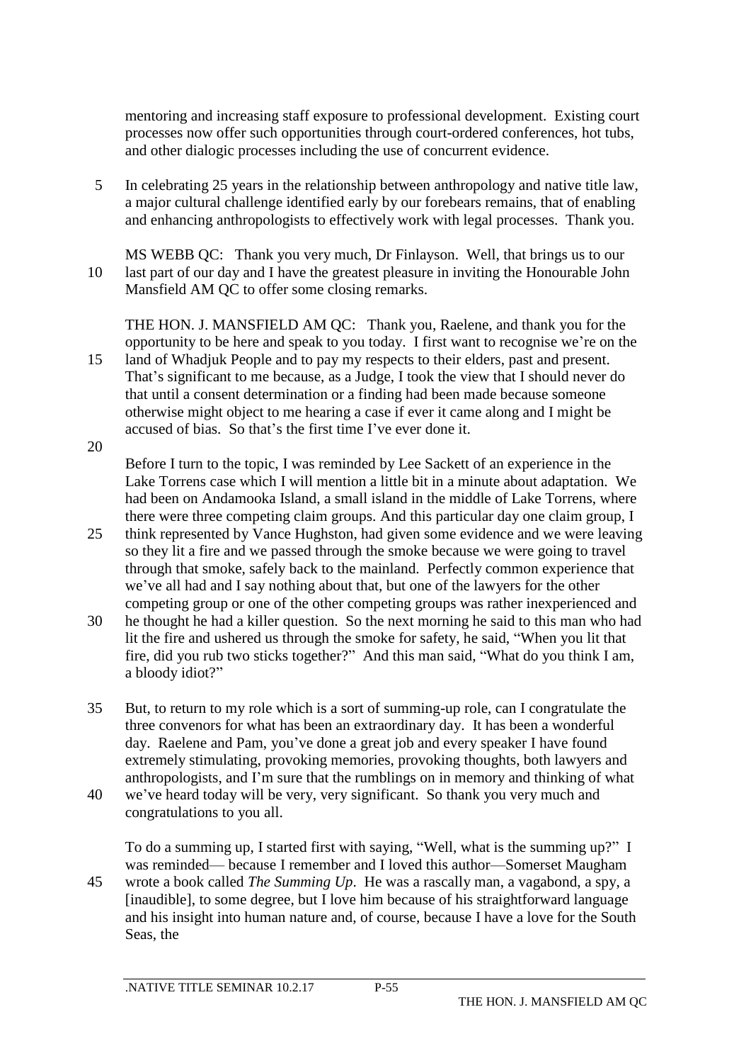mentoring and increasing staff exposure to professional development. Existing court processes now offer such opportunities through court-ordered conferences, hot tubs, and other dialogic processes including the use of concurrent evidence.

In celebrating 25 years in the relationship between anthropology and native title law, a major cultural challenge identified early by our forebears remains, that of enabling and enhancing anthropologists to effectively work with legal processes. Thank you.

MS WEBB QC: Thank you very much, Dr Finlayson. Well, that brings us to our last part of our day and I have the greatest pleasure in inviting the Honourable John Mansfield AM QC to offer some closing remarks.

THE HON. J. MANSFIELD AM QC: Thank you, Raelene, and thank you for the opportunity to be here and speak to you today. I first want to recognise we're on the land of Whadjuk People and to pay my respects to their elders, past and present. That's significant to me because, as a Judge, I took the view that I should never do that until a consent determination or a finding had been made because someone otherwise might object to me hearing a case if ever it came along and I might be accused of bias. So that's the first time I've ever done it.

Before I turn to the topic, I was reminded by Lee Sackett of an experience in the Lake Torrens case which I will mention a little bit in a minute about adaptation. We had been on Andamooka Island, a small island in the middle of Lake Torrens, where there were three competing claim groups. And this particular day one claim group, I think represented by Vance Hughston, had given some evidence and we were leaving so they lit a fire and we passed through the smoke because we were going to travel through that smoke, safely back to the mainland. Perfectly common experience that we've all had and I say nothing about that, but one of the lawyers for the other competing group or one of the other competing groups was rather inexperienced and he thought he had a killer question. So the next morning he said to this man who had lit the fire and ushered us through the smoke for safety, he said, "When you lit that fire, did you rub two sticks together?" And this man said, "What do you think I am, a bloody idiot?"

But, to return to my role which is a sort of summing-up role, can I congratulate the three convenors for what has been an extraordinary day. It has been a wonderful day. Raelene and Pam, you've done a great job and every speaker I have found extremely stimulating, provoking memories, provoking thoughts, both lawyers and anthropologists, and I'm sure that the rumblings on in memory and thinking of what we've heard today will be very, very significant. So thank you very much and congratulations to you all.

To do a summing up, I started first with saying, "Well, what is the summing up?" I was reminded— because I remember and I loved this author—Somerset Maugham wrote a book called *The Summing Up*. He was a rascally man, a vagabond, a spy, a [inaudible], to some degree, but I love him because of his straightforward language and his insight into human nature and, of course, because I have a love for the South Seas, the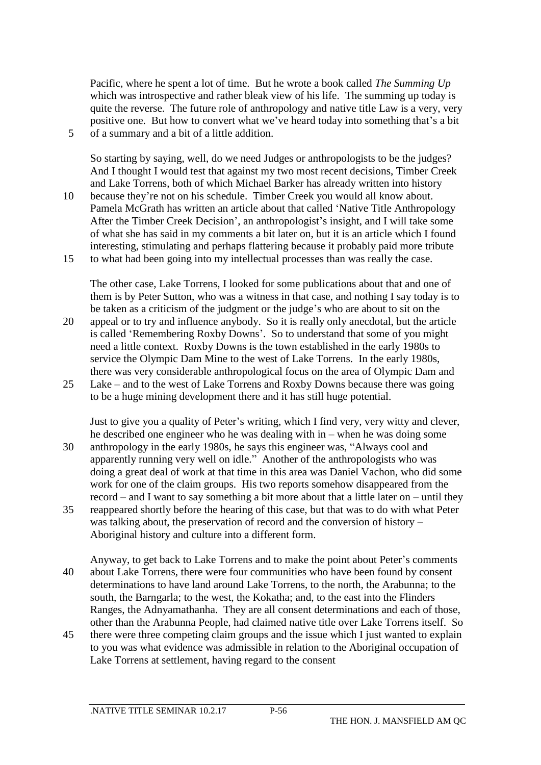Pacific, where he spent a lot of time. But he wrote a book called *The Summing Up* which was introspective and rather bleak view of his life. The summing up today is quite the reverse. The future role of anthropology and native title Law is a very, very positive one. But how to convert what we've heard today into something that's a bit of a summary and a bit of a little addition.

So starting by saying, well, do we need Judges or anthropologists to be the judges? And I thought I would test that against my two most recent decisions, Timber Creek and Lake Torrens, both of which Michael Barker has already written into history because they're not on his schedule. Timber Creek you would all know about. Pamela McGrath has written an article about that called 'Native Title Anthropology After the Timber Creek Decision', an anthropologist's insight, and I will take some of what she has said in my comments a bit later on, but it is an article which I found interesting, stimulating and perhaps flattering because it probably paid more tribute to what had been going into my intellectual processes than was really the case.

The other case, Lake Torrens, I looked for some publications about that and one of them is by Peter Sutton, who was a witness in that case, and nothing I say today is to be taken as a criticism of the judgment or the judge's who are about to sit on the appeal or to try and influence anybody. So it is really only anecdotal, but the article is called 'Remembering Roxby Downs'. So to understand that some of you might need a little context. Roxby Downs is the town established in the early 1980s to service the Olympic Dam Mine to the west of Lake Torrens. In the early 1980s, there was very considerable anthropological focus on the area of Olympic Dam and Lake – and to the west of Lake Torrens and Roxby Downs because there was going to be a huge mining development there and it has still huge potential.

Just to give you a quality of Peter's writing, which I find very, very witty and clever, he described one engineer who he was dealing with in – when he was doing some anthropology in the early 1980s, he says this engineer was, "Always cool and apparently running very well on idle." Another of the anthropologists who was doing a great deal of work at that time in this area was Daniel Vachon, who did some work for one of the claim groups. His two reports somehow disappeared from the record – and I want to say something a bit more about that a little later on – until they reappeared shortly before the hearing of this case, but that was to do with what Peter was talking about, the preservation of record and the conversion of history – Aboriginal history and culture into a different form.

Anyway, to get back to Lake Torrens and to make the point about Peter's comments about Lake Torrens, there were four communities who have been found by consent determinations to have land around Lake Torrens, to the north, the Arabunna; to the south, the Barngarla; to the west, the Kokatha; and, to the east into the Flinders Ranges, the Adnyamathanha. They are all consent determinations and each of those, other than the Arabunna People, had claimed native title over Lake Torrens itself. So there were three competing claim groups and the issue which I just wanted to explain to you was what evidence was admissible in relation to the Aboriginal occupation of Lake Torrens at settlement, having regard to the consent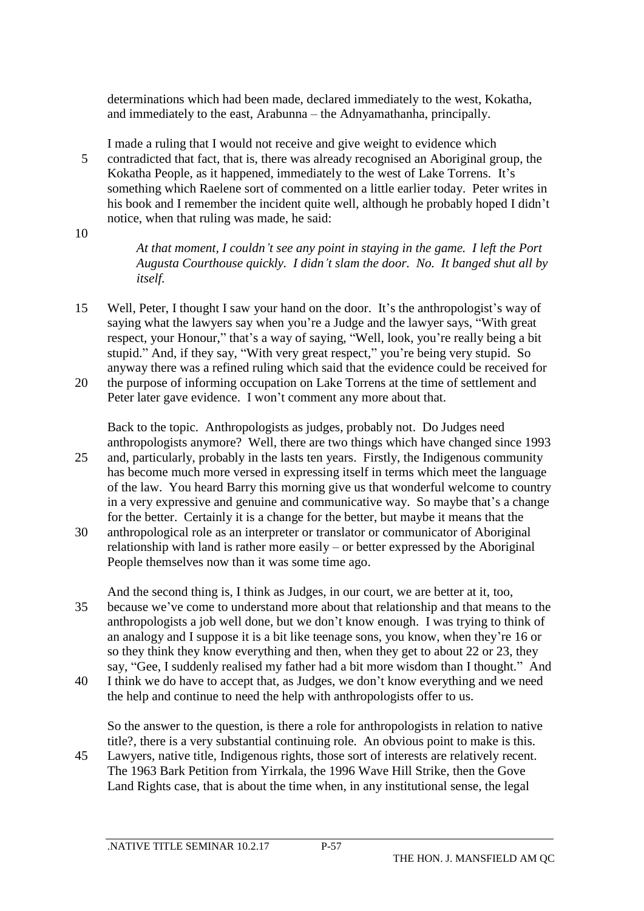determinations which had been made, declared immediately to the west, Kokatha, and immediately to the east, Arabunna – the Adnyamathanha, principally.

I made a ruling that I would not receive and give weight to evidence which contradicted that fact, that is, there was already recognised an Aboriginal group, the Kokatha People, as it happened, immediately to the west of Lake Torrens. It's something which Raelene sort of commented on a little earlier today. Peter writes in his book and I remember the incident quite well, although he probably hoped I didn't notice, when that ruling was made, he said:

> *At that moment, I couldn't see any point in staying in the game. I left the Port Augusta Courthouse quickly. I didn't slam the door. No. It banged shut all by itself.*

Well, Peter, I thought I saw your hand on the door. It's the anthropologist's way of saying what the lawyers say when you're a Judge and the lawyer says, "With great respect, your Honour," that's a way of saying, "Well, look, you're really being a bit stupid." And, if they say, "With very great respect," you're being very stupid. So anyway there was a refined ruling which said that the evidence could be received for the purpose of informing occupation on Lake Torrens at the time of settlement and Peter later gave evidence. I won't comment any more about that.

Back to the topic. Anthropologists as judges, probably not. Do Judges need anthropologists anymore? Well, there are two things which have changed since 1993 and, particularly, probably in the lasts ten years. Firstly, the Indigenous community has become much more versed in expressing itself in terms which meet the language of the law. You heard Barry this morning give us that wonderful welcome to country in a very expressive and genuine and communicative way. So maybe that's a change for the better. Certainly it is a change for the better, but maybe it means that the anthropological role as an interpreter or translator or communicator of Aboriginal relationship with land is rather more easily – or better expressed by the Aboriginal People themselves now than it was some time ago.

And the second thing is, I think as Judges, in our court, we are better at it, too, because we've come to understand more about that relationship and that means to the anthropologists a job well done, but we don't know enough. I was trying to think of an analogy and I suppose it is a bit like teenage sons, you know, when they're 16 or so they think they know everything and then, when they get to about 22 or 23, they say, "Gee, I suddenly realised my father had a bit more wisdom than I thought." And I think we do have to accept that, as Judges, we don't know everything and we need the help and continue to need the help with anthropologists offer to us.

So the answer to the question, is there a role for anthropologists in relation to native title?, there is a very substantial continuing role. An obvious point to make is this. Lawyers, native title, Indigenous rights, those sort of interests are relatively recent. The 1963 Bark Petition from Yirrkala, the 1996 Wave Hill Strike, then the Gove Land Rights case, that is about the time when, in any institutional sense, the legal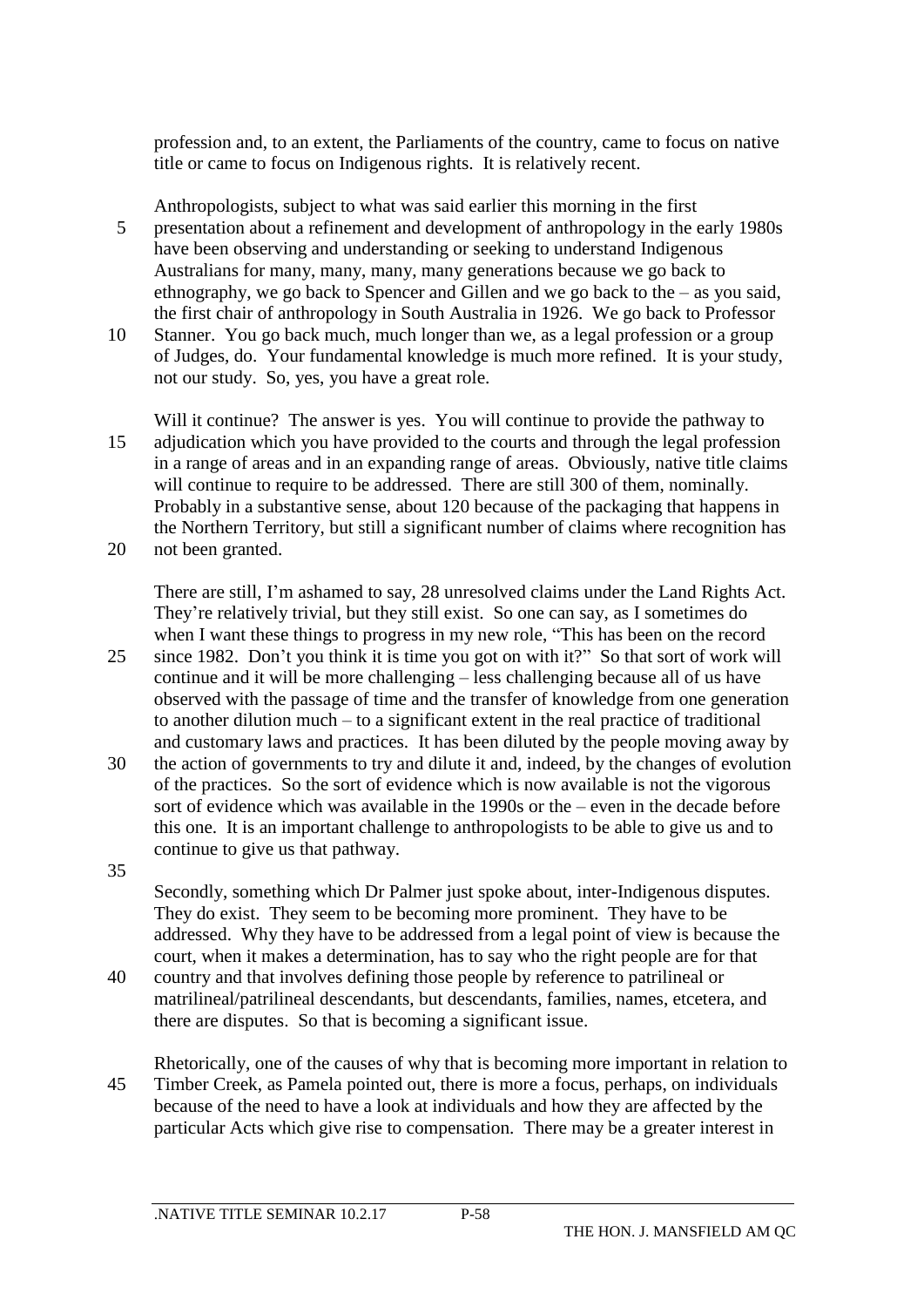profession and, to an extent, the Parliaments of the country, came to focus on native title or came to focus on Indigenous rights. It is relatively recent.

Anthropologists, subject to what was said earlier this morning in the first presentation about a refinement and development of anthropology in the early 1980s have been observing and understanding or seeking to understand Indigenous Australians for many, many, many, many generations because we go back to ethnography, we go back to Spencer and Gillen and we go back to the – as you said, the first chair of anthropology in South Australia in 1926. We go back to Professor Stanner. You go back much, much longer than we, as a legal profession or a group of Judges, do. Your fundamental knowledge is much more refined. It is your study, not our study. So, yes, you have a great role.

Will it continue? The answer is yes. You will continue to provide the pathway to adjudication which you have provided to the courts and through the legal profession in a range of areas and in an expanding range of areas. Obviously, native title claims will continue to require to be addressed. There are still 300 of them, nominally. Probably in a substantive sense, about 120 because of the packaging that happens in the Northern Territory, but still a significant number of claims where recognition has not been granted.

There are still, I'm ashamed to say, 28 unresolved claims under the Land Rights Act. They're relatively trivial, but they still exist. So one can say, as I sometimes do when I want these things to progress in my new role, "This has been on the record since 1982. Don't you think it is time you got on with it?" So that sort of work will continue and it will be more challenging – less challenging because all of us have observed with the passage of time and the transfer of knowledge from one generation to another dilution much – to a significant extent in the real practice of traditional and customary laws and practices. It has been diluted by the people moving away by the action of governments to try and dilute it and, indeed, by the changes of evolution of the practices. So the sort of evidence which is now available is not the vigorous sort of evidence which was available in the 1990s or the – even in the decade before this one. It is an important challenge to anthropologists to be able to give us and to continue to give us that pathway.

Secondly, something which Dr Palmer just spoke about, inter-Indigenous disputes. They do exist. They seem to be becoming more prominent. They have to be addressed. Why they have to be addressed from a legal point of view is because the court, when it makes a determination, has to say who the right people are for that country and that involves defining those people by reference to patrilineal or matrilineal/patrilineal descendants, but descendants, families, names, etcetera, and there are disputes. So that is becoming a significant issue.

Rhetorically, one of the causes of why that is becoming more important in relation to Timber Creek, as Pamela pointed out, there is more a focus, perhaps, on individuals because of the need to have a look at individuals and how they are affected by the particular Acts which give rise to compensation. There may be a greater interest in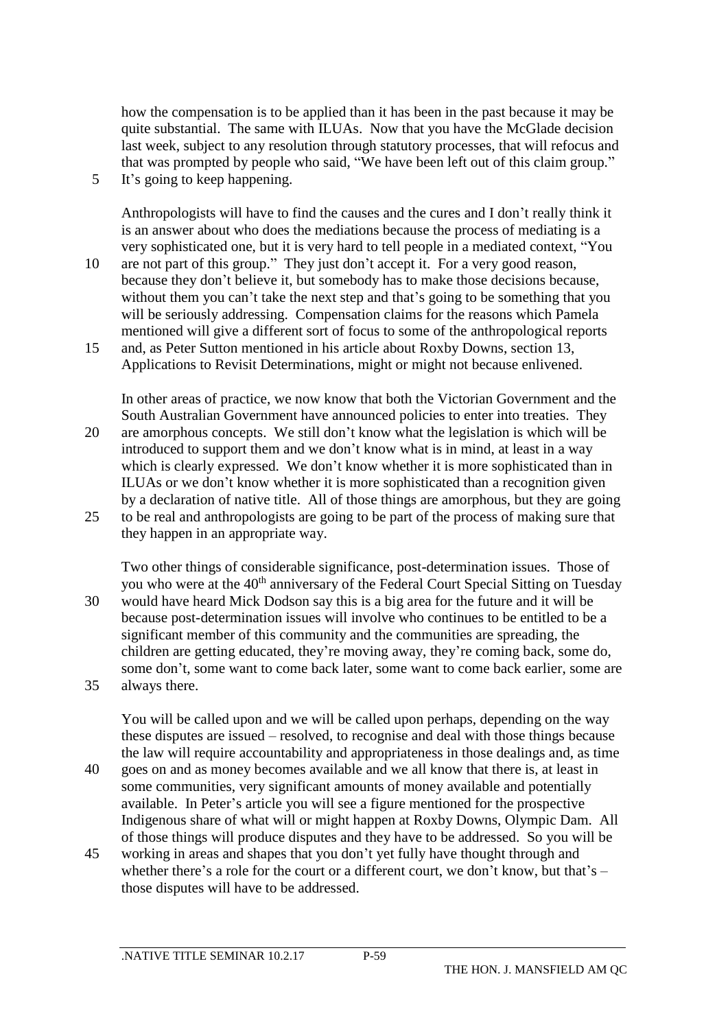how the compensation is to be applied than it has been in the past because it may be quite substantial. The same with ILUAs. Now that you have the McGlade decision last week, subject to any resolution through statutory processes, that will refocus and that was prompted by people who said, "We have been left out of this claim group." It's going to keep happening.

Anthropologists will have to find the causes and the cures and I don't really think it is an answer about who does the mediations because the process of mediating is a very sophisticated one, but it is very hard to tell people in a mediated context, "You are not part of this group." They just don't accept it. For a very good reason, because they don't believe it, but somebody has to make those decisions because, without them you can't take the next step and that's going to be something that you will be seriously addressing. Compensation claims for the reasons which Pamela mentioned will give a different sort of focus to some of the anthropological reports and, as Peter Sutton mentioned in his article about Roxby Downs, section 13, Applications to Revisit Determinations, might or might not because enlivened.

In other areas of practice, we now know that both the Victorian Government and the South Australian Government have announced policies to enter into treaties. They are amorphous concepts. We still don't know what the legislation is which will be introduced to support them and we don't know what is in mind, at least in a way which is clearly expressed. We don't know whether it is more sophisticated than in ILUAs or we don't know whether it is more sophisticated than a recognition given by a declaration of native title. All of those things are amorphous, but they are going to be real and anthropologists are going to be part of the process of making sure that they happen in an appropriate way.

Two other things of considerable significance, post-determination issues. Those of you who were at the 40th anniversary of the Federal Court Special Sitting on Tuesday would have heard Mick Dodson say this is a big area for the future and it will be because post-determination issues will involve who continues to be entitled to be a significant member of this community and the communities are spreading, the children are getting educated, they're moving away, they're coming back, some do, some don't, some want to come back later, some want to come back earlier, some are always there.

You will be called upon and we will be called upon perhaps, depending on the way these disputes are issued – resolved, to recognise and deal with those things because the law will require accountability and appropriateness in those dealings and, as time goes on and as money becomes available and we all know that there is, at least in some communities, very significant amounts of money available and potentially available. In Peter's article you will see a figure mentioned for the prospective Indigenous share of what will or might happen at Roxby Downs, Olympic Dam. All of those things will produce disputes and they have to be addressed. So you will be working in areas and shapes that you don't yet fully have thought through and whether there's a role for the court or a different court, we don't know, but that's – those disputes will have to be addressed.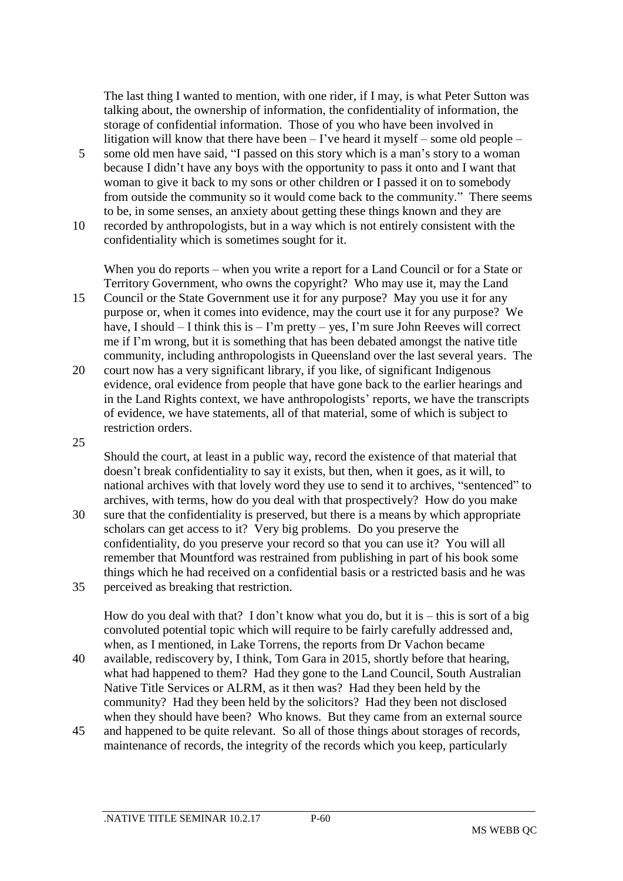The last thing I wanted to mention, with one rider, if I may, is what Peter Sutton was talking about, the ownership of information, the confidentiality of information, the storage of confidential information. Those of you who have been involved in litigation will know that there have been – I've heard it myself – some old people – some old men have said, "I passed on this story which is a man's story to a woman because I didn't have any boys with the opportunity to pass it onto and I want that woman to give it back to my sons or other children or I passed it on to somebody from outside the community so it would come back to the community." There seems to be, in some senses, an anxiety about getting these things known and they are recorded by anthropologists, but in a way which is not entirely consistent with the confidentiality which is sometimes sought for it.

When you do reports – when you write a report for a Land Council or for a State or Territory Government, who owns the copyright? Who may use it, may the Land Council or the State Government use it for any purpose? May you use it for any purpose or, when it comes into evidence, may the court use it for any purpose? We have, I should – I think this is – I'm pretty – yes, I'm sure John Reeves will correct me if I'm wrong, but it is something that has been debated amongst the native title community, including anthropologists in Queensland over the last several years. The court now has a very significant library, if you like, of significant Indigenous evidence, oral evidence from people that have gone back to the earlier hearings and in the Land Rights context, we have anthropologists' reports, we have the transcripts of evidence, we have statements, all of that material, some of which is subject to restriction orders.

Should the court, at least in a public way, record the existence of that material that doesn't break confidentiality to say it exists, but then, when it goes, as it will, to national archives with that lovely word they use to send it to archives, "sentenced" to archives, with terms, how do you deal with that prospectively? How do you make sure that the confidentiality is preserved, but there is a means by which appropriate scholars can get access to it? Very big problems. Do you preserve the confidentiality, do you preserve your record so that you can use it? You will all remember that Mountford was restrained from publishing in part of his book some things which he had received on a confidential basis or a restricted basis and he was perceived as breaking that restriction.

How do you deal with that? I don't know what you do, but it is – this is sort of a big convoluted potential topic which will require to be fairly carefully addressed and, when, as I mentioned, in Lake Torrens, the reports from Dr Vachon became available, rediscovery by, I think, Tom Gara in 2015, shortly before that hearing, what had happened to them? Had they gone to the Land Council, South Australian Native Title Services or ALRM, as it then was? Had they been held by the community? Had they been held by the solicitors? Had they been not disclosed when they should have been? Who knows. But they came from an external source and happened to be quite relevant. So all of those things about storages of records, maintenance of records, the integrity of the records which you keep, particularly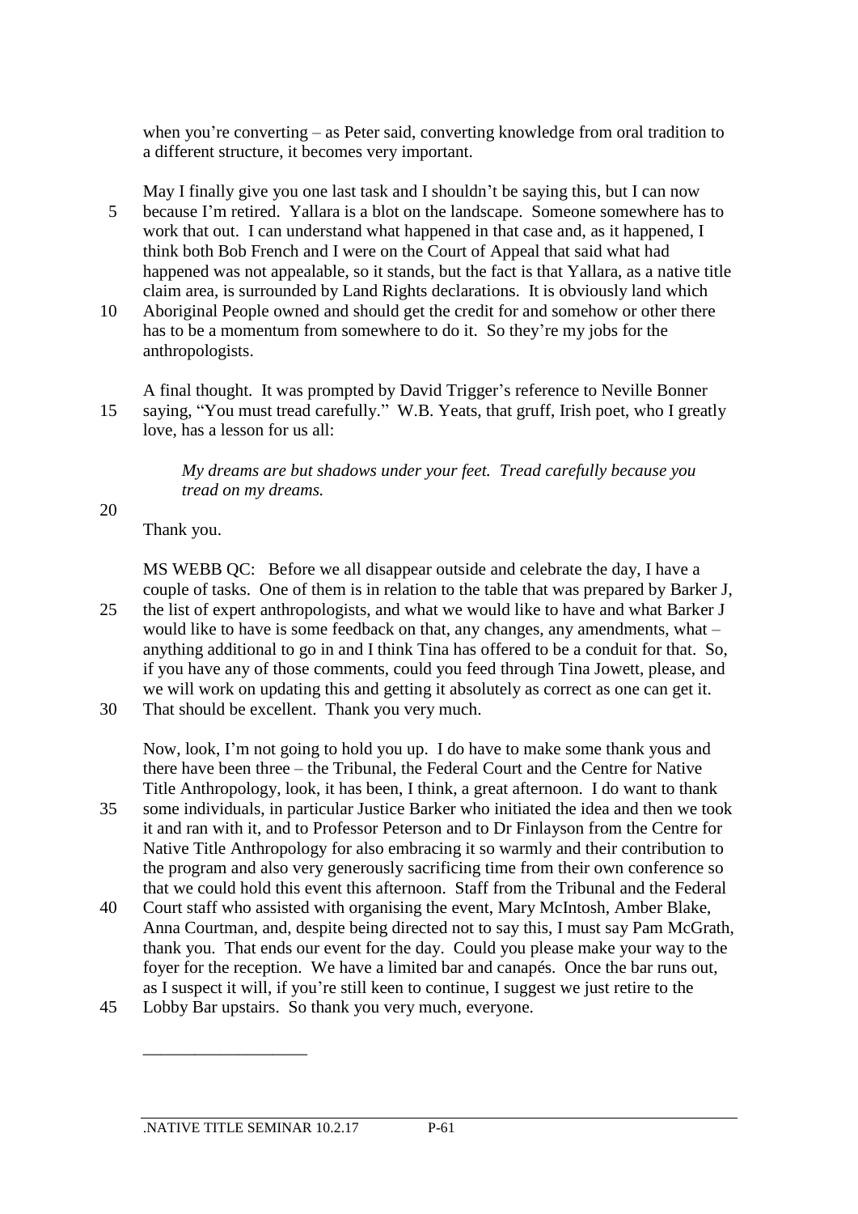when you're converting – as Peter said, converting knowledge from oral tradition to a different structure, it becomes very important.

May I finally give you one last task and I shouldn't be saying this, but I can now because I'm retired. Yallara is a blot on the landscape. Someone somewhere has to work that out. I can understand what happened in that case and, as it happened, I think both Bob French and I were on the Court of Appeal that said what had happened was not appealable, so it stands, but the fact is that Yallara, as a native title claim area, is surrounded by Land Rights declarations. It is obviously land which Aboriginal People owned and should get the credit for and somehow or other there has to be a momentum from somewhere to do it. So they're my jobs for the anthropologists.

A final thought. It was prompted by David Trigger's reference to Neville Bonner saying, "You must tread carefully." W.B. Yeats, that gruff, Irish poet, who I greatly love, has a lesson for us all:

> *My dreams are but shadows under your feet. Tread carefully because you tread on my dreams.*

Thank you.

MS WEBB QC: Before we all disappear outside and celebrate the day, I have a couple of tasks. One of them is in relation to the table that was prepared by Barker J, the list of expert anthropologists, and what we would like to have and what Barker J would like to have is some feedback on that, any changes, any amendments, what – anything additional to go in and I think Tina has offered to be a conduit for that. So, if you have any of those comments, could you feed through Tina Jowett, please, and we will work on updating this and getting it absolutely as correct as one can get it. That should be excellent. Thank you very much.

Now, look, I'm not going to hold you up. I do have to make some thank yous and there have been three – the Tribunal, the Federal Court and the Centre for Native Title Anthropology, look, it has been, I think, a great afternoon. I do want to thank some individuals, in particular Justice Barker who initiated the idea and then we took it and ran with it, and to Professor Peterson and to Dr Finlayson from the Centre for Native Title Anthropology for also embracing it so warmly and their contribution to the program and also very generously sacrificing time from their own conference so that we could hold this event this afternoon. Staff from the Tribunal and the Federal Court staff who assisted with organising the event, Mary McIntosh, Amber Blake, Anna Courtman, and, despite being directed not to say this, I must say Pam McGrath, thank you. That ends our event for the day. Could you please make your way to the foyer for the reception. We have a limited bar and canapés. Once the bar runs out, as I suspect it will, if you're still keen to continue, I suggest we just retire to the Lobby Bar upstairs. So thank you very much, everyone.

\_\_\_\_\_\_\_\_\_\_\_\_\_\_\_\_\_\_\_